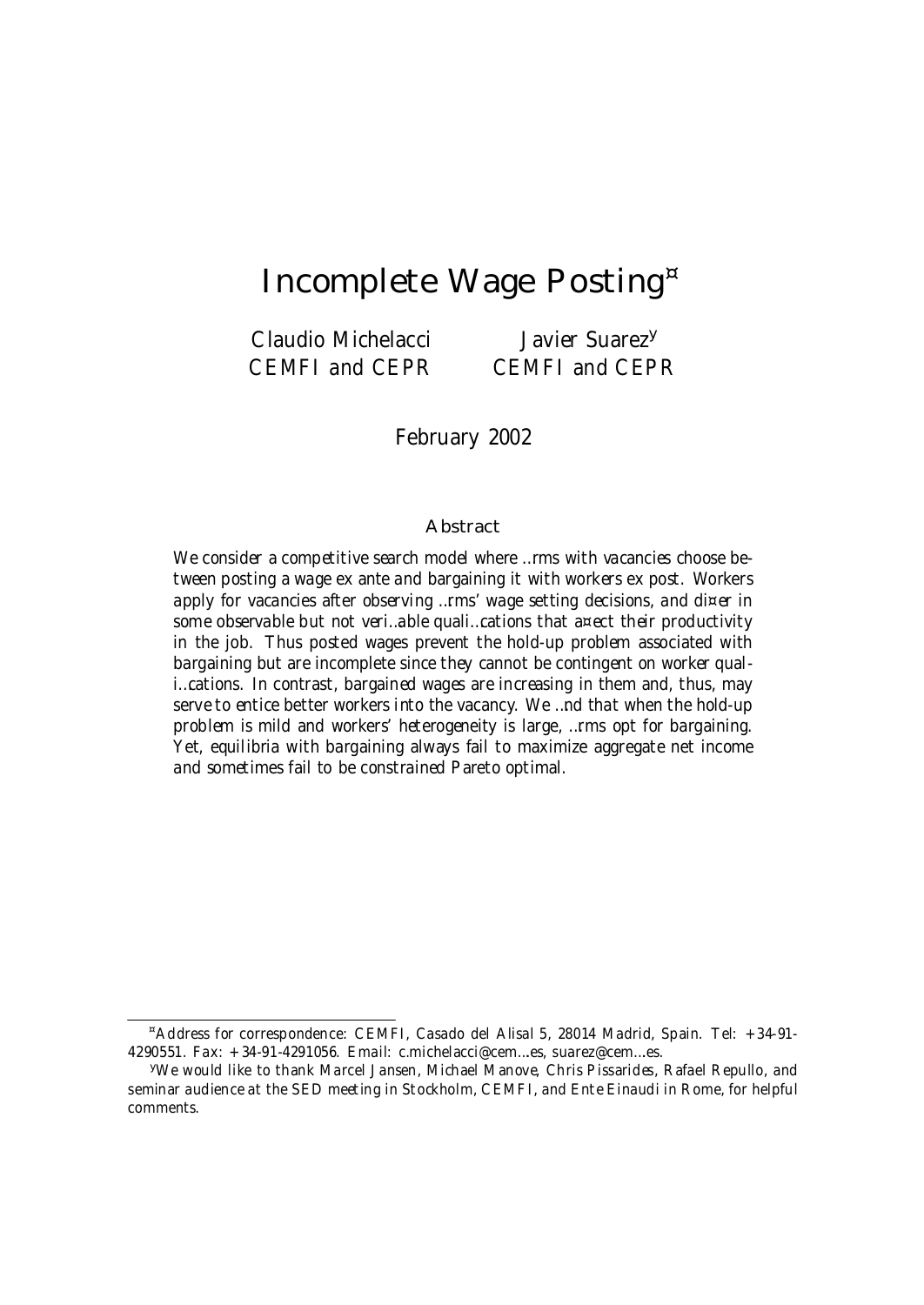# Incomplete Wage Posting[*]

Claudio Michelacci
CEMFI and CEPR

Javier Suarez[y]
CEMFI and CEPR

February 2002

## Abstract

*We consider a competitive search model where firms with vacancies choose between posting a wage ex ante and bargaining it with workers ex post. Workers apply for vacancies after observing firms' wage setting decisions, and differ in some observable but not verifiable qualifications that affect their productivity in the job. Thus posted wages prevent the hold-up problem associated with bargaining but are incomplete since they cannot be contingent on worker qualifications. In contrast, bargained wages are increasing in them and, thus, may serve to entice better workers into the vacancy. We find that when the hold-up problem is mild and workers' heterogeneity is large, firms opt for bargaining. Yet, equilibria with bargaining always fail to maximize aggregate net income and sometimes fail to be constrained Pareto optimal.*

---

[*] Address for correspondence: CEMFI, Casado del Alisal 5, 28014 Madrid, Spain. Tel: +34-91-4290551. Fax: +34-91-4291056. Email: c.michelacci@cemfi.es, suarez@cemfi.es.

[y] We would like to thank Marcel Jansen, Michael Manove, Chris Pissarides, Rafael Repullo, and seminar audience at the SED meeting in Stockholm, CEMFI, and Ente Einaudi in Rome, for helpful comments.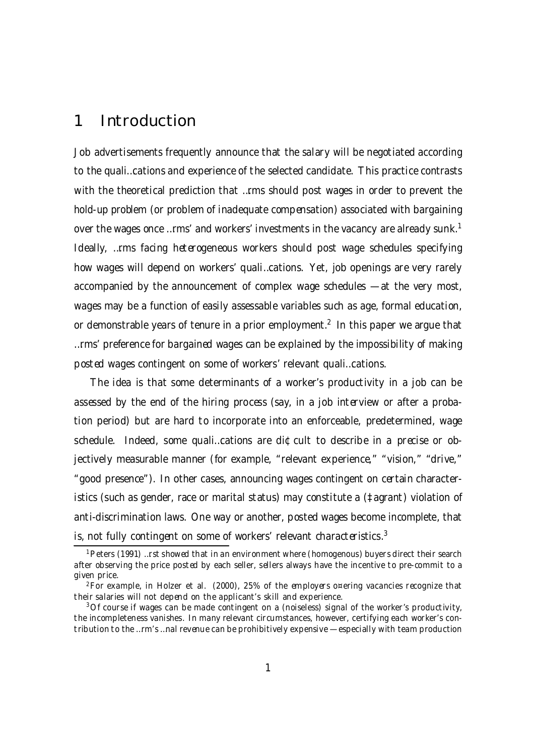# 1 Introduction

Job advertisements frequently announce that the salary will be negotiated according to the qualifications and experience of the selected candidate. This practice contrasts with the theoretical prediction that firms should post wages in order to prevent the hold-up problem (or problem of inadequate compensation) associated with bargaining over the wages once firms' and workers' investments in the vacancy are already sunk.[1] Ideally, firms facing *heterogeneous* workers should post wage schedules specifying how wages will depend on workers' qualifications. Yet, job openings are very rarely accompanied by the announcement of complex wage schedules — at the very most, wages may be a function of easily assessable variables such as age, formal education, or demonstrable years of tenure in a prior employment.[2] In this paper we argue that firms' preference for bargained wages can be explained by the impossibility of making posted wages contingent on some of workers' relevant qualifications.

The idea is that some determinants of a worker's productivity in a job can be assessed by the end of the hiring process (say, in a job interview or after a probation period) but are hard to incorporate into an enforceable, predetermined, wage schedule. Indeed, some qualifications are difficult to describe in a precise or objectively measurable manner (for example, "relevant experience," "vision," "drive," "good presence"). In other cases, announcing wages contingent on certain characteristics (such as gender, race or marital status) may constitute a (flagrant) violation of anti-discrimination laws. One way or another, posted wages become incomplete, that is, not fully contingent on some of workers' relevant characteristics.[3]

[1] Peters (1991) first showed that in an environment where (homogenous) buyers direct their search after observing the price posted by each seller, sellers always have the incentive to pre-commit to a given price.

[2] For example, in Holzer et al. (2000), 25% of the employers offering vacancies recognize that their salaries will not depend on the applicant's skill and experience.

[3] Of course if wages can be made contingent on a (noiseless) signal of the worker's productivity, the incompleteness vanishes. In many relevant circumstances, however, certifying each worker's contribution to the firm's final revenue can be prohibitively expensive — especially with team production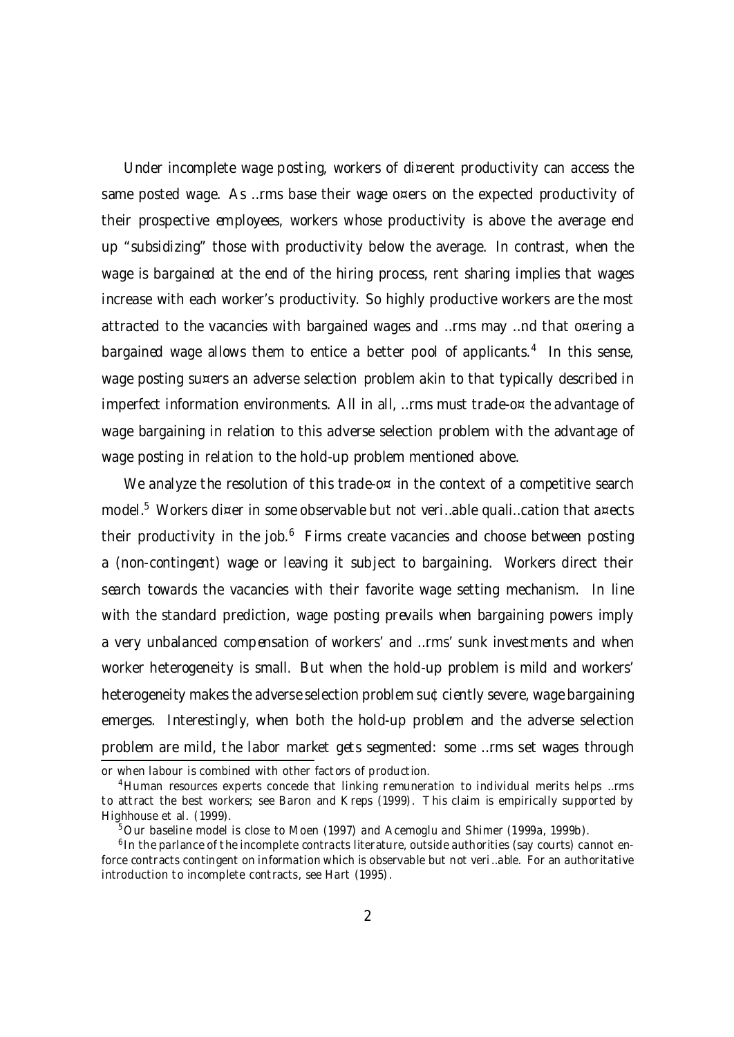Under incomplete wage posting, workers of different productivity can access the same posted wage. As firms base their wage offers on the expected productivity of their prospective employees, workers whose productivity is above the average end up "subsidizing" those with productivity below the average. In contrast, when the wage is bargained at the end of the hiring process, rent sharing implies that wages increase with each worker's productivity. So highly productive workers are the most attracted to the vacancies with bargained wages and firms may find that offering a bargained wage allows them to entice a better pool of applicants.[4] In this sense, wage posting suffers an *adverse selection* problem akin to that typically described in imperfect information environments. All in all, firms must trade-off the advantage of wage bargaining in relation to this adverse selection problem with the advantage of wage posting in relation to the hold-up problem mentioned above.

We analyze the resolution of this trade-off in the context of a competitive search model.[5] Workers differ in some observable but not verifiable qualification that affects their productivity in the job.[6] Firms create vacancies and choose between posting a (non-contingent) wage or leaving it subject to bargaining. Workers direct their search towards the vacancies with their favorite wage setting mechanism. In line with the standard prediction, wage posting prevails when bargaining powers imply a very unbalanced compensation of workers' and firms' sunk investments and when worker heterogeneity is small. But when the hold-up problem is mild and workers' heterogeneity makes the adverse selection problem sufficiently severe, wage bargaining emerges. Interestingly, when both the hold-up problem and the adverse selection problem are mild, the labor market gets segmented: some firms set wages through

or when labour is combined with other factors of production.

[4] Human resources experts concede that linking remuneration to individual merits helps firms to attract the best workers; see Baron and Kreps (1999). This claim is empirically supported by Highhouse et al. (1999).

[5] Our baseline model is close to Moen (1997) and Acemoglu and Shimer (1999a, 1999b).

[6] In the parlance of the incomplete contracts literature, outside authorities (say courts) cannot enforce contracts contingent on information which is observable but not verifiable. For an authoritative introduction to incomplete contracts, see Hart (1995).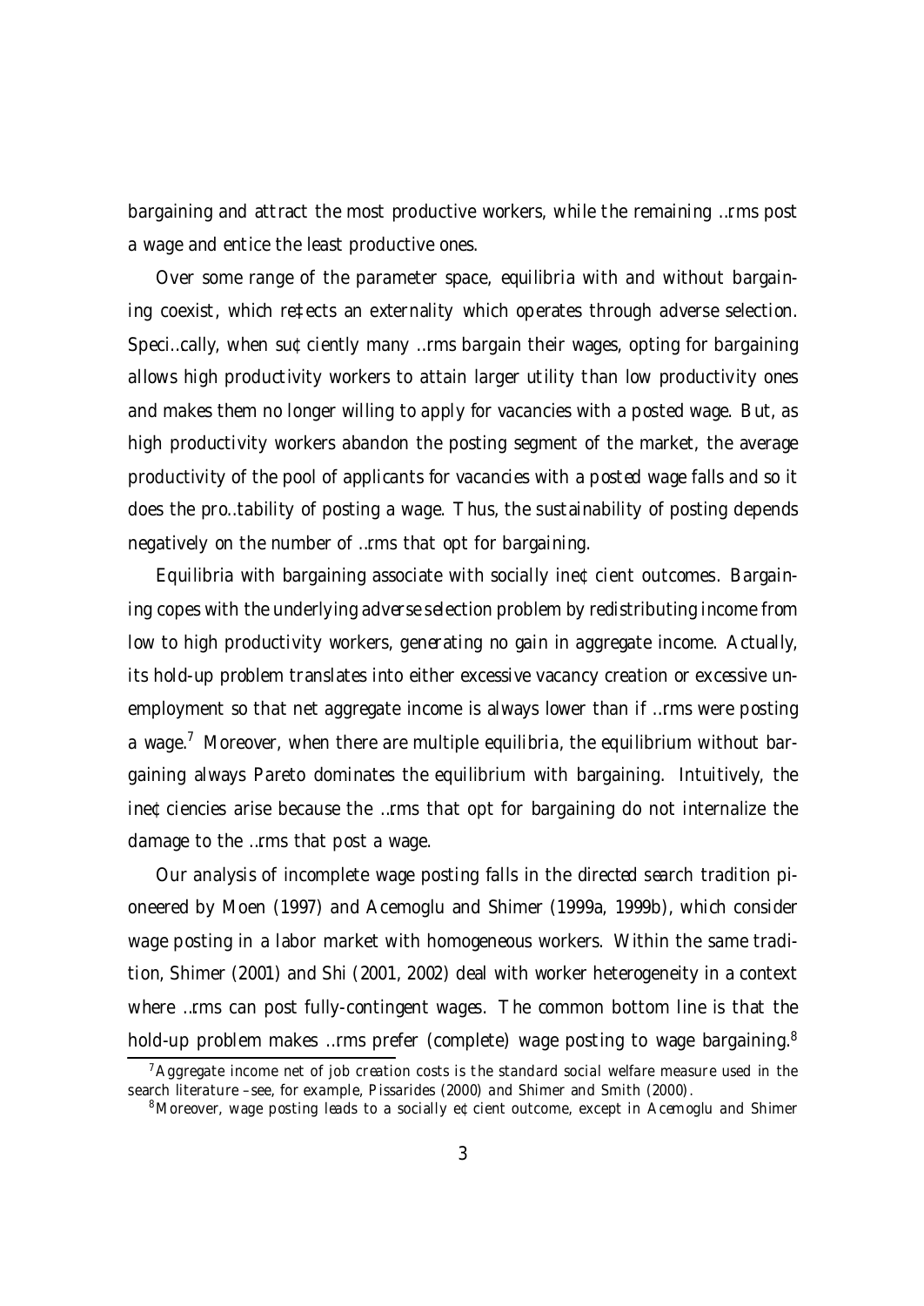bargaining and attract the most productive workers, while the remaining firms post a wage and entice the least productive ones.

Over some range of the parameter space, equilibria with and without bargaining coexist, which reflects an externality which operates through adverse selection. Specifically, when sufficiently many firms bargain their wages, opting for bargaining allows high productivity workers to attain larger utility than low productivity ones and makes them no longer willing to apply for vacancies with a posted wage. But, as high productivity workers abandon the posting segment of the market, the average productivity of the pool of applicants for vacancies with a posted wage falls and so it does the profitability of posting a wage. Thus, the sustainability of posting depends negatively on the number of firms that opt for bargaining.

Equilibria with bargaining associate with socially inefficient outcomes. Bargaining copes with the underlying adverse selection problem by redistributing income from low to high productivity workers, generating no gain in aggregate income. Actually, its hold-up problem translates into either excessive vacancy creation or excessive unemployment so that net aggregate income is always lower than if firms were posting a wage.[7] Moreover, when there are multiple equilibria, the equilibrium without bargaining always Pareto dominates the equilibrium with bargaining. Intuitively, the inefficiencies arise because the firms that opt for bargaining do not internalize the damage to the firms that post a wage.

Our analysis of incomplete wage posting falls in the directed search tradition pioneered by Moen (1997) and Acemoglu and Shimer (1999a, 1999b), which consider wage posting in a labor market with homogeneous workers. Within the same tradition, Shimer (2001) and Shi (2001, 2002) deal with worker heterogeneity in a context where firms can post fully-contingent wages. The common bottom line is that the hold-up problem makes firms prefer (complete) wage posting to wage bargaining.[8]

[7] Aggregate income net of job creation costs is the standard social welfare measure used in the search literature –see, for example, Pissarides (2000) and Shimer and Smith (2000).

[8] Moreover, wage posting leads to a socially efficient outcome, except in Acemoglu and Shimer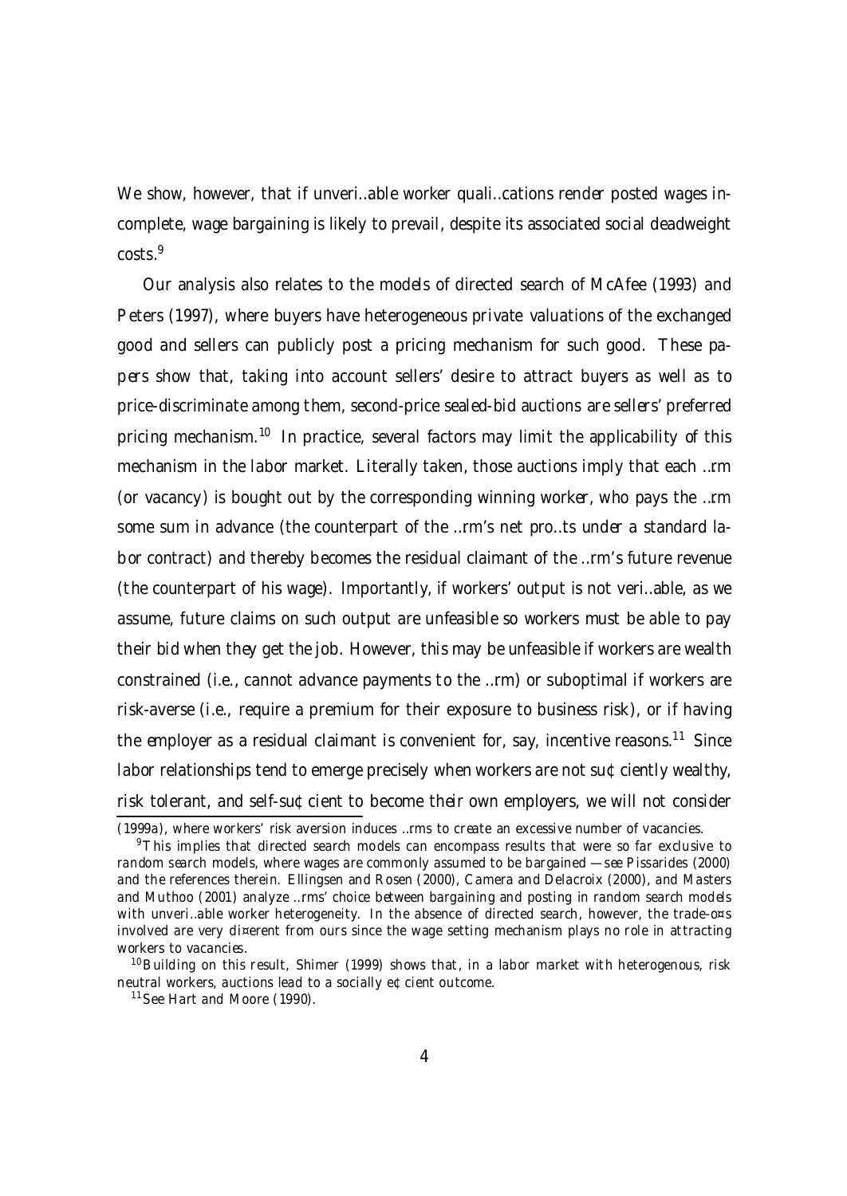We show, however, that if unverifiable worker qualifications render posted wages incomplete, wage bargaining is likely to prevail, despite its associated social deadweight costs.[9]

Our analysis also relates to the models of directed search of McAfee (1993) and Peters (1997), where buyers have heterogeneous private valuations of the exchanged good and sellers can publicly post a pricing mechanism for such good. These papers show that, taking into account sellers' desire to attract buyers as well as to price-discriminate among them, second-price sealed-bid auctions are sellers' preferred pricing mechanism.[10] In practice, several factors may limit the applicability of this mechanism in the labor market. Literally taken, those auctions imply that each firm (or vacancy) is bought out by the corresponding winning worker, who pays the firm some sum in advance (the counterpart of the firm's net profits under a standard labor contract) and thereby becomes the residual claimant of the firm's future revenue (the counterpart of his wage). Importantly, if workers' output is not verifiable, as we assume, future claims on such output are unfeasible so workers must be able to pay their bid when they get the job. However, this may be unfeasible if workers are wealth constrained (i.e., cannot advance payments to the firm) or suboptimal if workers are risk-averse (i.e., require a premium for their exposure to business risk), or if having the employer as a residual claimant is convenient for, say, incentive reasons.[11] Since labor relationships tend to emerge precisely when workers are not sufficiently wealthy, risk tolerant, and self-sufficient to become their own employers, we will not consider

(1999a), where workers' risk aversion induces firms to create an excessive number of vacancies.

[9] This implies that directed search models can encompass results that were so far exclusive to random search models, where wages are commonly assumed to be bargained — see Pissarides (2000) and the references therein. Ellingsen and Rosen (2000), Camera and Delacroix (2000), and Masters and Muthoo (2001) analyze firms' choice between bargaining and posting in random search models with unverifiable worker heterogeneity. In the absence of directed search, however, the trade-offs involved are very different from ours since the wage setting mechanism plays no role in attracting workers to vacancies.

[10] Building on this result, Shimer (1999) shows that, in a labor market with heterogenous, risk neutral workers, auctions lead to a socially efficient outcome.

[11] See Hart and Moore (1990).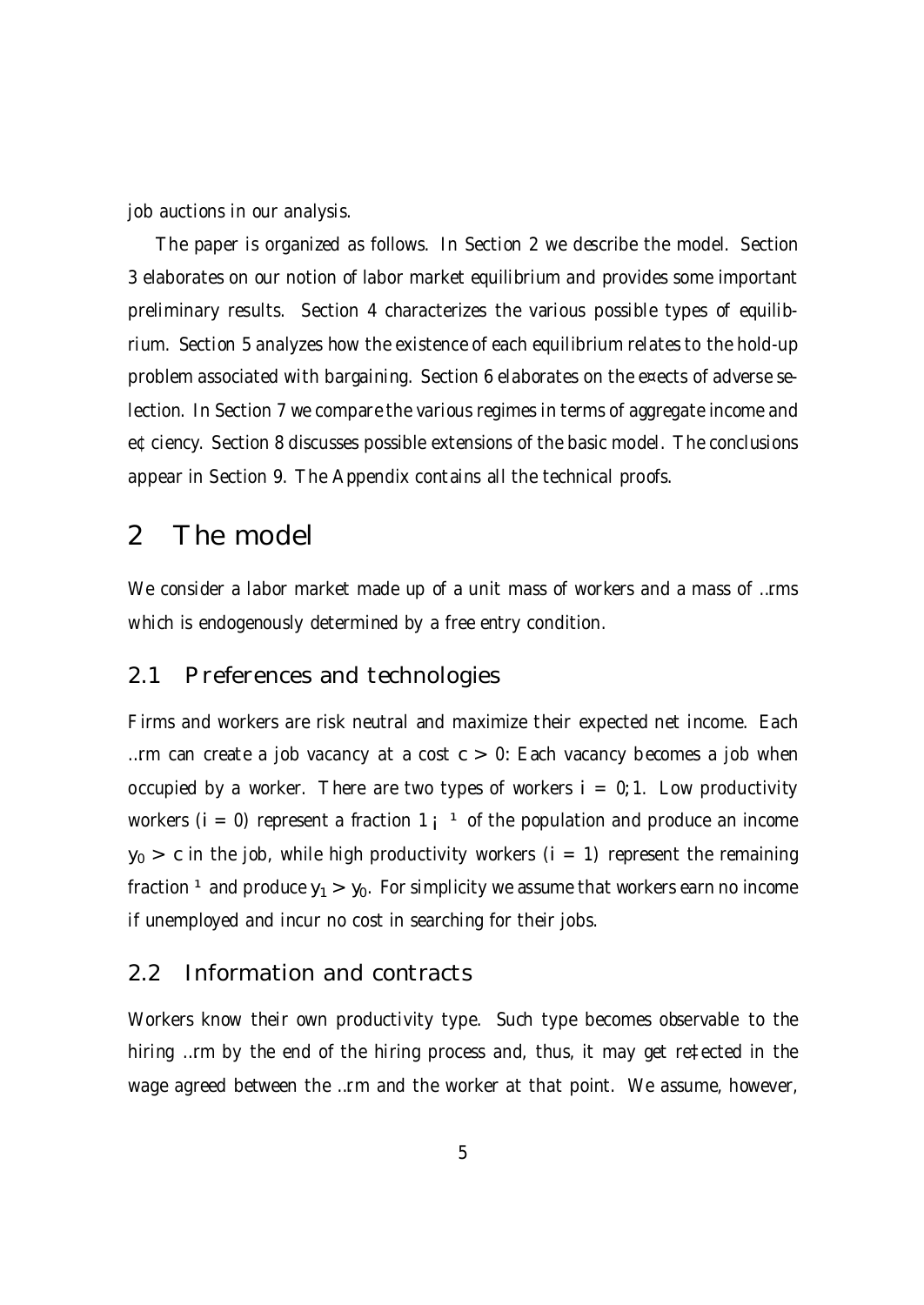job auctions in our analysis.

The paper is organized as follows. In Section 2 we describe the model. Section 3 elaborates on our notion of labor market equilibrium and provides some important preliminary results. Section 4 characterizes the various possible types of equilibrium. Section 5 analyzes how the existence of each equilibrium relates to the hold-up problem associated with bargaining. Section 6 elaborates on the effects of adverse selection. In Section 7 we compare the various regimes in terms of aggregate income and efficiency. Section 8 discusses possible extensions of the basic model. The conclusions appear in Section 9. The Appendix contains all the technical proofs.

# 2 The model

We consider a labor market made up of a unit mass of workers and a mass of firms which is endogenously determined by a free entry condition.

## 2.1 Preferences and technologies

Firms and workers are risk neutral and maximize their expected net income. Each firm can create a job vacancy at a cost $c > 0$. Each vacancy becomes a job when occupied by a worker. There are two types of workers $i = 0, 1$. Low productivity workers ($i = 0$) represent a fraction $1 - \mu$ of the population and produce an income $y_0 > c$ in the job, while high productivity workers ($i = 1$) represent the remaining fraction $\mu$ and produce $y_1 > y_0$. For simplicity we assume that workers earn no income if unemployed and incur no cost in searching for their jobs.

## 2.2 Information and contracts

Workers know their own productivity type. Such type becomes observable to the hiring firm by the end of the hiring process and, thus, it may get reflected in the wage agreed between the firm and the worker at that point. We assume, however,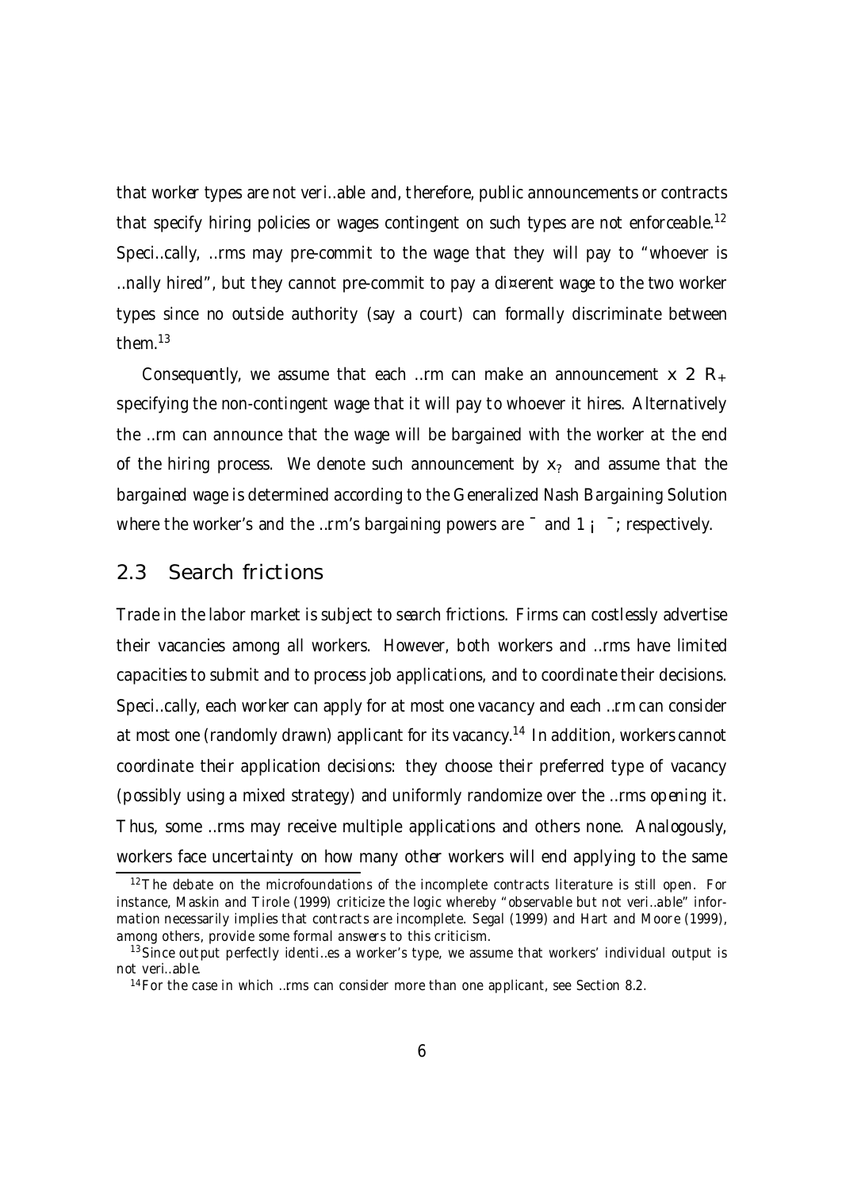that worker types are not verifiable and, therefore, public announcements or contracts that specify hiring policies or wages contingent on such types are not enforceable.[12] Specifically, firms may pre-commit to the wage that they will pay to "whoever is finally hired", but they cannot pre-commit to pay a different wage to the two worker types since no outside authority (say a court) can formally discriminate between them.[13]

Consequently, we assume that each firm can make an announcement $x \in \mathbb{R}_+$ specifying the non-contingent wage that it will pay to whoever it hires. Alternatively the firm can announce that the wage will be bargained with the worker at the end of the hiring process. We denote such announcement by $x_?$ and assume that the bargained wage is determined according to the Generalized Nash Bargaining Solution where the worker's and the firm's bargaining powers are $\beta$ and $1 - \beta$; respectively.

## 2.3 Search frictions

Trade in the labor market is subject to search frictions. Firms can costlessly advertise their vacancies among all workers. However, both workers and firms have limited capacities to submit and to process job applications, and to coordinate their decisions. Specifically, each worker can apply for at most one vacancy and each firm can consider at most one (randomly drawn) applicant for its vacancy.[14] In addition, workers cannot coordinate their application decisions: they choose their preferred type of vacancy (possibly using a mixed strategy) and uniformly randomize over the firms opening it. Thus, some firms may receive multiple applications and others none. Analogously, workers face uncertainty on how many other workers will end applying to the same

[12] The debate on the microfoundations of the incomplete contracts literature is still open. For instance, Maskin and Tirole (1999) criticize the logic whereby "observable but not verifiable" information necessarily implies that contracts are incomplete. Segal (1999) and Hart and Moore (1999), among others, provide some formal answers to this criticism.

[13] Since output perfectly identifies a worker's type, we assume that workers' individual output is not verifiable.

[14] For the case in which firms can consider more than one applicant, see Section 8.2.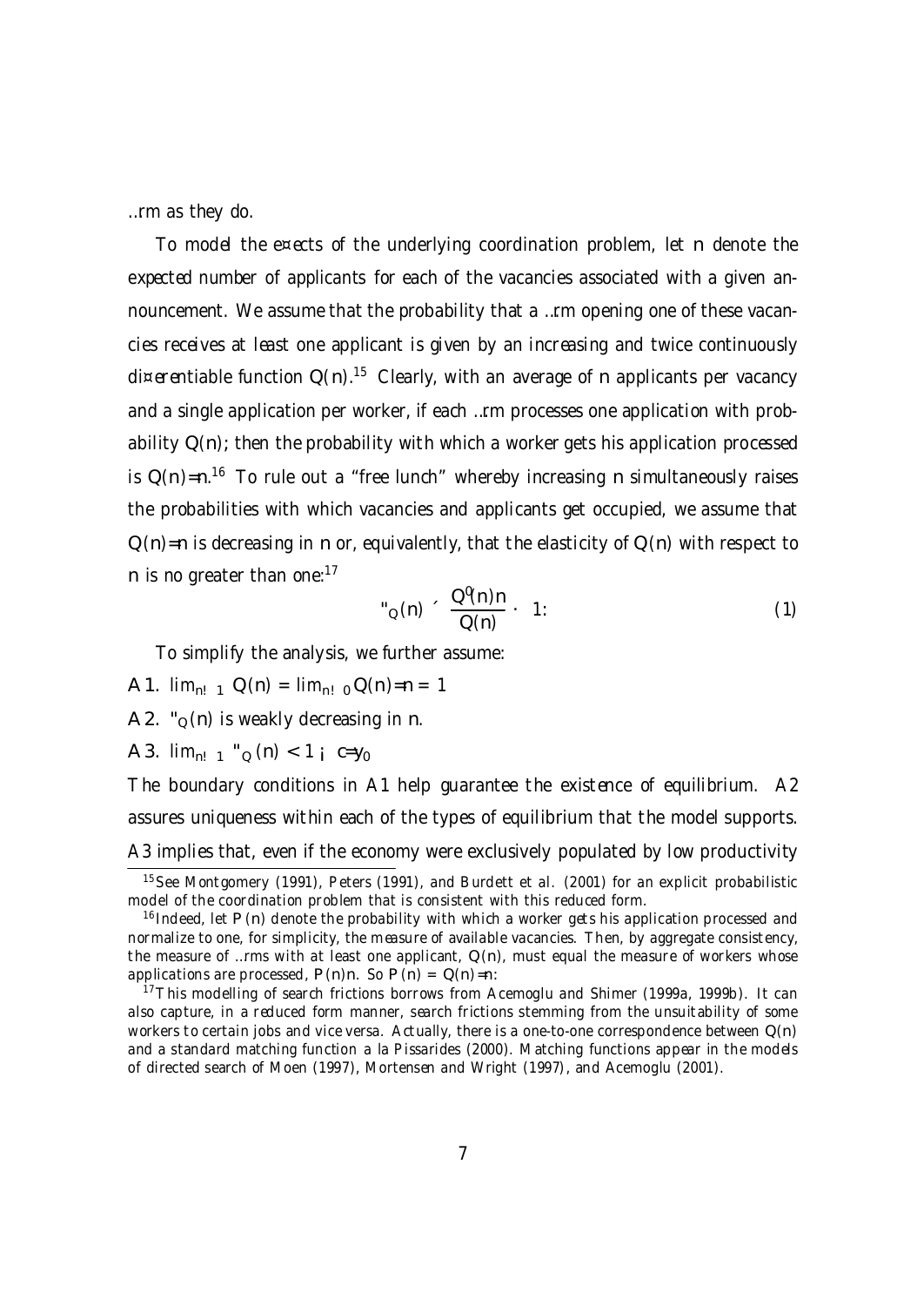firm as they do.

To model the effects of the underlying coordination problem, let $n$ denote the *expected* number of applicants for each of the vacancies associated with a given announcement. We assume that the probability that a firm opening one of these vacancies receives at least one applicant is given by an increasing and twice continuously differentiable function $Q(n)$.[15] Clearly, with an average of $n$ applicants per vacancy and a single application per worker, if each firm processes one application with probability $Q(n)$, then the probability with which a worker gets his application processed is $Q(n)/n$.[16] To rule out a "free lunch" whereby increasing $n$ simultaneously raises the probabilities with which vacancies and applicants get occupied, we assume that $Q(n)/n$ is decreasing in $n$ or, equivalently, that the elasticity of $Q(n)$ with respect to $n$ is no greater than one:[17]

$$\varepsilon_Q(n) \equiv \frac{Q'(n)n}{Q(n)} \leq 1. \tag{1}$$

To simplify the analysis, we further assume:

A1. $\lim_{n \to \infty} Q(n) = \lim_{n \to 0} Q(n)/n = 1$

A2. $\varepsilon_Q(n)$ is weakly decreasing in $n$.

A3. $\lim_{n \to \infty} \varepsilon_Q(n) < 1 - c/y_0$

The boundary conditions in A1 help guarantee the existence of equilibrium. A2 assures uniqueness within each of the types of equilibrium that the model supports. A3 implies that, even if the economy were exclusively populated by low productivity

[15] See Montgomery (1991), Peters (1991), and Burdett et al. (2001) for an explicit probabilistic model of the coordination problem that is consistent with this reduced form.

[16] Indeed, let $P(n)$ denote the probability with which a worker gets his application processed and normalize to one, for simplicity, the measure of available vacancies. Then, by aggregate consistency, the measure of firms with at least one applicant, $Q(n)$, must equal the measure of workers whose applications are processed, $P(n)n$. So $P(n) = Q(n)/n$.

[17] This modelling of search frictions borrows from Acemoglu and Shimer (1999a, 1999b). It can also capture, in a reduced form manner, search frictions stemming from the unsuitability of some workers to certain jobs and vice versa. Actually, there is a one-to-one correspondence between $Q(n)$ and a standard matching function a la Pissarides (2000). Matching functions appear in the models of directed search of Moen (1997), Mortensen and Wright (1997), and Acemoglu (2001).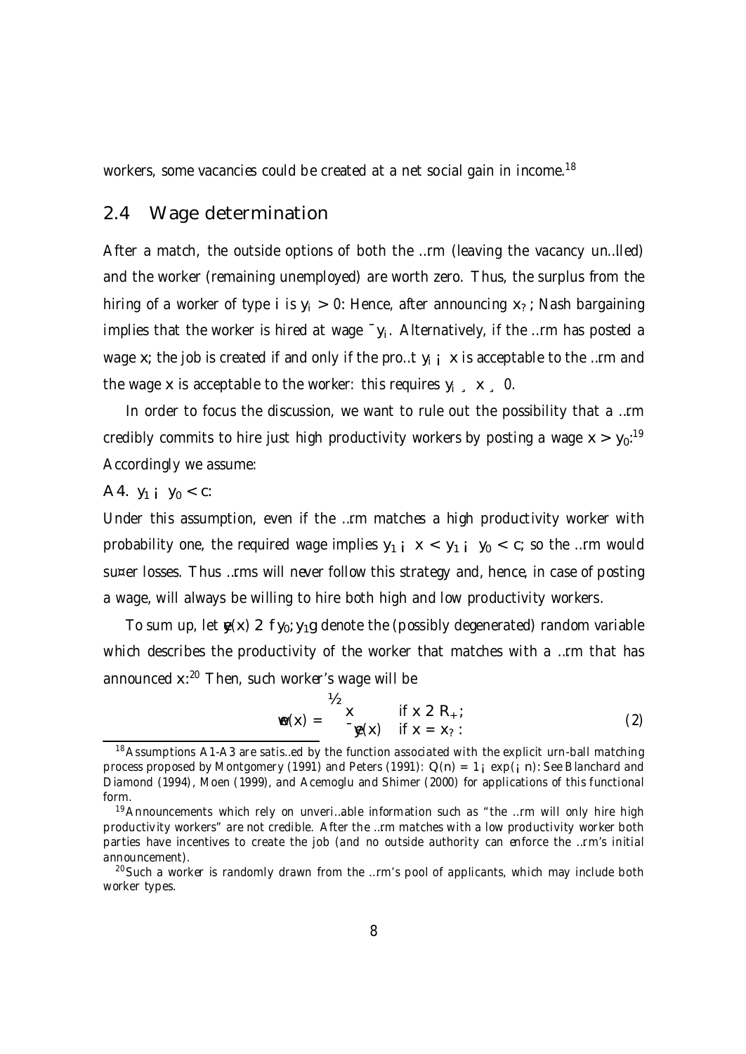workers, some vacancies could be created at a net social gain in income.[18]

### 2.4 Wage determination

After a match, the outside options of both the firm (leaving the vacancy unfilled) and the worker (remaining unemployed) are worth zero. Thus, the surplus from the hiring of a worker of type $i$ is $y_i > 0$. Hence, after announcing $x_\star$, Nash bargaining implies that the worker is hired at wage $\beta y_i$. Alternatively, if the firm has posted a wage $x$, the job is created if and only if the profit $y_i - x$ is acceptable to the firm and the wage $x$ is acceptable to the worker: this requires $y_i \geq x \geq 0$.

In order to focus the discussion, we want to rule out the possibility that a firm credibly commits to hire just high productivity workers by posting a wage $x > y_0$.[19] Accordingly we assume:

A4. $y_1 - y_0 < c$.

Under this assumption, even if the firm matches a high productivity worker with probability one, the required wage implies $y_1 - x < y_1 - y_0 < c$, so the firm would suffer losses. Thus firms will never follow this strategy and, hence, in case of posting a wage, will always be willing to hire both high and low productivity workers.

To sum up, let $\tilde{y}(x) \in \{y_0, y_1\}$ denote the (possibly degenerated) random variable which describes the productivity of the worker that matches with a firm that has announced $x$.[20] Then, such worker's wage will be

$$\tilde{w}(x) = \begin{cases} x & \text{if } x \in \mathbb{R}_+, \\ \beta \tilde{y}(x) & \text{if } x = x_\star. \end{cases} \tag{2}$$

[18] Assumptions A1-A3 are satisfied by the function associated with the explicit urn-ball matching process proposed by Montgomery (1991) and Peters (1991): $Q(n) = 1 - \exp(-n)$. See Blanchard and Diamond (1994), Moen (1999), and Acemoglu and Shimer (2000) for applications of this functional form.

[19] Announcements which rely on unverifiable information such as "the firm will only hire high productivity workers" are not credible. After the firm matches with a low productivity worker both parties have incentives to create the job (and no outside authority can enforce the firm's initial announcement).

[20] Such a worker is randomly drawn from the firm's pool of applicants, which may include both worker types.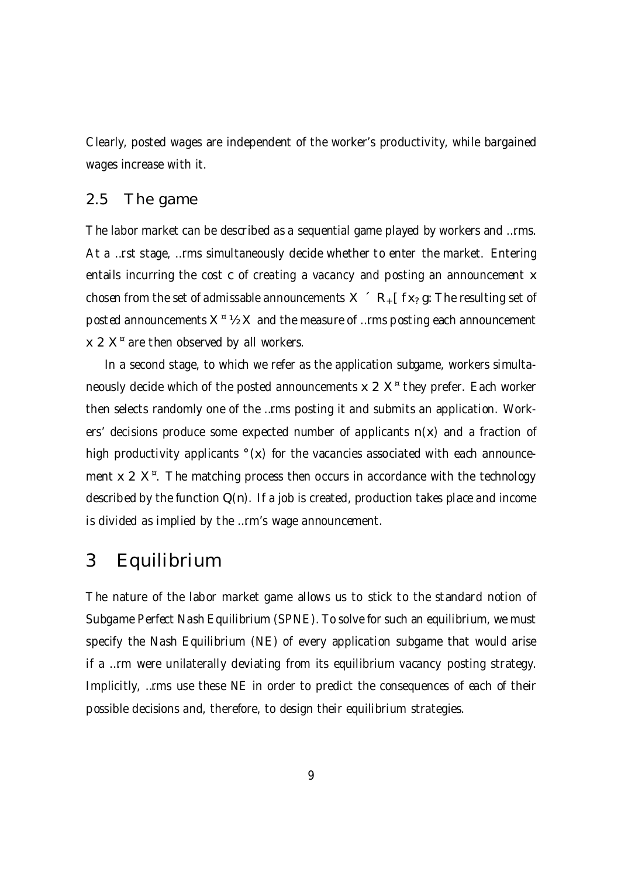Clearly, posted wages are independent of the worker's productivity, while bargained wages increase with it.

## 2.5 The game

The labor market can be described as a sequential game played by workers and firms. At a first stage, firms simultaneously decide whether to enter the market. Entering entails incurring the cost $c$ of creating a vacancy and posting an announcement $x$ chosen from the set of admissable announcements $X \equiv \mathbb{R}_+ \cup \{x_?\}$. The resulting set of posted announcements $X^* \subset X$ and the measure of firms posting each announcement $x \in X^*$ are then observed by all workers.

In a second stage, to which we refer as the *application subgame*, workers simultaneously decide which of the posted announcements $x \in X^*$ they prefer. Each worker then selects randomly one of the firms posting it and submits an application. Workers' decisions produce some expected number of applicants $n(x)$ and a fraction of high productivity applicants $\gamma(x)$ for the vacancies associated with each announcement $x \in X^*$. The matching process then occurs in accordance with the technology described by the function $Q(n)$. If a job is created, production takes place and income is divided as implied by the firm's wage announcement.

# 3 Equilibrium

The nature of the labor market game allows us to stick to the standard notion of Subgame Perfect Nash Equilibrium (SPNE). To solve for such an equilibrium, we must specify the Nash Equilibrium (NE) of every application subgame that would arise if a firm were unilaterally deviating from its equilibrium vacancy posting strategy. Implicitly, firms use these NE in order to predict the consequences of each of their possible decisions and, therefore, to design their equilibrium strategies.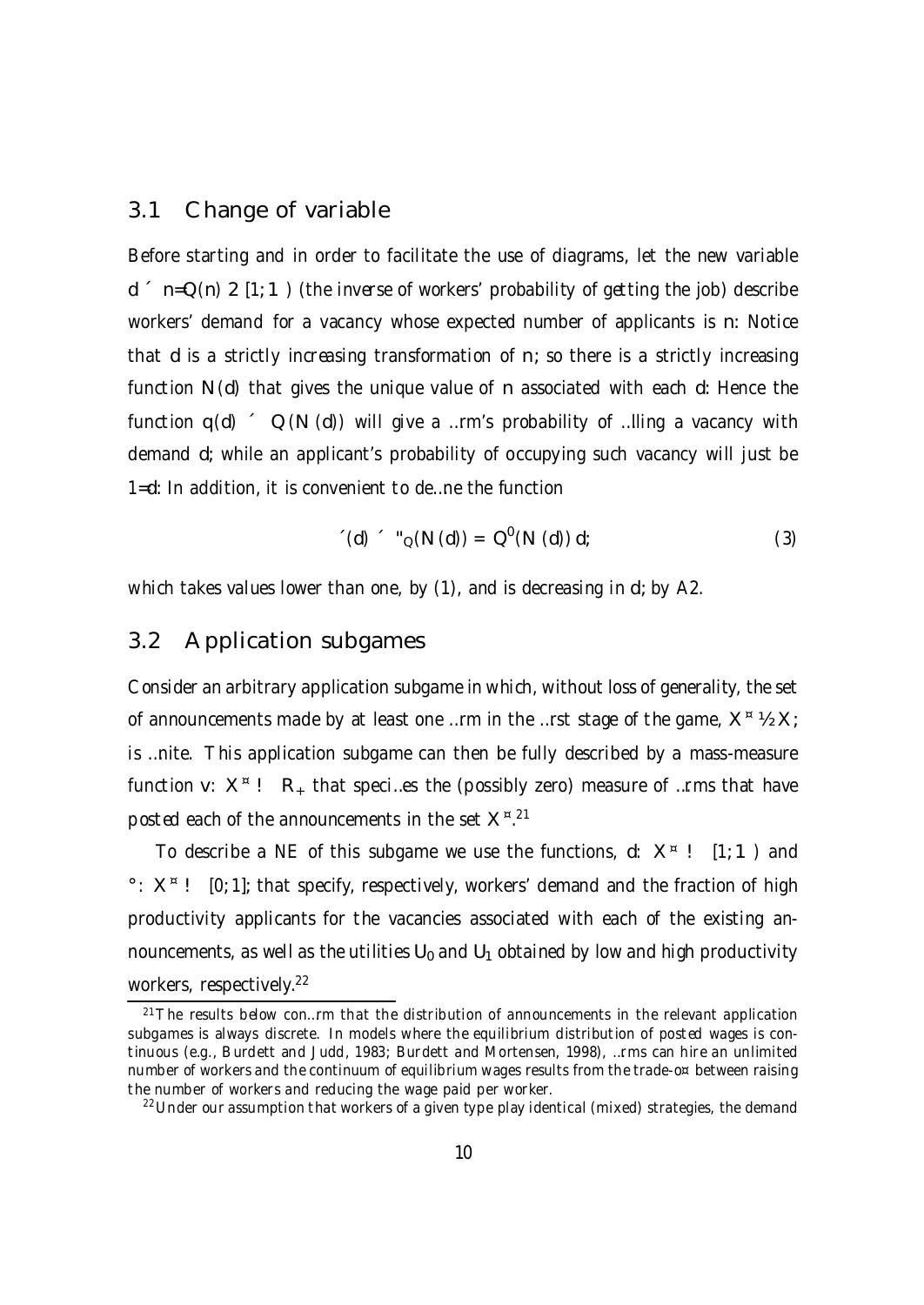## 3.1 Change of variable

Before starting and in order to facilitate the use of diagrams, let the new variable $d \equiv n/Q(n) \in [1, \infty)$ (the inverse of workers' probability of getting the job) describe workers' demand for a vacancy whose expected number of applicants is $n$. Notice that $d$ is a strictly increasing transformation of $n$, so there is a strictly increasing function $N(d)$ that gives the unique value of $n$ associated with each $d$. Hence the function $q(d) \equiv Q(N(d))$ will give a firm's probability of filling a vacancy with demand $d$, while an applicant's probability of occupying such vacancy will just be $1/d$. In addition, it is convenient to define the function

$$\eta(d) \equiv \varepsilon_Q(N(d)) = Q'(N(d))\, d, \tag{3}$$

which takes values lower than one, by (1), and is decreasing in $d$, by A2.

## 3.2 Application subgames

Consider an arbitrary application subgame in which, without loss of generality, the set of announcements made by at least one firm in the first stage of the game, $X^\ast \subset X$, is finite. This application subgame can then be fully described by a mass-measure function $v : X^\ast \to \mathbb{R}_+$ that specifies the (possibly zero) measure of firms that have posted each of the announcements in the set $X^\ast$.[21]

To describe a NE of this subgame we use the functions, $d : X^\ast \to [1, \infty)$ and $\gamma : X^\ast \to [0, 1]$, that specify, respectively, workers' demand and the fraction of high productivity applicants for the vacancies associated with each of the existing announcements, as well as the utilities $U_0$ and $U_1$ obtained by low and high productivity workers, respectively.[22]

---

[21] The results below confirm that the distribution of announcements in the relevant application subgames is always discrete. In models where the equilibrium distribution of posted wages is continuous (e.g., Burdett and Judd, 1983; Burdett and Mortensen, 1998), firms can hire an unlimited number of workers and the continuum of equilibrium wages results from the trade-off between raising the number of workers and reducing the wage paid per worker.

[22] Under our assumption that workers of a given type play identical (mixed) strategies, the demand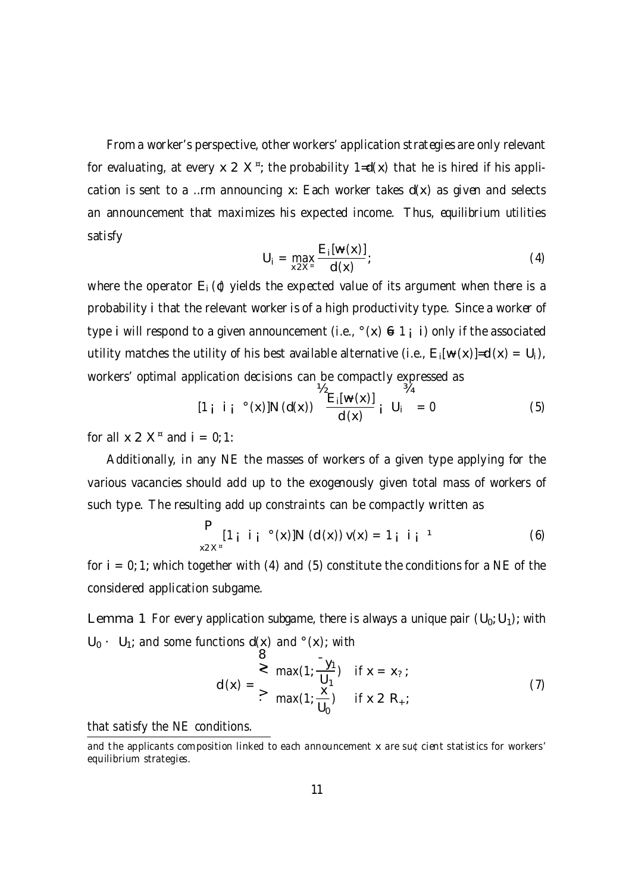From a worker's perspective, other workers' application strategies are only relevant for evaluating, at every $x \in X^*$, the probability $1/d(x)$ that he is hired if his application is sent to a firm announcing $x$. Each worker takes $d(x)$ as given and selects an announcement that maximizes his expected income. Thus, equilibrium utilities satisfy

$$U_i = \max_{x \in X^*} \frac{E_i[w(x)]}{d(x)}, \tag{4}$$

where the operator $E_i(\cdot)$ yields the expected value of its argument when there is a probability $i$ that the relevant worker is of a high productivity type. Since a worker of type $i$ will respond to a given announcement (i.e., $\gamma(x) \neq 1 - i$) only if the associated utility matches the utility of his best available alternative (i.e., $E_i[w(x)]/d(x) = U_i$), workers' optimal application decisions can be compactly expressed as

$$[1 - i - \gamma(x)] N(d(x)) \left\{ \frac{E_i[w(x)]}{d(x)} - U_i \right\} = 0 \tag{5}$$

for all $x \in X^*$ and $i = 0, 1$.

Additionally, in any NE the masses of workers of a given type applying for the various vacancies should add up to the exogenously given total mass of workers of such type. The resulting add up constraints can be compactly written as

$$\sum_{x \in X^*} [1 - i - \gamma(x)] N(d(x)) v(x) = 1 - i - \mu \tag{6}$$

for $i = 0, 1$, which together with (4) and (5) constitute the conditions for a NE of the considered application subgame.

**Lemma 1** *For every application subgame, there is always a unique pair $(U_0, U_1)$, with $U_0 \leq U_1$, and some functions $d(x)$ and $\gamma(x)$, with*

$$d(x) = \begin{cases} \max(1, \dfrac{\bar{y}_1}{U_1}) & \text{if } x = x_?, \\ \max(1, \dfrac{x}{U_0}) & \text{if } x \in R_+, \end{cases} \tag{7}$$

*that satisfy the NE conditions.*

---

and the applicants composition linked to each announcement $x$ are sufficient statistics for workers' equilibrium strategies.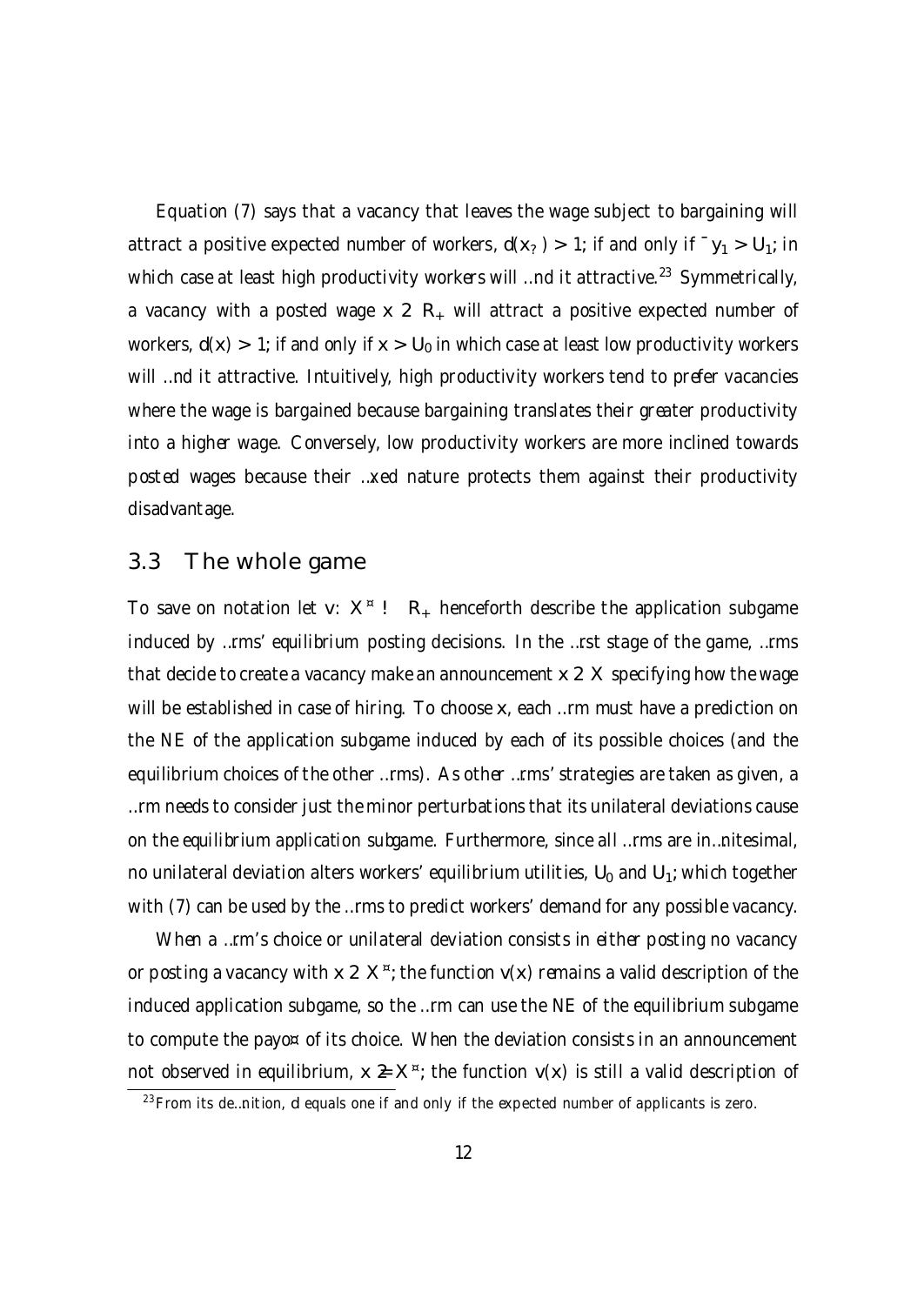Equation (7) says that a vacancy that leaves the wage subject to bargaining will attract a positive expected number of workers, $d(x_?) > 1$; if and only if $\beta y_1 > U_1$; in which case at least high productivity workers will find it attractive.[23] Symmetrically, a vacancy with a posted wage $x \in \mathbb{R}_+$ will attract a positive expected number of workers, $d(x) > 1$; if and only if $x > U_0$ in which case at least low productivity workers will find it attractive. Intuitively, high productivity workers tend to prefer vacancies where the wage is bargained because bargaining translates their greater productivity into a higher wage. Conversely, low productivity workers are more inclined towards posted wages because their fixed nature protects them against their productivity disadvantage.

## 3.3 The whole game

To save on notation let $v: X^* \to \mathbb{R}_+$ henceforth describe the application subgame induced by firms' equilibrium posting decisions. In the first stage of the game, firms that decide to create a vacancy make an announcement $x \in X$ specifying how the wage will be established in case of hiring. To choose $x$, each firm must have a prediction on the NE of the application subgame induced by each of its possible choices (and the equilibrium choices of the other firms). As other firms' strategies are taken as given, a firm needs to consider just the minor perturbations that its unilateral deviations cause on the *equilibrium application subgame*. Furthermore, since all firms are infinitesimal, no unilateral deviation alters workers' equilibrium utilities, $U_0$ and $U_1$; which together with (7) can be used by the firms to predict workers' demand for any possible vacancy.

When a firm's choice or unilateral deviation consists in *either* posting no vacancy *or* posting a vacancy with $x \in X^*$; the function $v(x)$ remains a valid description of the induced application subgame, so the firm can use the NE of the equilibrium subgame to compute the payoff of its choice. When the deviation consists in an announcement not observed in equilibrium, $x \notin X^*$; the function $v(x)$ is still a valid description of

[23] From its definition, $d$ equals one if and only if the expected number of applicants is zero.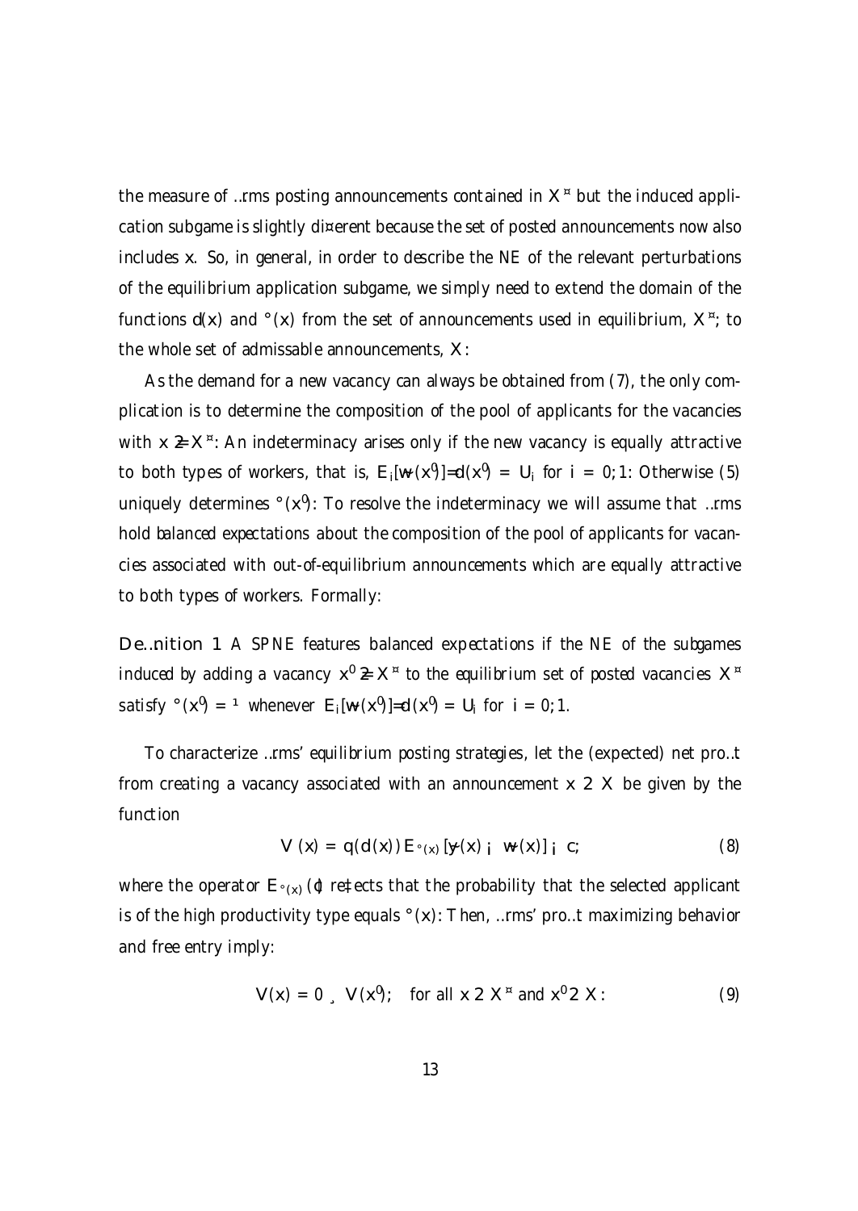the measure of firms posting announcements contained in $X^*$ but the induced application subgame is slightly different because the set of posted announcements now also includes $x$. So, in general, in order to describe the NE of the relevant perturbations of the equilibrium application subgame, we simply need to extend the domain of the functions $d(x)$ and $\gamma(x)$ from the set of announcements used in equilibrium, $X^*$; to the whole set of admissable announcements, $X$:

As the demand for a new vacancy can always be obtained from (7), the only complication is to determine the composition of the pool of applicants for the vacancies with $x \notin X^*$: An indeterminacy arises only if the new vacancy is equally attractive to both types of workers, that is, $E_i[\tilde{w}(x')]=d(x') = U_i$ for $i = 0; 1$: Otherwise (5) uniquely determines $\gamma(x')$: To resolve the indeterminacy we will assume that firms hold *balanced expectations* about the composition of the pool of applicants for vacancies associated with out-of-equilibrium announcements which are equally attractive to both types of workers. Formally:

**Definition 1** *A SPNE features balanced expectations if the NE of the subgames induced by adding a vacancy $x' \notin X^*$ to the equilibrium set of posted vacancies $X^*$ satisfy $\gamma(x') = \mu$ whenever $E_i[\tilde{w}(x')]=d(x') = U_i$ for $i = 0; 1$.*

To characterize firms' equilibrium posting strategies, let the (expected) net profit from creating a vacancy associated with an announcement $x \in X$ be given by the function

$$V(x) = q(d(x)) E_{\gamma(x)} [\tilde{y}(x) - \tilde{w}(x)] - c; \tag{8}$$

where the operator $E_{\gamma(x)}(\cdot)$ reflects that the probability that the selected applicant is of the high productivity type equals $\gamma(x)$: Then, firms' profit maximizing behavior and free entry imply:

$$V(x) = 0 \geq V(x'); \quad \text{for all } x \in X^* \text{ and } x' \in X: \tag{9}$$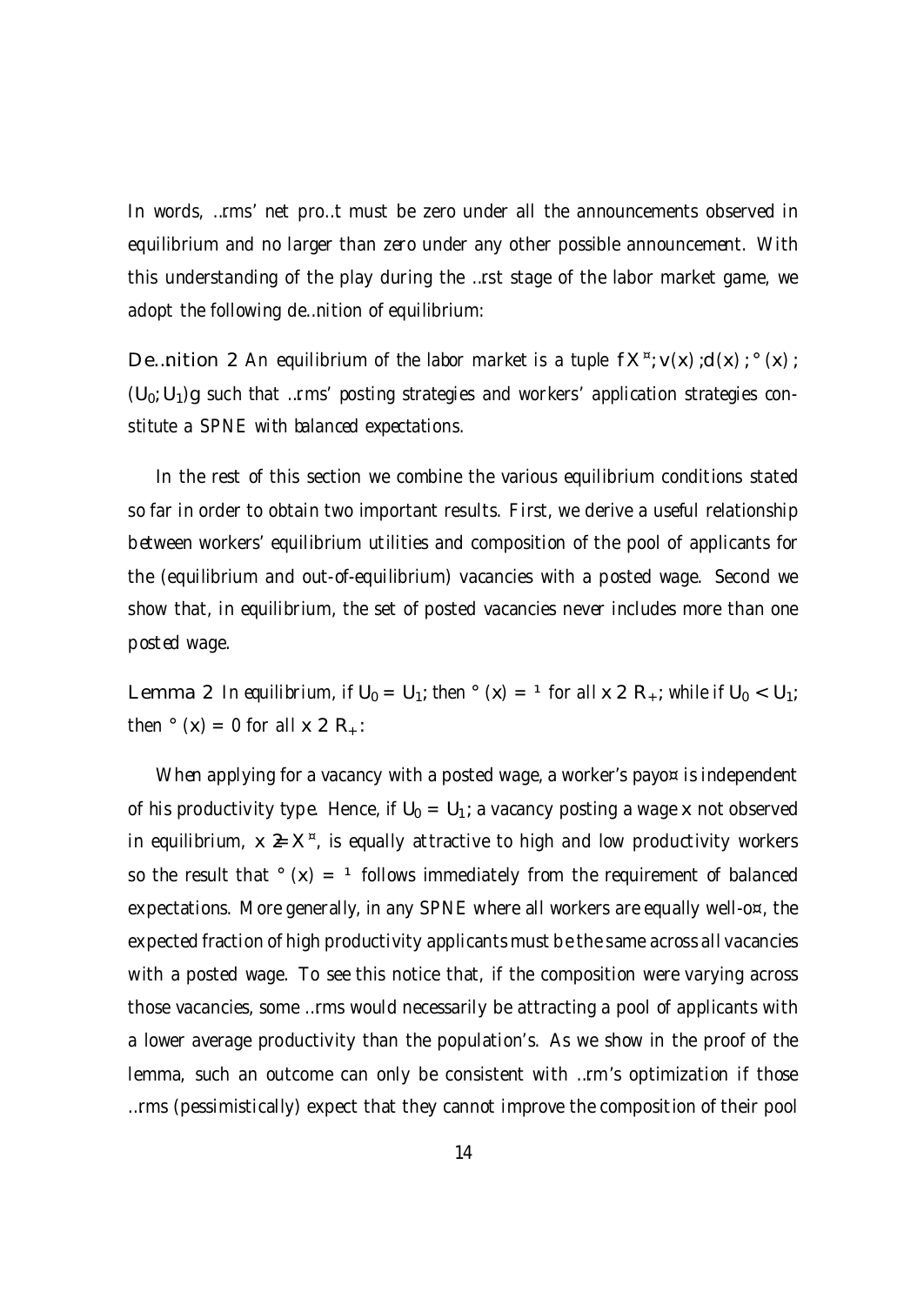In words, firms' net profit must be zero under all the announcements observed in equilibrium and no larger than zero under any other possible announcement. With this understanding of the play during the first stage of the labor market game, we adopt the following definition of equilibrium:

**Definition 2** *An equilibrium of the labor market is a tuple $\{X^*; v(x); d(x); \gamma(x); (U_0; U_1)\}$ such that firms' posting strategies and workers' application strategies constitute a SPNE with balanced expectations.*

In the rest of this section we combine the various equilibrium conditions stated so far in order to obtain two important results. First, we derive a useful relationship between workers' equilibrium utilities and composition of the pool of applicants for the (equilibrium and out-of-equilibrium) vacancies with a posted wage. Second we show that, in equilibrium, the set of posted vacancies never includes more than one posted wage.

**Lemma 2** *In equilibrium, if $U_0 = U_1$; then $\gamma(x) = \mu$ for all $x \in R_+$; while if $U_0 < U_1$; then $\gamma(x) = 0$ for all $x \in R_+$:*

When applying for a vacancy with a posted wage, a worker's payoff is independent of his productivity type. Hence, if $U_0 = U_1$; a vacancy posting a wage $x$ not observed in equilibrium, $x \notin X^*$, is equally attractive to high and low productivity workers so the result that $\gamma(x) = \mu$ follows immediately from the requirement of balanced expectations. More generally, in any SPNE where all workers are equally well-off, the expected fraction of high productivity applicants must be the same across all vacancies with a posted wage. To see this notice that, if the composition were varying across those vacancies, some firms would necessarily be attracting a pool of applicants with a lower average productivity than the population's. As we show in the proof of the lemma, such an outcome can only be consistent with firm's optimization if those firms (pessimistically) expect that they cannot improve the composition of their pool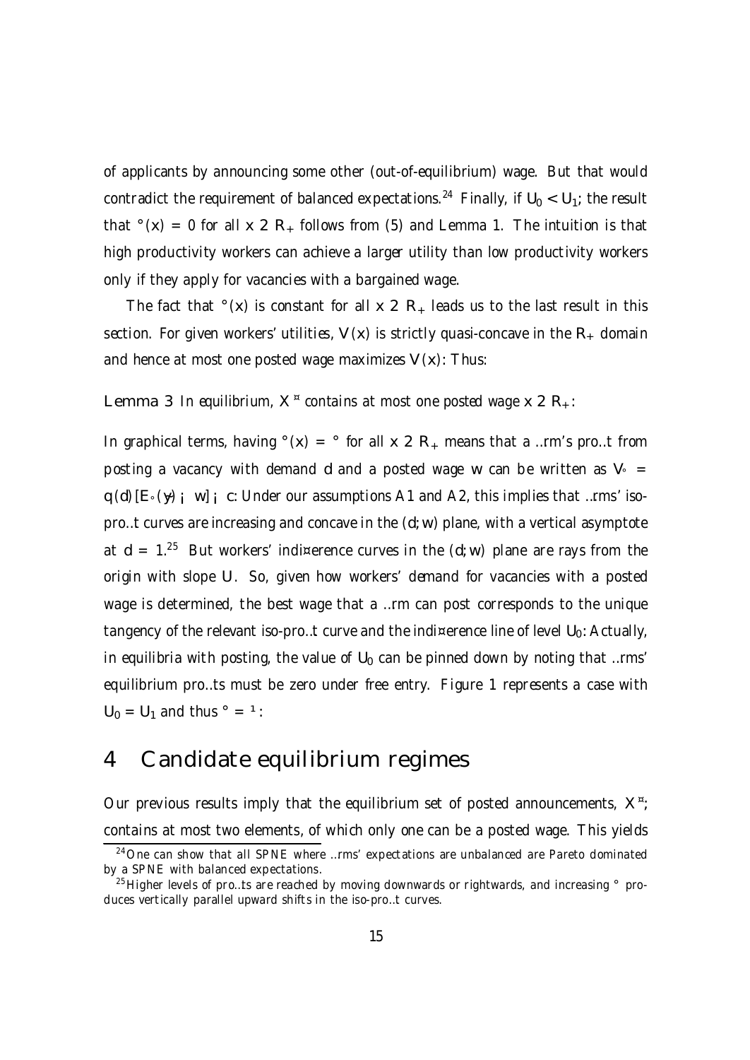of applicants by announcing some other (out-of-equilibrium) wage. But that would contradict the requirement of balanced expectations.[24] Finally, if $U_0 < U_1$; the result that $\gamma(x) = 0$ for all $x \in \mathbb{R}_+$ follows from (5) and Lemma 1. The intuition is that high productivity workers can achieve a larger utility than low productivity workers only if they apply for vacancies with a bargained wage.

The fact that $\gamma(x)$ is constant for all $x \in \mathbb{R}_+$ leads us to the last result in this section. For given workers' utilities, $V(x)$ is strictly quasi-concave in the $\mathbb{R}_+$ domain and hence at most one posted wage maximizes $V(x)$: Thus:

**Lemma 3** *In equilibrium, $X^*$ contains at most one posted wage $x \in \mathbb{R}_+$:*

In graphical terms, having $\gamma(x) = \gamma$ for all $x \in \mathbb{R}_+$ means that a firm's profit from posting a vacancy with demand $d$ and a posted wage $w$ can be written as $V_\gamma = q(d)[E_\gamma(y) - w] - c$: Under our assumptions A1 and A2, this implies that firms' iso-profit curves are increasing and concave in the $(d; w)$ plane, with a vertical asymptote at $d = 1$.[25] But workers' indifference curves in the $(d; w)$ plane are rays from the origin with slope $U$. So, given how workers' demand for vacancies with a posted wage is determined, the best wage that a firm can post corresponds to the unique tangency of the relevant iso-profit curve and the indifference line of level $U_0$: Actually, in equilibria with posting, the value of $U_0$ can be pinned down by noting that firms' equilibrium profits must be zero under free entry. Figure 1 represents a case with $U_0 = U_1$ and thus $\gamma = \mu$:

# 4 Candidate equilibrium regimes

Our previous results imply that the equilibrium set of posted announcements, $X^*$; contains at most two elements, of which only one can be a posted wage. This yields

[24] One can show that all SPNE where firms' expectations are unbalanced are Pareto dominated by a SPNE with balanced expectations.

[25] Higher levels of profits are reached by moving downwards or rightwards, and increasing $\gamma$ produces vertically parallel upward shifts in the iso-profit curves.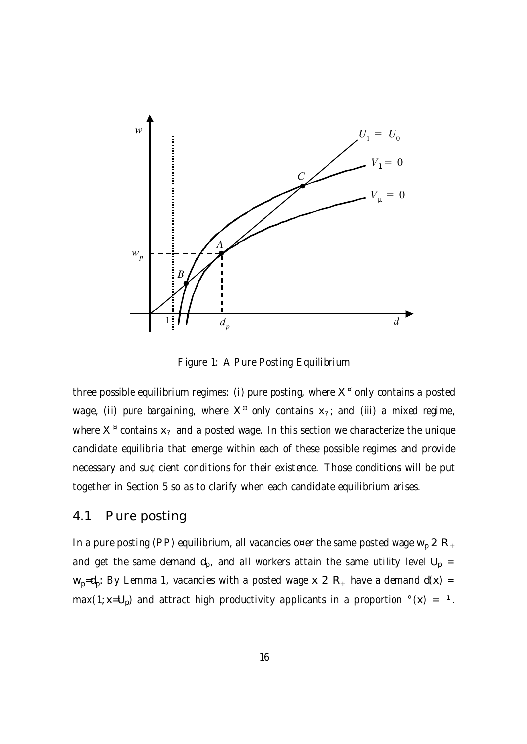Figure 1: A Pure Posting Equilibrium

three possible equilibrium regimes: (i) *pure posting*, where $X^*$ only contains a posted wage, (ii) *pure bargaining*, where $X^*$ only contains $x_?$; and (iii) a *mixed regime*, where $X^*$ contains $x_?$ and a posted wage. In this section we characterize the unique candidate equilibria that emerge within each of these possible regimes and provide necessary and sufficient conditions for their existence. Those conditions will be put together in Section 5 so as to clarify when each candidate equilibrium arises.

## 4.1 Pure posting

In a pure posting (PP) equilibrium, all vacancies offer the same posted wage $w_p \in \mathbb{R}_+$ and get the same demand $d_p$, and all workers attain the same utility level $U_p = w_p/d_p$. By Lemma 1, vacancies with a posted wage $x \in \mathbb{R}_+$ have a demand $d(x) = \max(1, x/U_p)$ and attract high productivity applicants in a proportion $\gamma(x) = \mu$.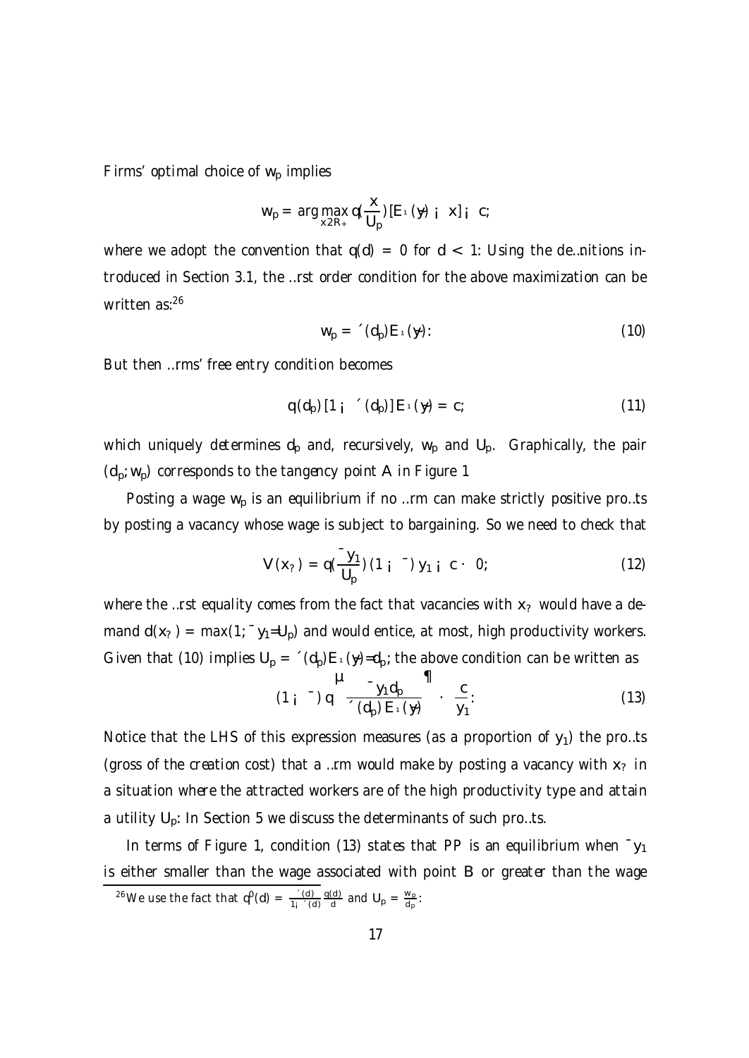Firms' optimal choice of $w_p$ implies

$$w_p = \arg\max_{x \in R_+} q\left(\frac{x}{U_p}\right)[E_\mu(y) - x] - c,$$

where we adopt the convention that $q(d) = 0$ for $d < 1$. Using the definitions introduced in Section 3.1, the first order condition for the above maximization can be written as:[26]

$$w_p = \eta(d_p) E_\mu(y). \tag{10}$$

But then firms' free entry condition becomes

$$q(d_p)[1 - \eta(d_p)] E_\mu(y) = c, \tag{11}$$

which uniquely determines $d_p$ and, recursively, $w_p$ and $U_p$. Graphically, the pair $(d_p, w_p)$ corresponds to the tangency point A in Figure 1

Posting a wage $w_p$ is an equilibrium if no firm can make strictly positive profits by posting a vacancy whose wage is subject to bargaining. So we need to check that

$$V(x_?) = q\left(\frac{\beta y_1}{U_p}\right)(1 - \beta) y_1 - c \leq 0, \tag{12}$$

where the first equality comes from the fact that vacancies with $x_?$ would have a demand $d(x_?) = \max(1, \beta y_1 / U_p)$ and would entice, at most, high productivity workers. Given that (10) implies $U_p = \eta(d_p) E_\mu(y) / d_p$, the above condition can be written as

$$(1 - \beta)\, q\left(\frac{\beta y_1 d_p}{\eta(d_p) E_\mu(y)}\right) \leq \frac{c}{y_1}. \tag{13}$$

Notice that the LHS of this expression measures (as a proportion of $y_1$) the profits (gross of the creation cost) that a firm would make by posting a vacancy with $x_?$ in a situation where the attracted workers are of the high productivity type and attain a utility $U_p$. In Section 5 we discuss the determinants of such profits.

In terms of Figure 1, condition (13) states that PP is an equilibrium when $\beta y_1$ is either smaller than the wage associated with point B or greater than the wage

[26] We use the fact that $q'(d) = \frac{\eta(d)}{1 - \eta(d)} \frac{q(d)}{d}$ and $U_p = \frac{w_p}{d_p}$.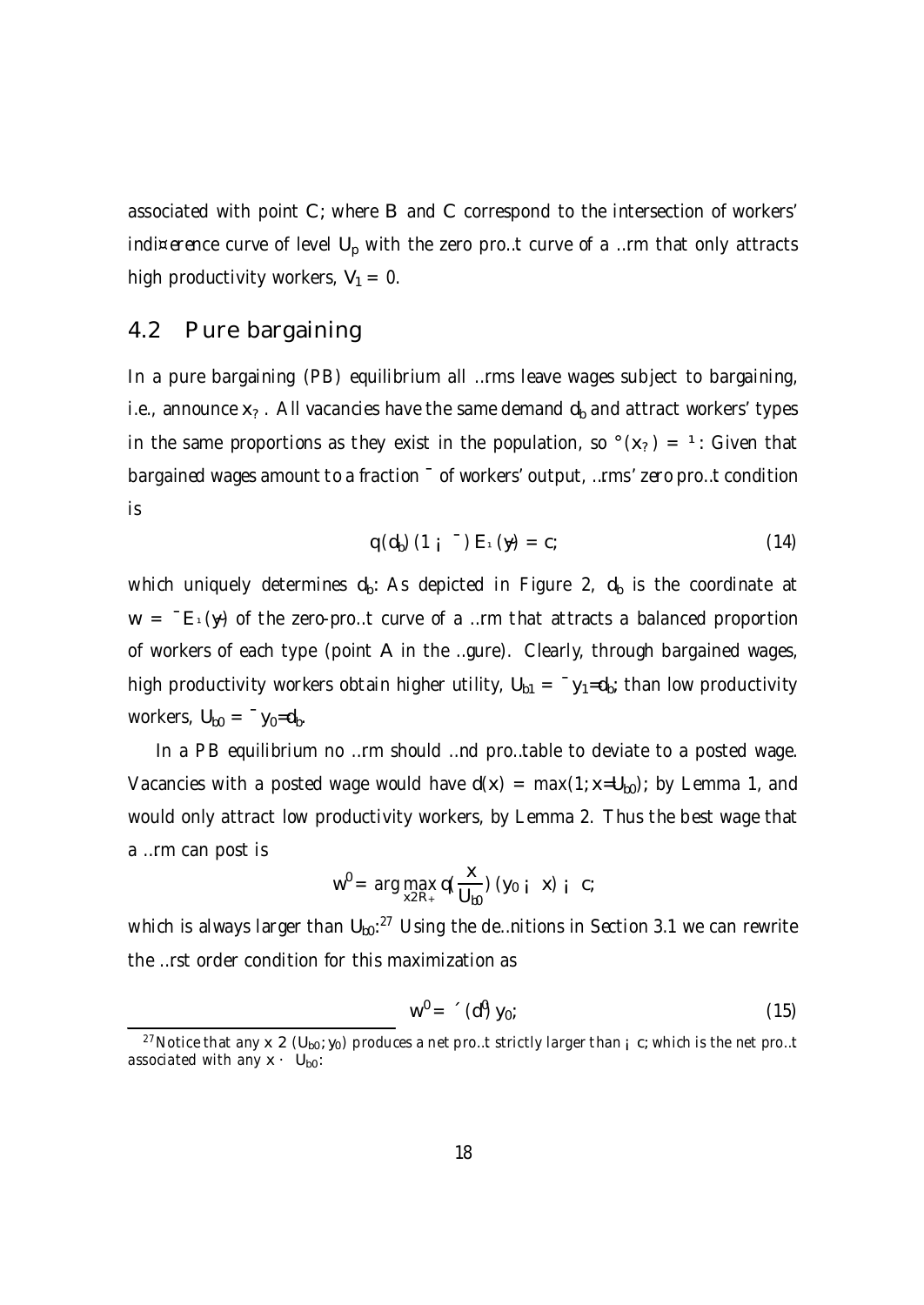associated with point $C$; where $B$ and $C$ correspond to the intersection of workers' indifference curve of level $U_p$ with the zero profit curve of a firm that only attracts high productivity workers, $V_1 = 0$.

## 4.2 Pure bargaining

In a pure bargaining (PB) equilibrium all firms leave wages subject to bargaining, i.e., announce $x_?$. All vacancies have the same demand $d_b$ and attract workers' types in the same proportions as they exist in the population, so $\gamma(x_?) = \mu$: Given that bargained wages amount to a fraction $\beta$ of workers' output, firms' zero profit condition is

$$q(d_b)(1 - \beta) E_\mu(y) = c; \tag{14}$$

which uniquely determines $d_b$: As depicted in Figure 2, $d_b$ is the coordinate at $w = \beta E_\mu(y)$ of the zero-profit curve of a firm that attracts a balanced proportion of workers of each type (point $A$ in the figure). Clearly, through bargained wages, high productivity workers obtain higher utility, $U_{b1} = \beta y_1 / d_b$; than low productivity workers, $U_{b0} = \beta y_0 / d_b$.

In a PB equilibrium no firm should find profitable to deviate to a posted wage. Vacancies with a posted wage would have $d(x) = \max(1; x/U_{b0})$; by Lemma 1, and would only attract low productivity workers, by Lemma 2. Thus the best wage that a firm can post is

$$w^0 = \arg\max_{x \in R_+} q\left(\frac{x}{U_{b0}}\right)(y_0 - x) - c;$$

which is always larger than $U_{b0}$.[27] Using the definitions in Section 3.1 we can rewrite the first order condition for this maximization as

$$w^0 = \eta(d^0)\, y_0; \tag{15}$$

[27] Notice that any $x \in (U_{b0}; y_0)$ produces a net profit strictly larger than $-c$; which is the net profit associated with any $x \leq U_{b0}$: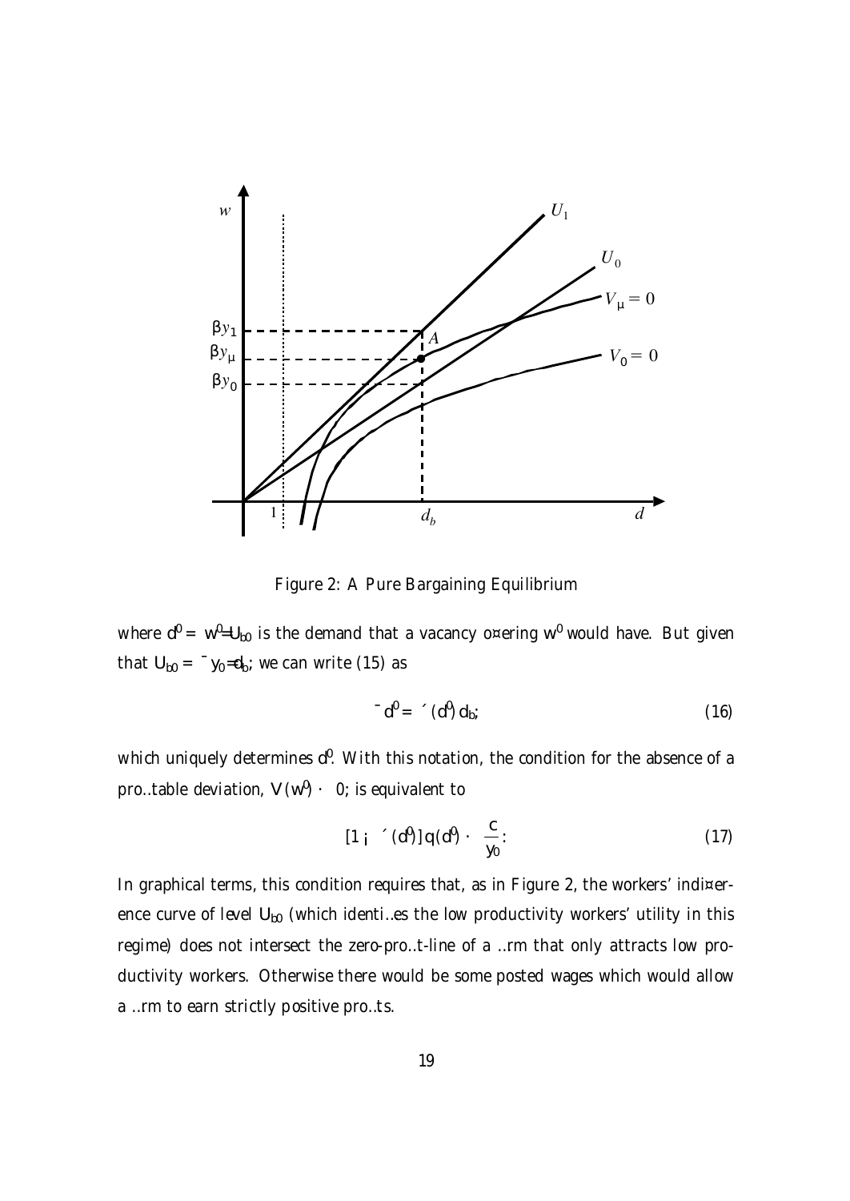Figure 2: A Pure Bargaining Equilibrium

where $d^0 = w^0/U_{b0}$ is the demand that a vacancy offering $w^0$ would have. But given that $U_{b0} = \beta y_0/d_b$, we can write (15) as

$$\beta d^0 = \eta(d^0) d_b, \tag{16}$$

which uniquely determines $d^0$. With this notation, the condition for the absence of a profitable deviation, $V(w^0) \leq 0$, is equivalent to

$$[1 - \eta(d^0)] q(d^0) \leq \frac{c}{y_0}. \tag{17}$$

In graphical terms, this condition requires that, as in Figure 2, the workers' indifference curve of level $U_{b0}$ (which identifies the low productivity workers' utility in this regime) does not intersect the zero-profit-line of a firm that only attracts low productivity workers. Otherwise there would be some posted wages which would allow a firm to earn strictly positive profits.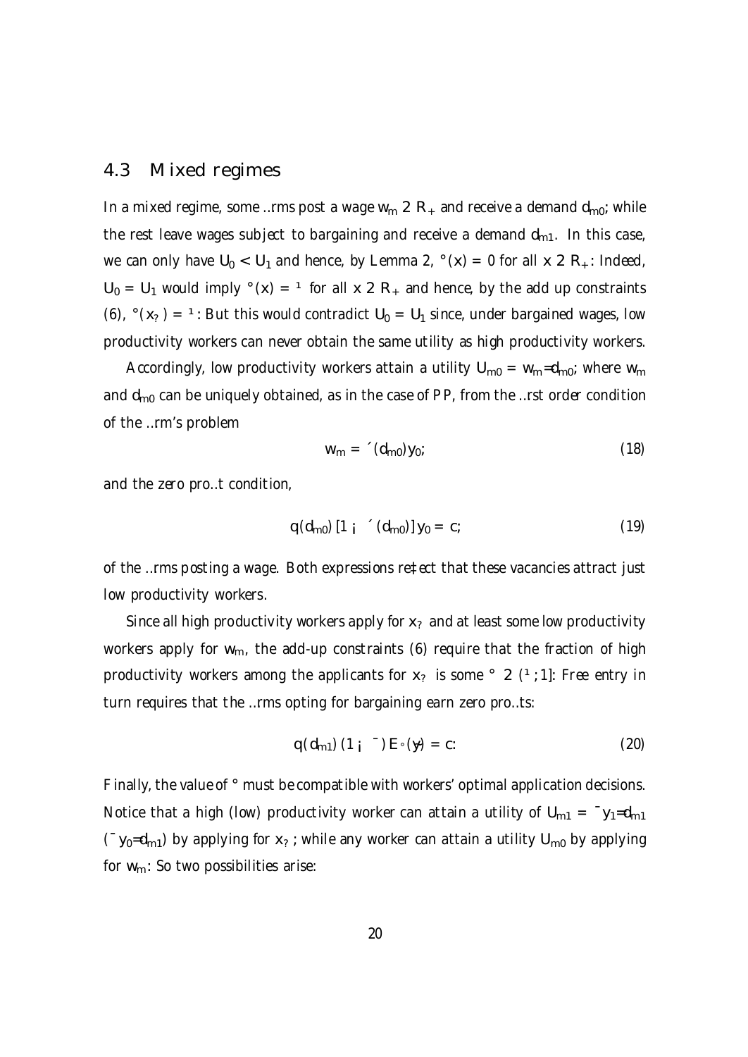## 4.3 Mixed regimes

In a mixed regime, some firms post a wage $w_m \in \mathbb{R}_+$ and receive a demand $d_{m0}$; while the rest leave wages subject to bargaining and receive a demand $d_{m1}$. In this case, we can only have $U_0 < U_1$ and hence, by Lemma 2, $\gamma(x) = 0$ for all $x \in \mathbb{R}_+$. Indeed, $U_0 = U_1$ would imply $\gamma(x) = \mu$ for all $x \in \mathbb{R}_+$ and hence, by the add up constraints (6), $\gamma(x_?) = \mu$. But this would contradict $U_0 = U_1$ since, under bargained wages, low productivity workers can never obtain the same utility as high productivity workers.

Accordingly, low productivity workers attain a utility $U_{m0} = w_m / d_{m0}$, where $w_m$ and $d_{m0}$ can be uniquely obtained, as in the case of *PP*, from the first order condition of the firm's problem

$$w_m = \eta(d_{m0}) y_0, \tag{18}$$

and the zero profit condition,

$$q(d_{m0}) [1 - \eta(d_{m0})] y_0 = c, \tag{19}$$

of the firms posting a wage. Both expressions reflect that these vacancies attract just low productivity workers.

Since all high productivity workers apply for $x_?$ and at least some low productivity workers apply for $w_m$, the add-up constraints (6) require that the fraction of high productivity workers among the applicants for $x_?$ is some $\gamma \in (\mu, 1]$. Free entry in turn requires that the firms opting for bargaining earn zero profits:

$$q(d_{m1})(1 - \beta) E_\gamma(y) = c. \tag{20}$$

Finally, the value of $\gamma$ must be compatible with workers' optimal application decisions. Notice that a high (low) productivity worker can attain a utility of $U_{m1} = \beta y_1 / d_{m1}$ ($\beta y_0 / d_{m1}$) by applying for $x_?$, while any worker can attain a utility $U_{m0}$ by applying for $w_m$. So two possibilities arise: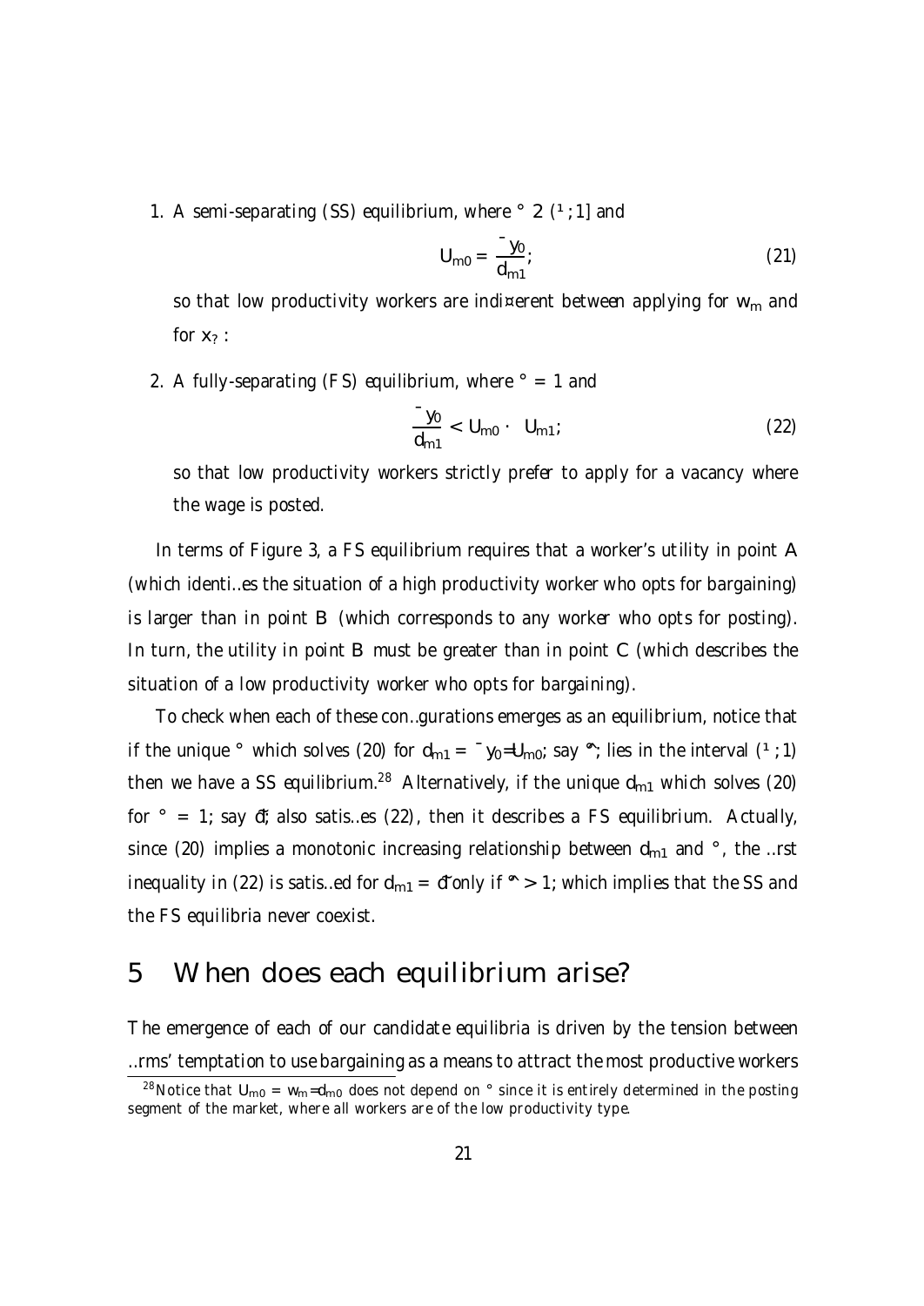1. A semi-separating (SS) equilibrium, where $\gamma \in (\mu, 1]$ and

$$U_{m0} = \frac{\beta y_0}{d_{m1}}, \tag{21}$$

so that low productivity workers are indifferent between applying for $w_m$ and for $x_?$.

2. A fully-separating (FS) equilibrium, where $\gamma = 1$ and

$$\frac{\beta y_0}{d_{m1}} < U_{m0} \leq U_{m1}, \tag{22}$$

so that low productivity workers strictly prefer to apply for a vacancy where the wage is posted.

In terms of Figure 3, a FS equilibrium requires that a worker's utility in point $A$ (which identifies the situation of a high productivity worker who opts for bargaining) is larger than in point $B$ (which corresponds to any worker who opts for posting). In turn, the utility in point $B$ must be greater than in point $C$ (which describes the situation of a low productivity worker who opts for bargaining).

To check when each of these configurations emerges as an equilibrium, notice that if the unique $\gamma$ which solves (20) for $d_{m1} = \beta y_0 / U_{m0}$, say $\hat{\gamma}$, lies in the interval $(\mu, 1)$ then we have a SS equilibrium.[28] Alternatively, if the unique $d_{m1}$ which solves (20) for $\gamma = 1$, say $\hat{d}$, also satisfies (22), then it describes a FS equilibrium. Actually, since (20) implies a monotonic increasing relationship between $d_{m1}$ and $\gamma$, the first inequality in (22) is satisfied for $d_{m1} = \hat{d}$ only if $\hat{\gamma} > 1$, which implies that the SS and the FS equilibria never coexist.

# 5 When does each equilibrium arise?

The emergence of each of our candidate equilibria is driven by the tension between firms' temptation to use bargaining as a means to attract the most productive workers

[28] Notice that $U_{m0} = w_m / d_{m0}$ does not depend on $\gamma$ since it is entirely determined in the posting segment of the market, where all workers are of the low productivity type.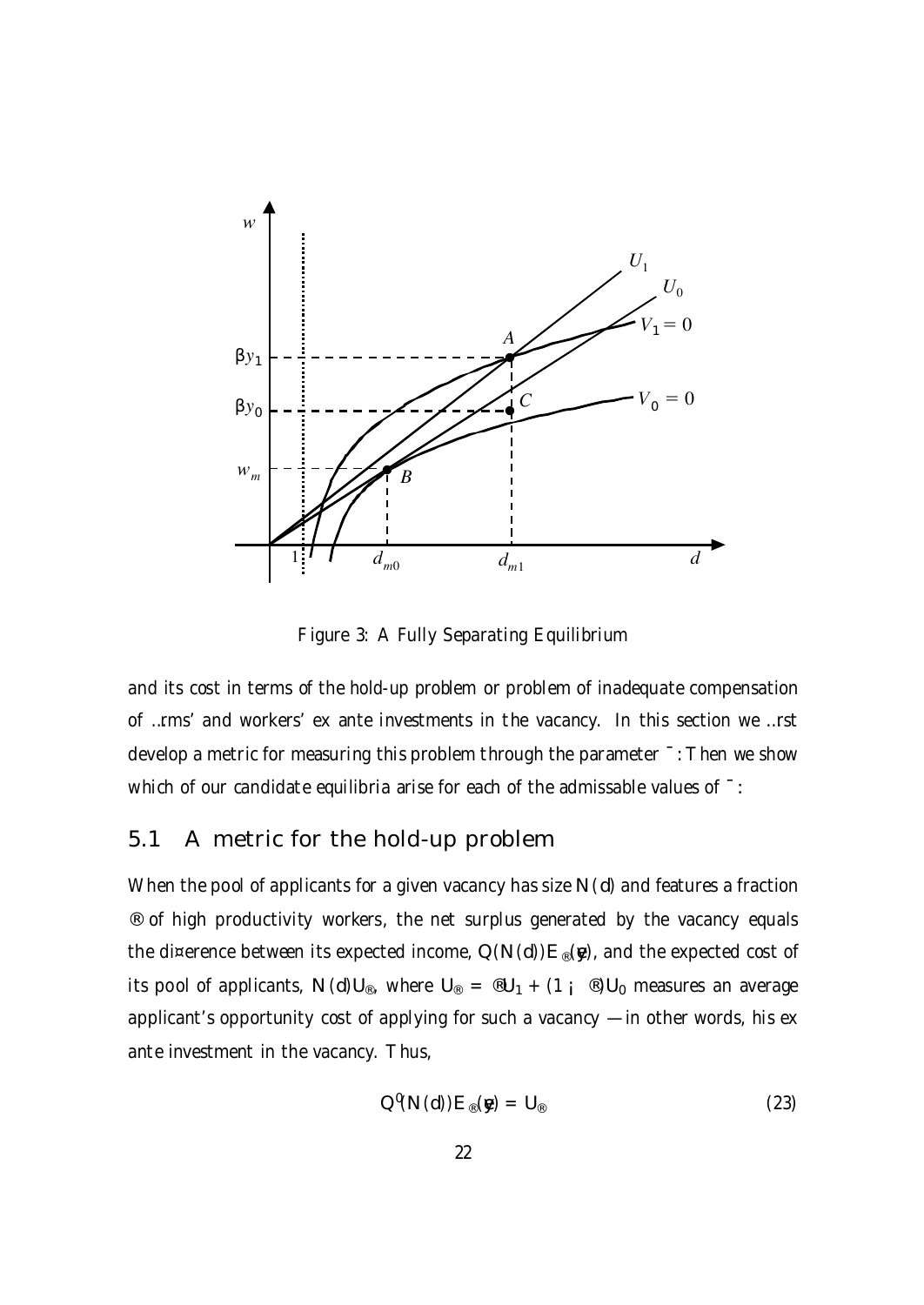Figure 3: A Fully Separating Equilibrium

and its cost in terms of the hold-up problem or problem of inadequate compensation of firms' and workers' ex ante investments in the vacancy. In this section we first develop a metric for measuring this problem through the parameter $\beta$. Then we show which of our candidate equilibria arise for each of the admissable values of $\beta$.

## 5.1 A metric for the hold-up problem

When the pool of applicants for a given vacancy has size $N(d)$ and features a fraction $\alpha$ of high productivity workers, the net surplus generated by the vacancy equals the difference between its expected income, $Q(N(d))E_{\alpha}(\tilde{y})$, and the expected cost of its pool of applicants, $N(d)U_{\alpha}$, where $U_{\alpha} = \alpha U_1 + (1 - \alpha)U_0$ measures an average applicant's opportunity cost of applying for such a vacancy — in other words, his ex ante investment in the vacancy. Thus,

$$Q'(N(d))E_{\alpha}(\tilde{y}) = U_{\alpha} \tag{23}$$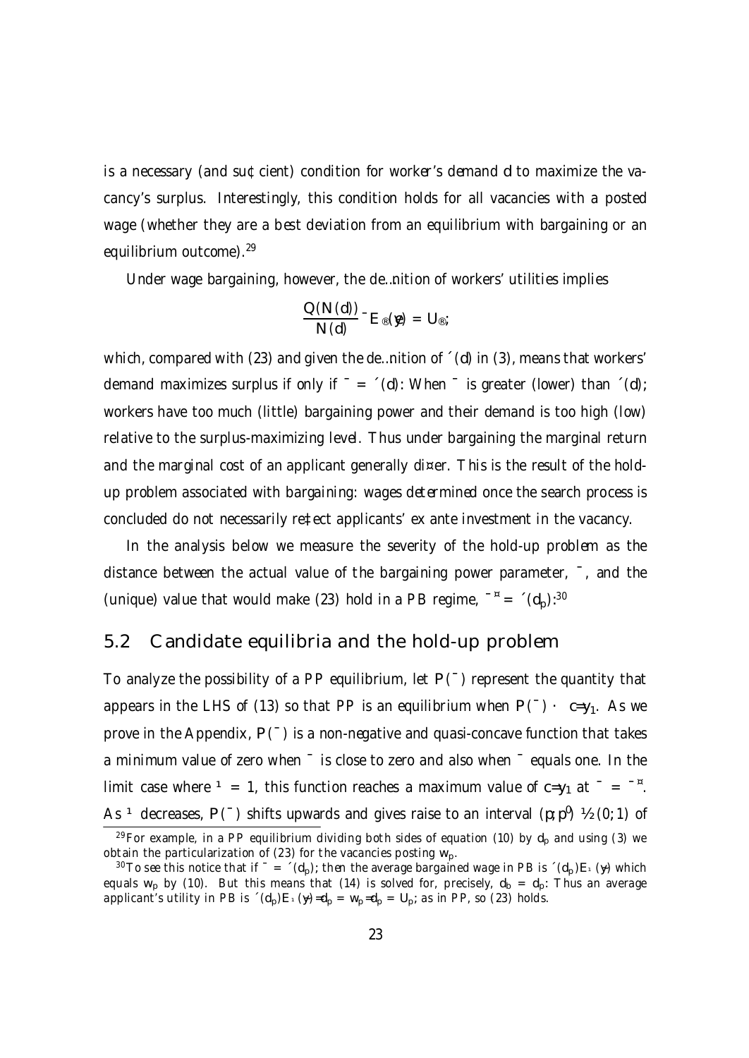is a necessary (and sufficient) condition for worker's demand $d$ to maximize the vacancy's surplus. Interestingly, this condition holds for all vacancies with a posted wage (whether they are a best deviation from an equilibrium with bargaining or an equilibrium outcome).[29]

Under wage bargaining, however, the definition of workers' utilities implies

$$\frac{Q(N(d))}{N(d)}\beta E_{\alpha}(\tilde{y}) = U_{\alpha};$$

which, compared with (23) and given the definition of $\eta(d)$ in (3), means that workers' demand maximizes surplus if only if $\beta = \eta(d)$. When $\beta$ is greater (lower) than $\eta(d)$, workers have too much (little) bargaining power and their demand is too high (low) relative to the surplus-maximizing level. Thus under bargaining the marginal return and the marginal cost of an applicant generally differ. This is the result of the hold-up problem associated with bargaining: wages determined once the search process is concluded do not necessarily reflect applicants' ex ante investment in the vacancy.

In the analysis below we measure the severity of the hold-up problem as the distance between the actual value of the bargaining power parameter, $\beta$, and the (unique) value that would make (23) hold in a PB regime, $\beta^* = \eta(d_p)$.[30]

## 5.2 Candidate equilibria and the hold-up problem

To analyze the possibility of a PP equilibrium, let $P(\beta)$ represent the quantity that appears in the LHS of (13) so that PP is an equilibrium when $P(\beta) \leq c/y_1$. As we prove in the Appendix, $P(\beta)$ is a non-negative and quasi-concave function that takes a minimum value of zero when $\beta$ is close to zero and also when $\beta$ equals one. In the limit case where $\mu = 1$, this function reaches a maximum value of $c/y_1$ at $\beta = \beta^*$. As $\mu$ decreases, $P(\beta)$ shifts upwards and gives raise to an interval $(p, p') \subset (0, 1)$ of

[29] For example, in a PP equilibrium dividing both sides of equation (10) by $d_p$ and using (3) we obtain the particularization of (23) for the vacancies posting $w_p$.

[30] To see this notice that if $\beta = \eta(d_p)$, then the average bargained wage in PB is $\eta(d_p)E_{\mu}(\tilde{y})$ which equals $w_p$ by (10). But this means that (14) is solved for, precisely, $d_b = d_p$. Thus an average applicant's utility in PB is $\eta(d_p)E_{\mu}(\tilde{y})/d_p = w_p/d_p = U_p$, as in PP, so (23) holds.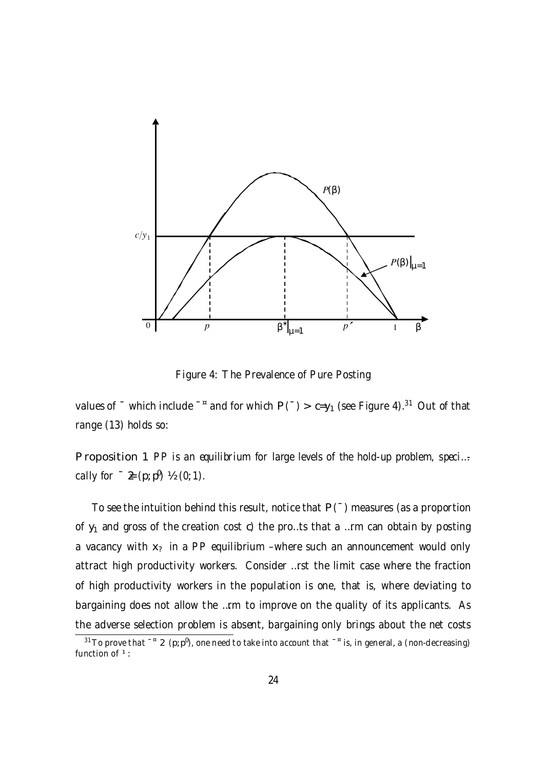Figure 4: The Prevalence of Pure Posting

values of $\beta$ which include $\beta^*$ and for which $P(\beta) > c/y_1$ (see Figure 4).[31] Out of that range (13) holds so:

**Proposition 1** *PP is an equilibrium for large levels of the hold-up problem, specifically for* $\beta \notin (p; p') \subset (0; 1)$.

To see the intuition behind this result, notice that $P(\beta)$ measures (as a proportion of $y_1$ and gross of the creation cost $c$) the profits that a firm can obtain by posting a vacancy with $x_?$ in a PP equilibrium –where such an announcement would only attract high productivity workers. Consider first the limit case where the fraction of high productivity workers in the population is one, that is, where deviating to bargaining does not allow the firm to improve on the quality of its applicants. As the adverse selection problem is absent, bargaining only brings about the net costs

[31] To prove that $\beta^* \in (p; p')$, one need to take into account that $\beta^*$ is, in general, a (non-decreasing) function of $\mu$.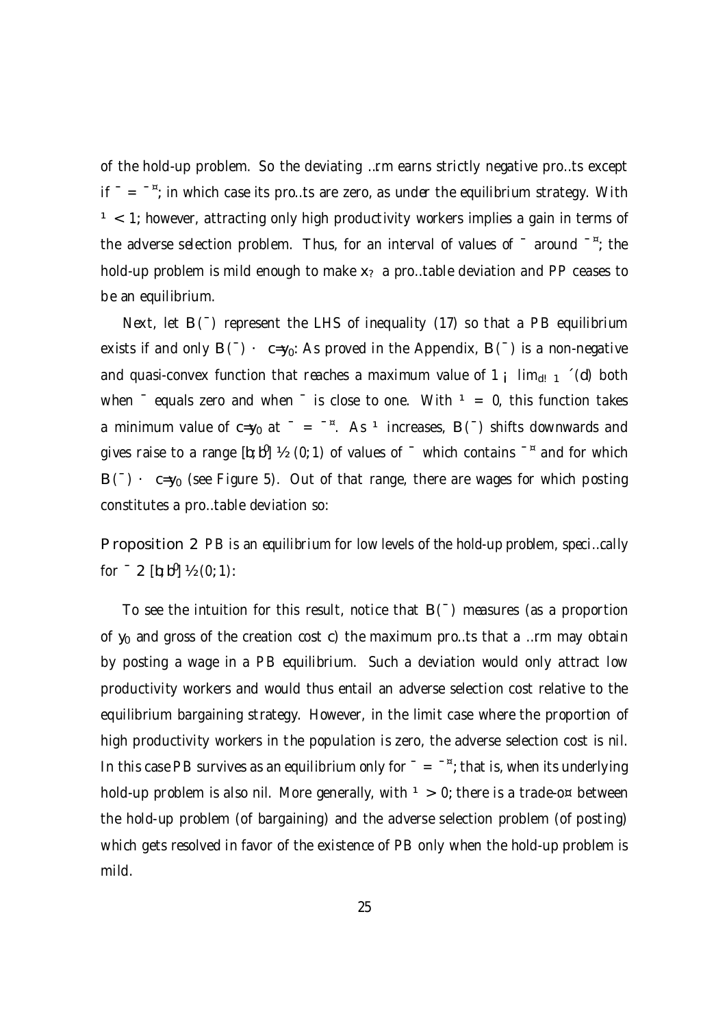of the hold-up problem. So the deviating firm earns strictly negative profits except if $\beta = \beta^*$; in which case its profits are zero, as under the equilibrium strategy. With $\mu < 1$; however, attracting only high productivity workers implies a gain in terms of the adverse selection problem. Thus, for an interval of values of $\beta$ around $\beta^*$; the hold-up problem is mild enough to make $x_?$ a profitable deviation and PP ceases to be an equilibrium.

Next, let $B(\beta)$ represent the LHS of inequality (17) so that a PB equilibrium exists if and only $B(\beta) \leq c/y_0$: As proved in the Appendix, $B(\beta)$ is a non-negative and quasi-convex function that reaches a maximum value of $1 - \lim_{d \to 1} \eta(d)$ both when $\beta$ equals zero and when $\beta$ is close to one. With $\mu = 0$, this function takes a minimum value of $c/y_0$ at $\beta = \beta^*$. As $\mu$ increases, $B(\beta)$ shifts downwards and gives raise to a range $[b; b^0] \subset (0; 1)$ of values of $\beta$ which contains $\beta^*$ and for which $B(\beta) \leq c/y_0$ (see Figure 5). Out of that range, there are wages for which posting constitutes a profitable deviation so:

**Proposition 2** *PB is an equilibrium for low levels of the hold-up problem, specifically for* $\beta \in [b; b^0] \subset (0; 1)$:

To see the intuition for this result, notice that $B(\beta)$ measures (as a proportion of $y_0$ and gross of the creation cost $c$) the maximum profits that a firm may obtain by posting a wage in a PB equilibrium. Such a deviation would only attract low productivity workers and would thus entail an adverse selection cost relative to the equilibrium bargaining strategy. However, in the limit case where the proportion of high productivity workers in the population is zero, the adverse selection cost is nil. In this case PB survives as an equilibrium only for $\beta = \beta^*$; that is, when its underlying hold-up problem is also nil. More generally, with $\mu > 0$; there is a trade-off between the hold-up problem (of bargaining) and the adverse selection problem (of posting) which gets resolved in favor of the existence of PB only when the hold-up problem is mild.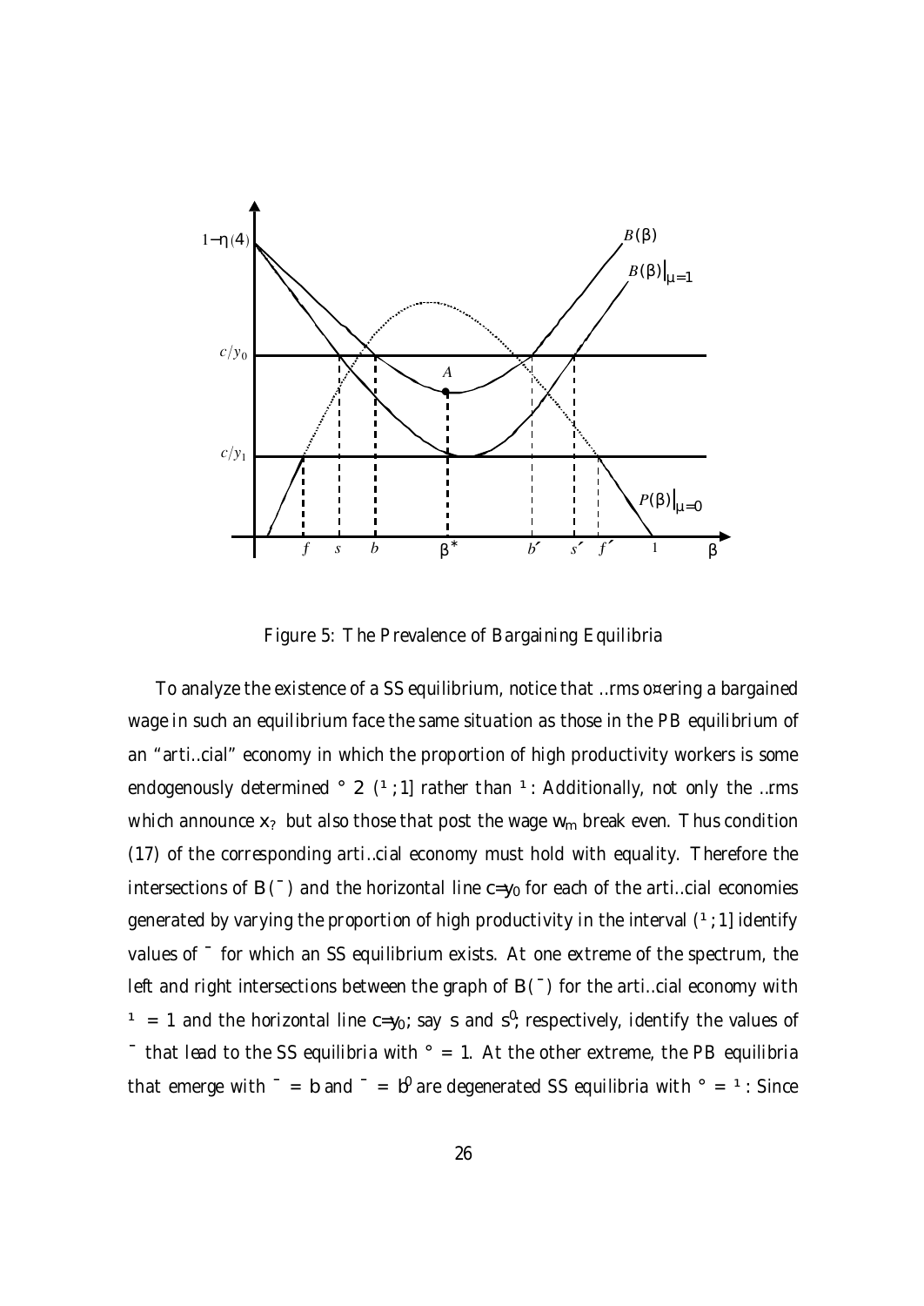Figure 5: The Prevalence of Bargaining Equilibria

To analyze the existence of a SS equilibrium, notice that firms offering a bargained wage in such an equilibrium face the same situation as those in the PB equilibrium of an "artificial" economy in which the proportion of high productivity workers is some endogenously determined $\gamma \in (\mu, 1]$ rather than $\mu$. Additionally, not only the firms which announce $x_?$ but also those that post the wage $w_m$ break even. Thus condition (17) of the corresponding artificial economy must hold with equality. Therefore the intersections of $B(\beta)$ and the horizontal line $c/y_0$ for each of the artificial economies generated by varying the proportion of high productivity in the interval $(\mu, 1]$ identify values of $\beta$ for which an SS equilibrium exists. At one extreme of the spectrum, the left and right intersections between the graph of $B(\beta)$ for the artificial economy with $\mu = 1$ and the horizontal line $c/y_0$, say $s$ and $s'$, respectively, identify the values of $\beta$ that lead to the SS equilibria with $\gamma = 1$. At the other extreme, the PB equilibria that emerge with $\beta = b$ and $\beta = b'$ are degenerated SS equilibria with $\gamma = \mu$. Since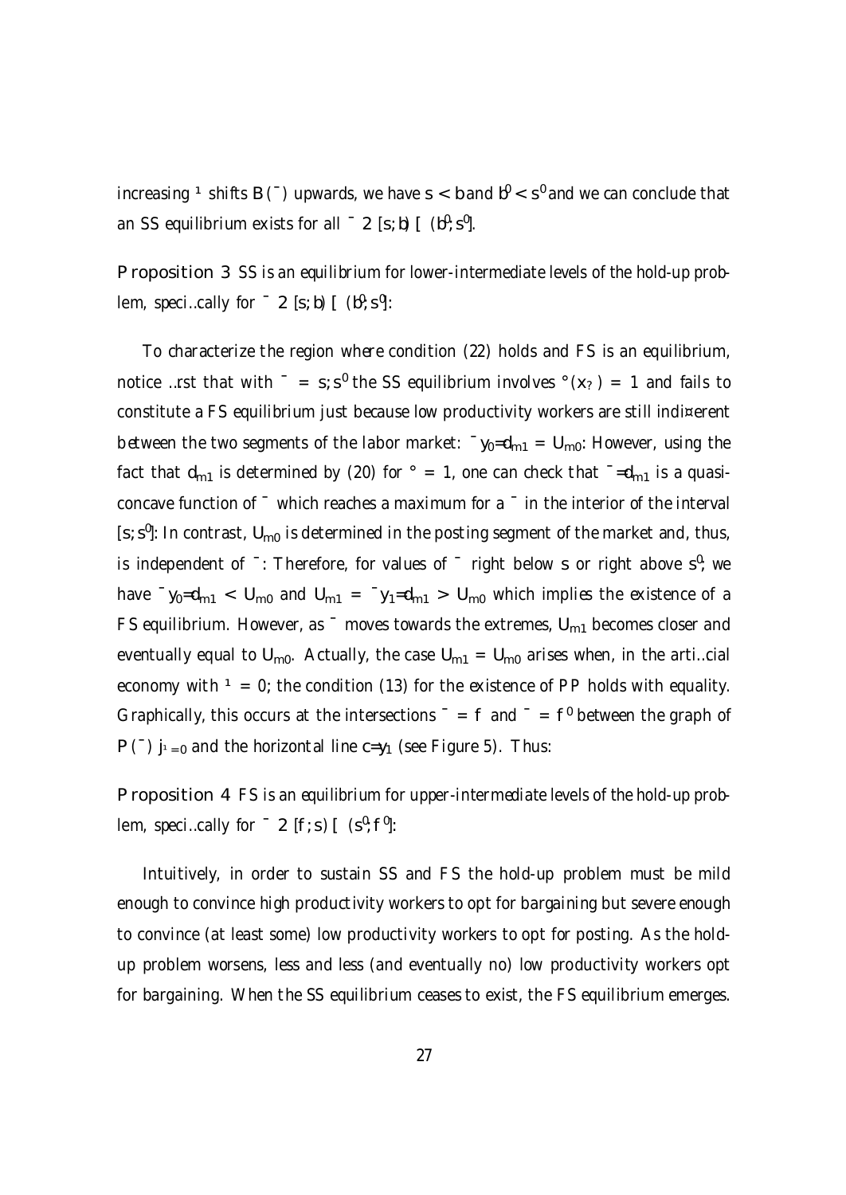increasing $\mu$ shifts $B(\beta)$ upwards, we have $s < b$ and $b' < s'$ and we can conclude that an SS equilibrium exists for all $\beta \in [s, b) \cup (b', s']$.

**Proposition 3** *SS is an equilibrium for lower-intermediate levels of the hold-up problem, specifically for $\beta \in [s, b) \cup (b', s']$.*

To characterize the region where condition (22) holds and FS is an equilibrium, notice first that with $\beta = s, s'$ the SS equilibrium involves $\gamma(x_?) = 1$ and fails to constitute a FS equilibrium just because low productivity workers are still indifferent between the two segments of the labor market: $\beta y_0/d_{m1} = U_{m0}$. However, using the fact that $d_{m1}$ is determined by (20) for $\gamma = 1$, one can check that $\beta/d_{m1}$ is a quasi-concave function of $\beta$ which reaches a maximum for a $\beta$ in the interior of the interval $[s, s']$. In contrast, $U_{m0}$ is determined in the posting segment of the market and, thus, is independent of $\beta$. Therefore, for values of $\beta$ right below $s$ or right above $s'$, we have $\beta y_0/d_{m1} < U_{m0}$ and $U_{m1} = \beta y_1/d_{m1} > U_{m0}$ which implies the existence of a FS equilibrium. However, as $\beta$ moves towards the extremes, $U_{m1}$ becomes closer and eventually equal to $U_{m0}$. Actually, the case $U_{m1} = U_{m0}$ arises when, in the artificial economy with $\mu = 0$, the condition (13) for the existence of PP holds with equality. Graphically, this occurs at the intersections $\beta = f$ and $\beta = f'$ between the graph of $P(\beta)|_{\mu=0}$ and the horizontal line $c/y_1$ (see Figure 5). Thus:

**Proposition 4** *FS is an equilibrium for upper-intermediate levels of the hold-up problem, specifically for $\beta \in [f, s) \cup (s', f']$.*

Intuitively, in order to sustain SS and FS the hold-up problem must be mild enough to convince high productivity workers to opt for bargaining but severe enough to convince (at least some) low productivity workers to opt for posting. As the hold-up problem worsens, less and less (and eventually no) low productivity workers opt for bargaining. When the SS equilibrium ceases to exist, the FS equilibrium emerges.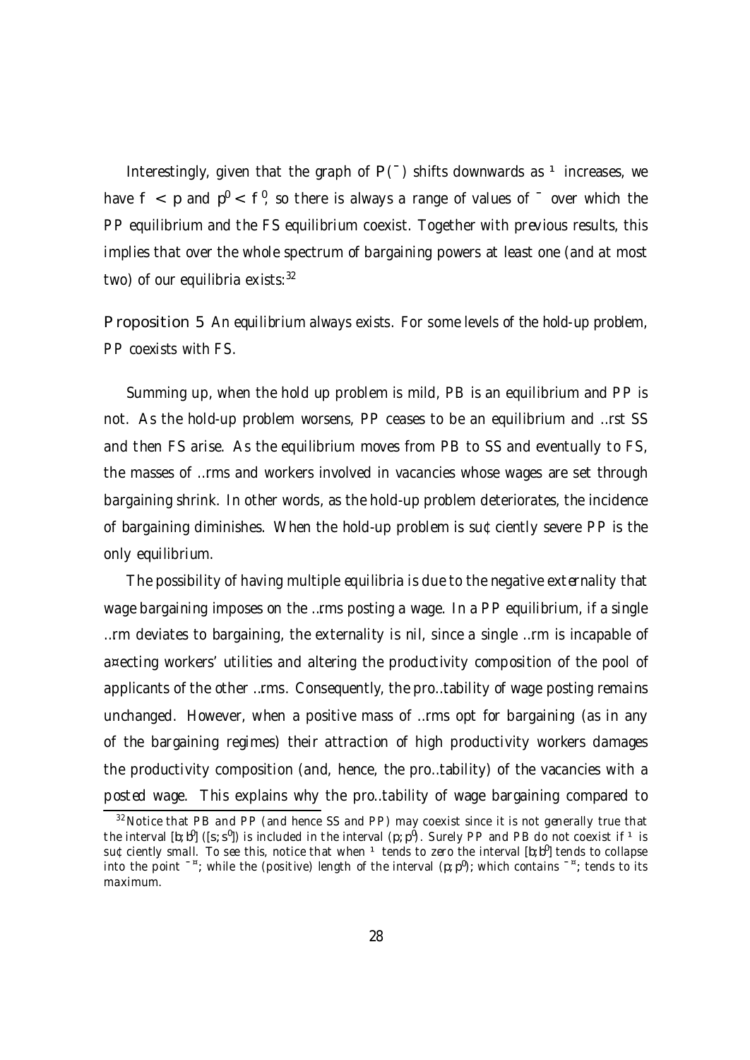Interestingly, given that the graph of $P(\beta)$ shifts downwards as $\mu$ increases, we have $f < p$ and $p' < f'$, so there is always a range of values of $\beta$ over which the PP equilibrium and the FS equilibrium coexist. Together with previous results, this implies that over the whole spectrum of bargaining powers at least one (and at most two) of our equilibria exists:[32]

**Proposition 5** *An equilibrium always exists. For some levels of the hold-up problem, PP coexists with FS.*

Summing up, when the hold up problem is mild, PB is an equilibrium and PP is not. As the hold-up problem worsens, PP ceases to be an equilibrium and first SS and then FS arise. As the equilibrium moves from PB to SS and eventually to FS, the masses of firms and workers involved in vacancies whose wages are set through bargaining shrink. In other words, as the hold-up problem deteriorates, the incidence of bargaining diminishes. When the hold-up problem is sufficiently severe PP is the only equilibrium.

The possibility of having multiple equilibria is due to the negative externality that wage bargaining imposes on the firms posting a wage. In a PP equilibrium, if a single firm deviates to bargaining, the externality is nil, since a single firm is incapable of affecting workers' utilities and altering the productivity composition of the pool of applicants of the other firms. Consequently, the profitability of wage posting remains unchanged. However, when a positive mass of firms opt for bargaining (as in any of the bargaining regimes) their attraction of high productivity workers damages the productivity composition (and, hence, the profitability) of the vacancies with a posted wage. This explains why the profitability of wage bargaining compared to

[32] Notice that PB and PP (and hence SS and PP) may coexist since it is not generally true that the interval $[b; b']$ ($[s; s']$) is included in the interval $(p; p')$. Surely PP and PB do not coexist if $\mu$ is sufficiently small. To see this, notice that when $\mu$ tends to zero the interval $[b; b']$ tends to collapse into the point $\beta^*$; while the (positive) length of the interval $(p; p')$; which contains $\beta^*$; tends to its maximum.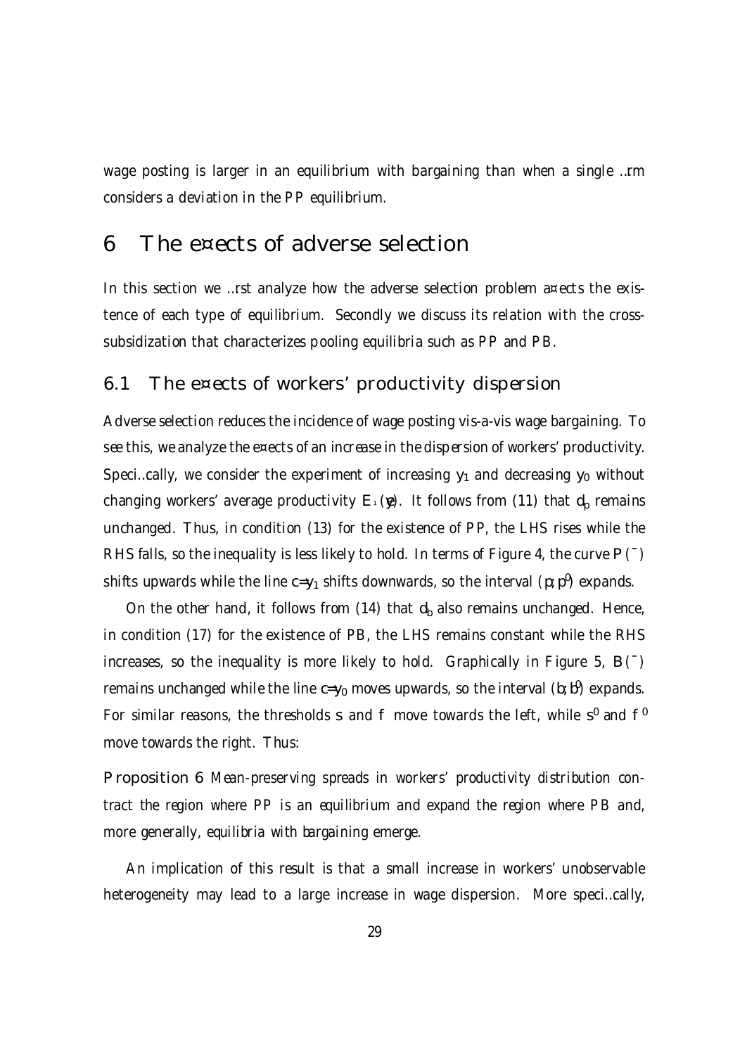wage posting is larger in an equilibrium with bargaining than when a single firm considers a deviation in the PP equilibrium.

# 6 The effects of adverse selection

In this section we first analyze how the adverse selection problem affects the existence of each type of equilibrium. Secondly we discuss its relation with the cross-subsidization that characterizes pooling equilibria such as PP and PB.

## 6.1 The effects of workers' productivity dispersion

Adverse selection reduces the incidence of wage posting vis-a-vis wage bargaining. To see this, we analyze the effects of an increase in the dispersion of workers' productivity. Specifically, we consider the experiment of increasing $y_1$ and decreasing $y_0$ without changing workers' average productivity $E_{\mu}(y)$. It follows from (11) that $d_p$ remains unchanged. Thus, in condition (13) for the existence of PP, the LHS rises while the RHS falls, so the inequality is less likely to hold. In terms of Figure 4, the curve $P(\beta)$ shifts upwards while the line $c=y_1$ shifts downwards, so the interval $(p, p')$ expands.

On the other hand, it follows from (14) that $d_b$ also remains unchanged. Hence, in condition (17) for the existence of PB, the LHS remains constant while the RHS increases, so the inequality is more likely to hold. Graphically in Figure 5, $B(\beta)$ remains unchanged while the line $c=y_0$ moves upwards, so the interval $(b, b')$ expands. For similar reasons, the thresholds $s$ and $f$ move towards the left, while $s'$ and $f'$ move towards the right. Thus:

**Proposition 6** *Mean-preserving spreads in workers' productivity distribution contract the region where PP is an equilibrium and expand the region where PB and, more generally, equilibria with bargaining emerge.*

An implication of this result is that a small increase in workers' unobservable heterogeneity may lead to a large increase in wage dispersion. More specifically,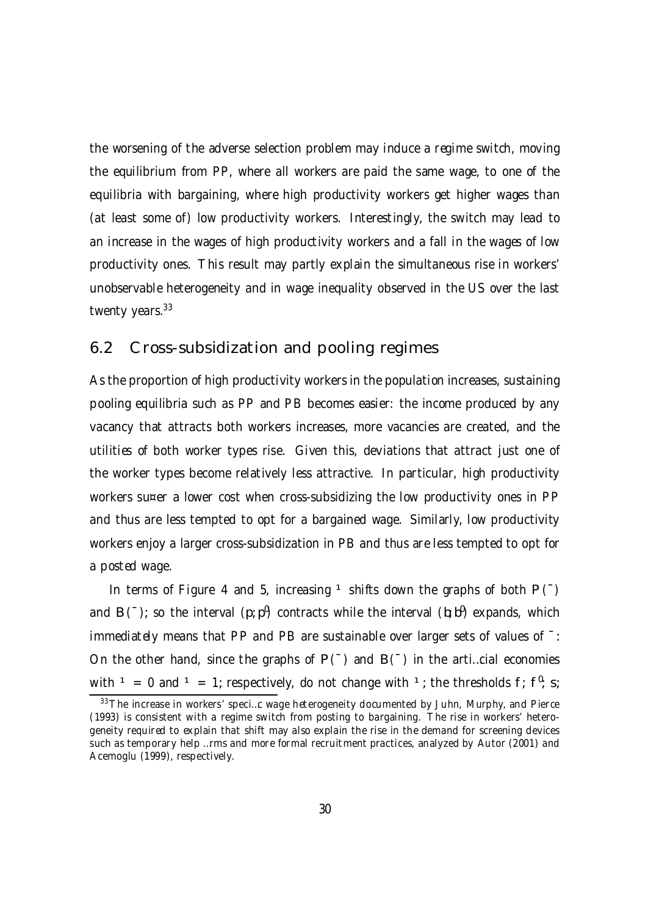the worsening of the adverse selection problem may induce a regime switch, moving the equilibrium from PP, where all workers are paid the same wage, to one of the equilibria with bargaining, where high productivity workers get higher wages than (at least some of) low productivity workers. Interestingly, the switch may lead to an increase in the wages of high productivity workers and a fall in the wages of low productivity ones. This result may partly explain the simultaneous rise in workers' unobservable heterogeneity and in wage inequality observed in the US over the last twenty years.[33]

## 6.2 Cross-subsidization and pooling regimes

As the proportion of high productivity workers in the population increases, sustaining pooling equilibria such as PP and PB becomes easier: the income produced by any vacancy that attracts both workers increases, more vacancies are created, and the utilities of both worker types rise. Given this, deviations that attract just one of the worker types become relatively less attractive. In particular, high productivity workers suffer a lower cost when cross-subsidizing the low productivity ones in PP and thus are less tempted to opt for a bargained wage. Similarly, low productivity workers enjoy a larger cross-subsidization in PB and thus are less tempted to opt for a posted wage.

In terms of Figure 4 and 5, increasing $\mu$ shifts down the graphs of both $P(\beta)$ and $B(\beta)$; so the interval $(p, p')$ contracts while the interval $(b, b')$ expands, which immediately means that PP and PB are sustainable over larger sets of values of $\beta$. On the other hand, since the graphs of $P(\beta)$ and $B(\beta)$ in the artificial economies with $\mu = 0$ and $\mu = 1$, respectively, do not change with $\mu$, the thresholds $f$, $f'$, $s$,

[33] The increase in workers' specific wage heterogeneity documented by Juhn, Murphy, and Pierce (1993) is consistent with a regime switch from posting to bargaining. The rise in workers' heterogeneity required to explain that shift may also explain the rise in the demand for screening devices such as temporary help firms and more formal recruitment practices, analyzed by Autor (2001) and Acemoglu (1999), respectively.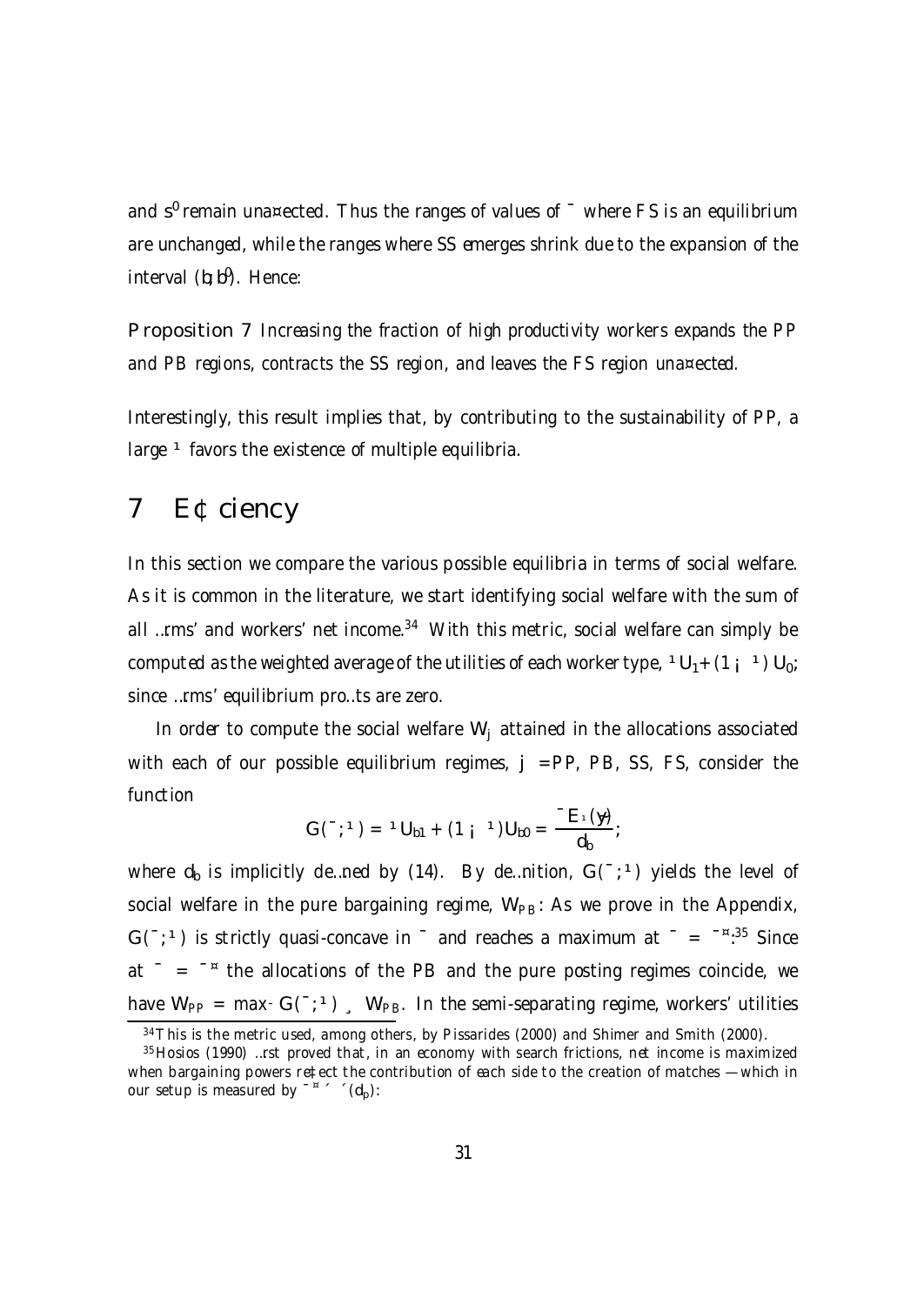and $s^0$ remain unaffected. Thus the ranges of values of $\beta$ where FS is an equilibrium are unchanged, while the ranges where SS emerges shrink due to the expansion of the interval $(b, b^0)$. Hence:

**Proposition 7** *Increasing the fraction of high productivity workers expands the PP and PB regions, contracts the SS region, and leaves the FS region unaffected.*

Interestingly, this result implies that, by contributing to the sustainability of PP, a large $\mu$ favors the existence of multiple equilibria.

# 7 Efficiency

In this section we compare the various possible equilibria in terms of social welfare. As it is common in the literature, we start identifying social welfare with the sum of all firms' and workers' net income.[34] With this metric, social welfare can simply be computed as the weighted average of the utilities of each worker type, $\mu U_1 + (1-\mu) U_0$; since firms' equilibrium profits are zero.

In order to compute the social welfare $W_j$ attained in the allocations associated with each of our possible equilibrium regimes, $j$ = PP, PB, SS, FS, consider the function

$$G(\beta;\mu) = \mu U_{b1} + (1-\mu) U_{b0} = \frac{\beta E_\mu(y)}{d_b};$$

where $d_b$ is implicitly defined by (14). By definition, $G(\beta;\mu)$ yields the level of social welfare in the pure bargaining regime, $W_{PB}$. As we prove in the Appendix, $G(\beta;\mu)$ is strictly quasi-concave in $\beta$ and reaches a maximum at $\beta = \beta^*$.[35] Since at $\beta = \beta^*$ the allocations of the PB and the pure posting regimes coincide, we have $W_{PP} = \max_\beta G(\beta;\mu) \geq W_{PB}$. In the semi-separating regime, workers' utilities

[34] This is the metric used, among others, by Pissarides (2000) and Shimer and Smith (2000).

[35] Hosios (1990) first proved that, in an economy with search frictions, net income is maximized when bargaining powers reflect the contribution of each side to the creation of matches — which in our setup is measured by $\beta^* \equiv \eta(d_p)$.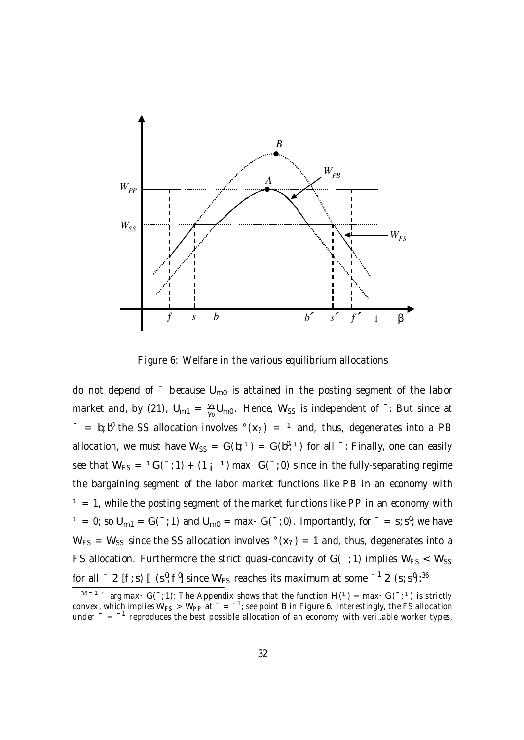Figure 6: Welfare in the various equilibrium allocations

do not depend of $\beta$ because $U_{m0}$ is attained in the posting segment of the labor market and, by (21), $U_{m1} = \frac{y_1}{y_0} U_{m0}$. Hence, $W_{SS}$ is independent of $\beta$. But since at $\beta = b, b'$ the SS allocation involves $\gamma(x_?) = \mu$ and, thus, degenerates into a PB allocation, we must have $W_{SS} = G(b; \mu) = G(b'; \mu)$ for all $\beta$. Finally, one can easily see that $W_{FS} = \mu G(\beta; 1) + (1 - \mu) \max_\beta G(\beta; 0)$ since in the fully-separating regime the bargaining segment of the labor market functions like PB in an economy with $\mu = 1$, while the posting segment of the market functions like PP in an economy with $\mu = 0$; so $U_{m1} = G(\beta; 1)$ and $U_{m0} = \max_\beta G(\beta; 0)$. Importantly, for $\beta = s, s'$, we have $W_{FS} = W_{SS}$ since the SS allocation involves $\gamma(x_?) = 1$ and, thus, degenerates into a FS allocation. Furthermore the strict quasi-concavity of $G(\beta; 1)$ implies $W_{FS} < W_{SS}$ for all $\beta \in [f; s) \cup (s', f']$ since $W_{FS}$ reaches its maximum at some $\beta^1 \in (s; s')$.[36]

---

[36] $\beta^1 \equiv \arg\max_\beta G(\beta; 1)$. The Appendix shows that the function $H(\mu) = \max_\beta G(\beta; \mu)$ is strictly convex, which implies $W_{FS} > W_{PP}$ at $\beta = \beta^1$; see point B in Figure 6. Interestingly, the FS allocation under $\beta = \beta^1$ reproduces the best possible allocation of an economy with verifiable worker types,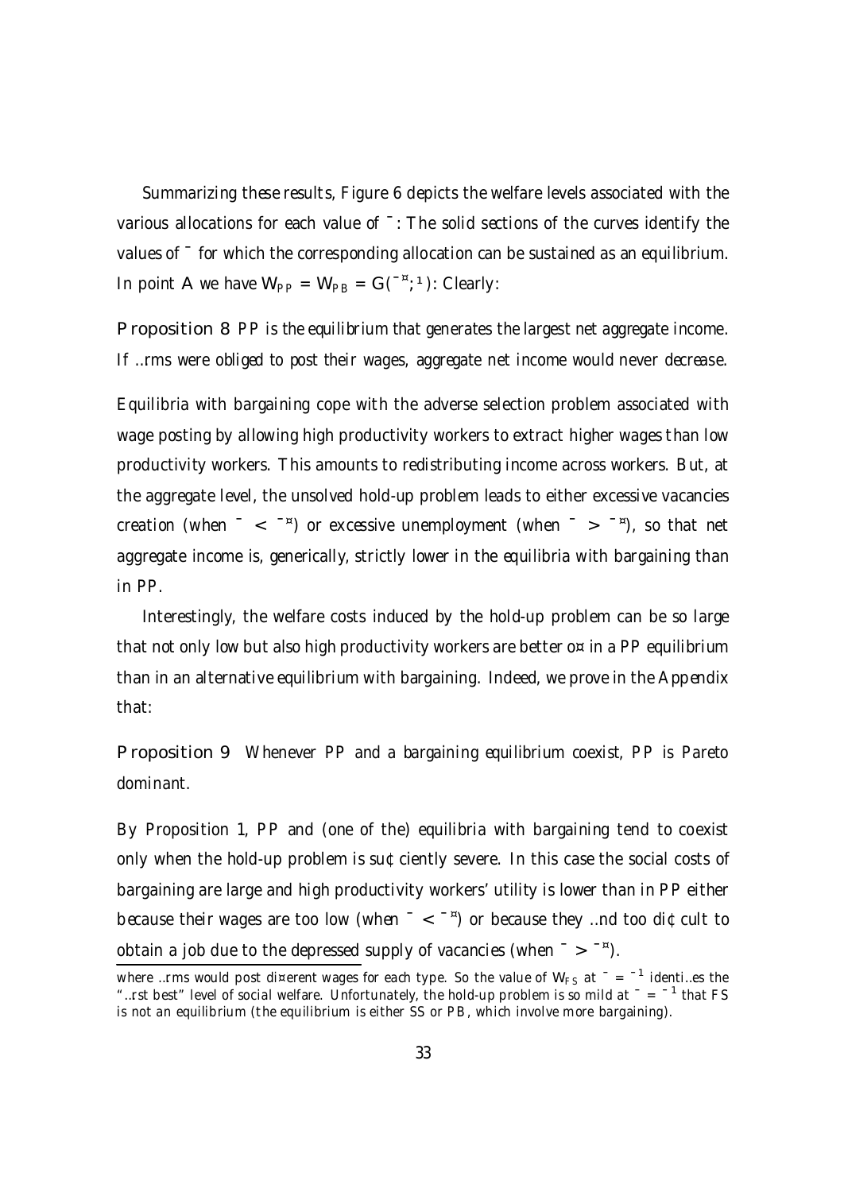Summarizing these results, Figure 6 depicts the welfare levels associated with the various allocations for each value of $\beta$: The solid sections of the curves identify the values of $\beta$ for which the corresponding allocation can be sustained as an equilibrium. In point A we have $W_{PP} = W_{PB} = G(\beta^{*}; \mu)$: Clearly:

**Proposition 8** *PP is the equilibrium that generates the largest net aggregate income. If firms were obliged to post their wages, aggregate net income would never decrease.*

Equilibria with bargaining cope with the adverse selection problem associated with wage posting by allowing high productivity workers to extract higher wages than low productivity workers. This amounts to redistributing income across workers. But, at the aggregate level, the unsolved hold-up problem leads to either excessive vacancies creation (when $\beta < \beta^{*}$) or excessive unemployment (when $\beta > \beta^{*}$), so that net aggregate income is, generically, strictly lower in the equilibria with bargaining than in PP.

Interestingly, the welfare costs induced by the hold-up problem can be so large that not only low but also high productivity workers are better off in a PP equilibrium than in an alternative equilibrium with bargaining. Indeed, we prove in the Appendix that:

**Proposition 9** *Whenever PP and a bargaining equilibrium coexist, PP is Pareto dominant.*

By Proposition 1, PP and (one of the) equilibria with bargaining tend to coexist only when the hold-up problem is sufficiently severe. In this case the social costs of bargaining are large and high productivity workers' utility is lower than in PP either because their wages are too low (when $\beta < \beta^{*}$) or because they find too difficult to obtain a job due to the depressed supply of vacancies (when $\beta > \beta^{*}$).

---

where firms would post different wages for each type. So the value of $W_{FS}$ at $\beta = \beta^{1}$ identifies the "first best" level of social welfare. Unfortunately, the hold-up problem is so mild at $\beta = \beta^{1}$ that FS is not an equilibrium (the equilibrium is either SS or PB, which involve more bargaining).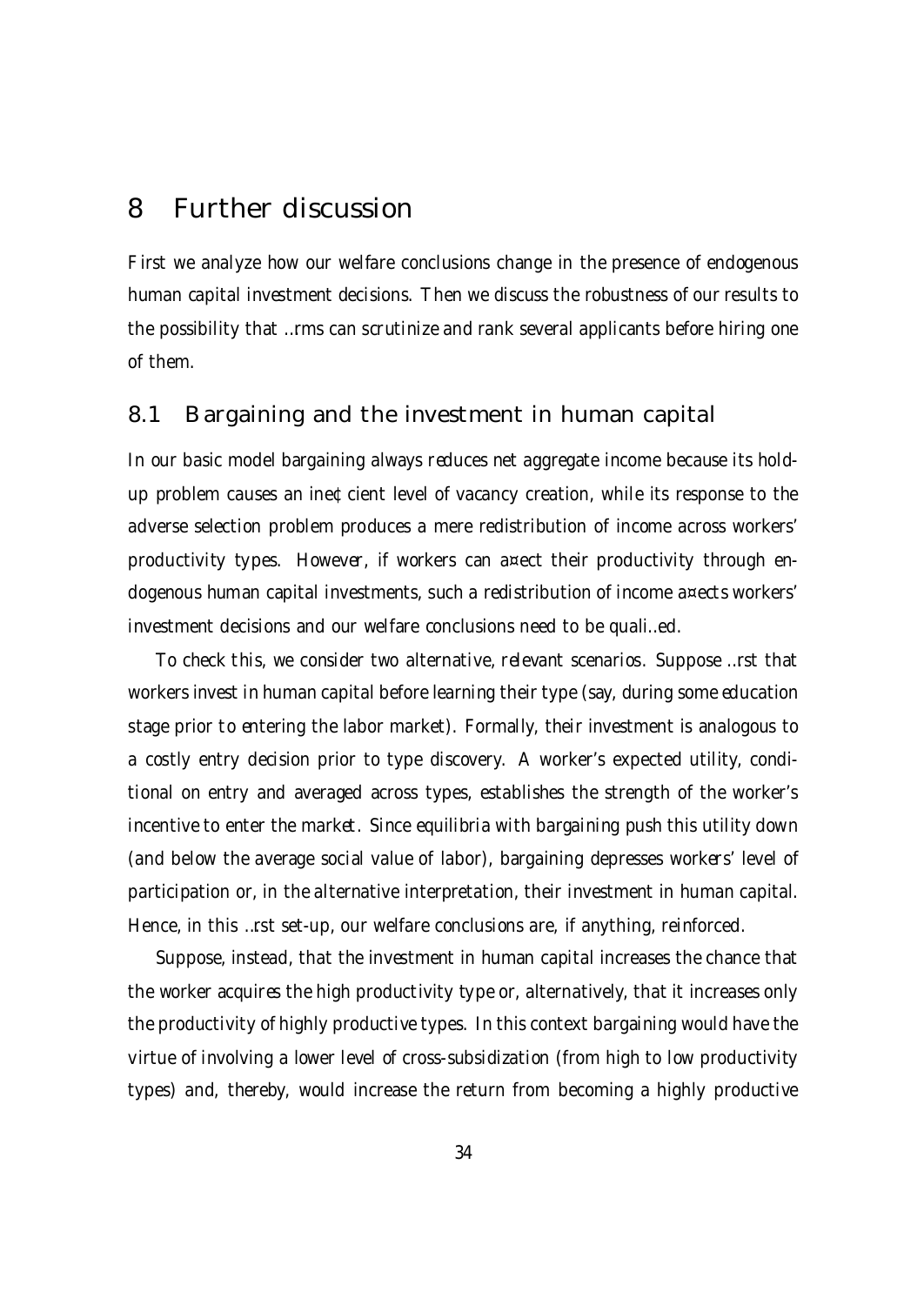# 8 Further discussion

First we analyze how our welfare conclusions change in the presence of endogenous human capital investment decisions. Then we discuss the robustness of our results to the possibility that firms can scrutinize and rank several applicants before hiring one of them.

## 8.1 Bargaining and the investment in human capital

In our basic model bargaining always reduces net aggregate income because its hold-up problem causes an inefficient level of vacancy creation, while its response to the adverse selection problem produces a mere redistribution of income across workers' productivity types. However, if workers can affect their productivity through endogenous human capital investments, such a redistribution of income affects workers' investment decisions and our welfare conclusions need to be qualified.

To check this, we consider two alternative, relevant scenarios. Suppose first that workers invest in human capital before learning their type (say, during some education stage prior to entering the labor market). Formally, their investment is analogous to a costly entry decision prior to type discovery. A worker's expected utility, conditional on entry and averaged across types, establishes the strength of the worker's incentive to enter the market. Since equilibria with bargaining push this utility down (and below the average social value of labor), bargaining depresses workers' level of participation or, in the alternative interpretation, their investment in human capital. Hence, in this first set-up, our welfare conclusions are, if anything, reinforced.

Suppose, instead, that the investment in human capital increases the chance that the worker acquires the high productivity type or, alternatively, that it increases only the productivity of highly productive types. In this context bargaining would have the virtue of involving a lower level of cross-subsidization (from high to low productivity types) and, thereby, would increase the return from becoming a highly productive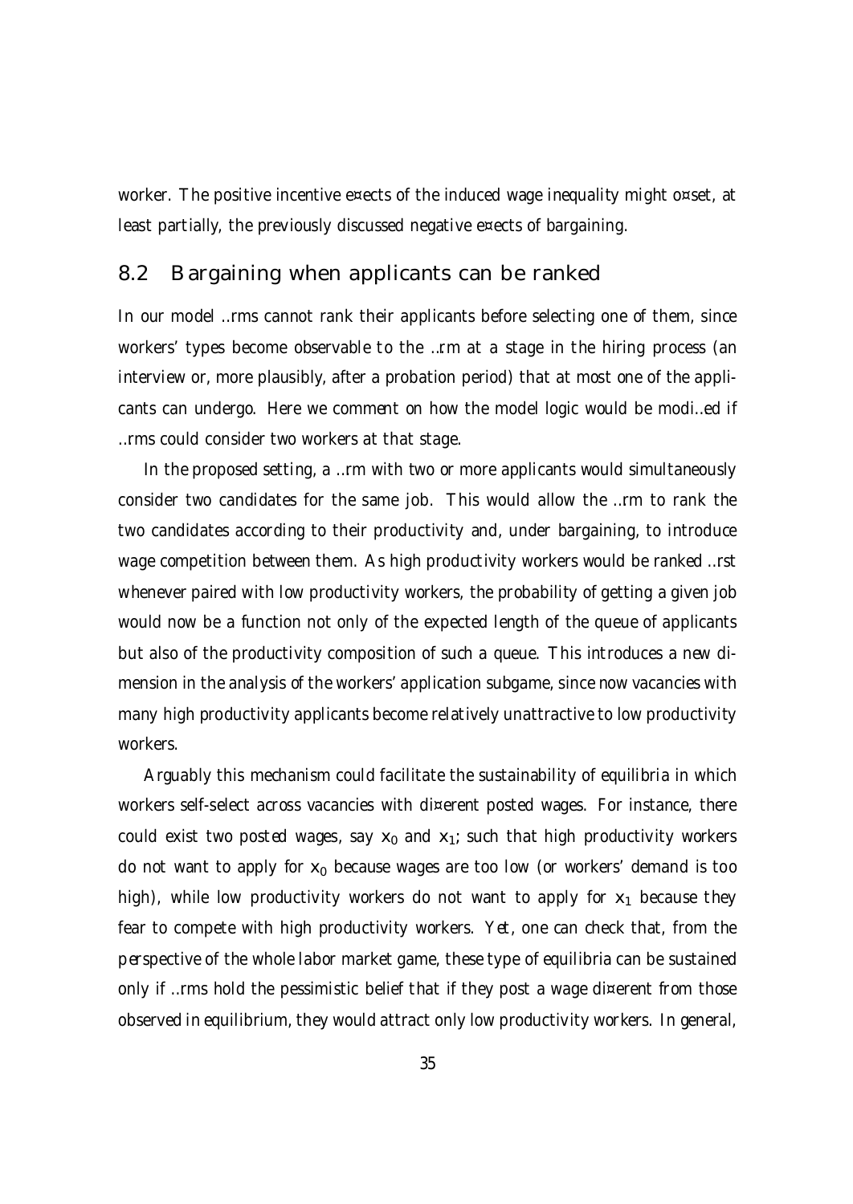worker. The positive incentive effects of the induced wage inequality might offset, at least partially, the previously discussed negative effects of bargaining.

## 8.2 Bargaining when applicants can be ranked

In our model firms cannot rank their applicants before selecting one of them, since workers' types become observable to the firm at a stage in the hiring process (an interview or, more plausibly, after a probation period) that at most one of the applicants can undergo. Here we comment on how the model logic would be modified if firms could consider two workers at that stage.

In the proposed setting, a firm with two or more applicants would simultaneously consider two candidates for the same job. This would allow the firm to rank the two candidates according to their productivity and, under bargaining, to introduce wage competition between them. As high productivity workers would be ranked first whenever paired with low productivity workers, the probability of getting a given job would now be a function not only of the expected length of the queue of applicants but also of the productivity composition of such a queue. This introduces a new dimension in the analysis of the workers' application subgame, since now vacancies with many high productivity applicants become relatively unattractive to low productivity workers.

Arguably this mechanism could facilitate the sustainability of equilibria in which workers self-select across vacancies with different posted wages. For instance, there could exist two posted wages, say $x_0$ and $x_1$; such that high productivity workers do not want to apply for $x_0$ because wages are too low (or workers' demand is too high), while low productivity workers do not want to apply for $x_1$ because they fear to compete with high productivity workers. Yet, one can check that, from the perspective of the whole labor market game, these type of equilibria can be sustained only if firms hold the pessimistic belief that if they post a wage different from those observed in equilibrium, they would attract only low productivity workers. In general,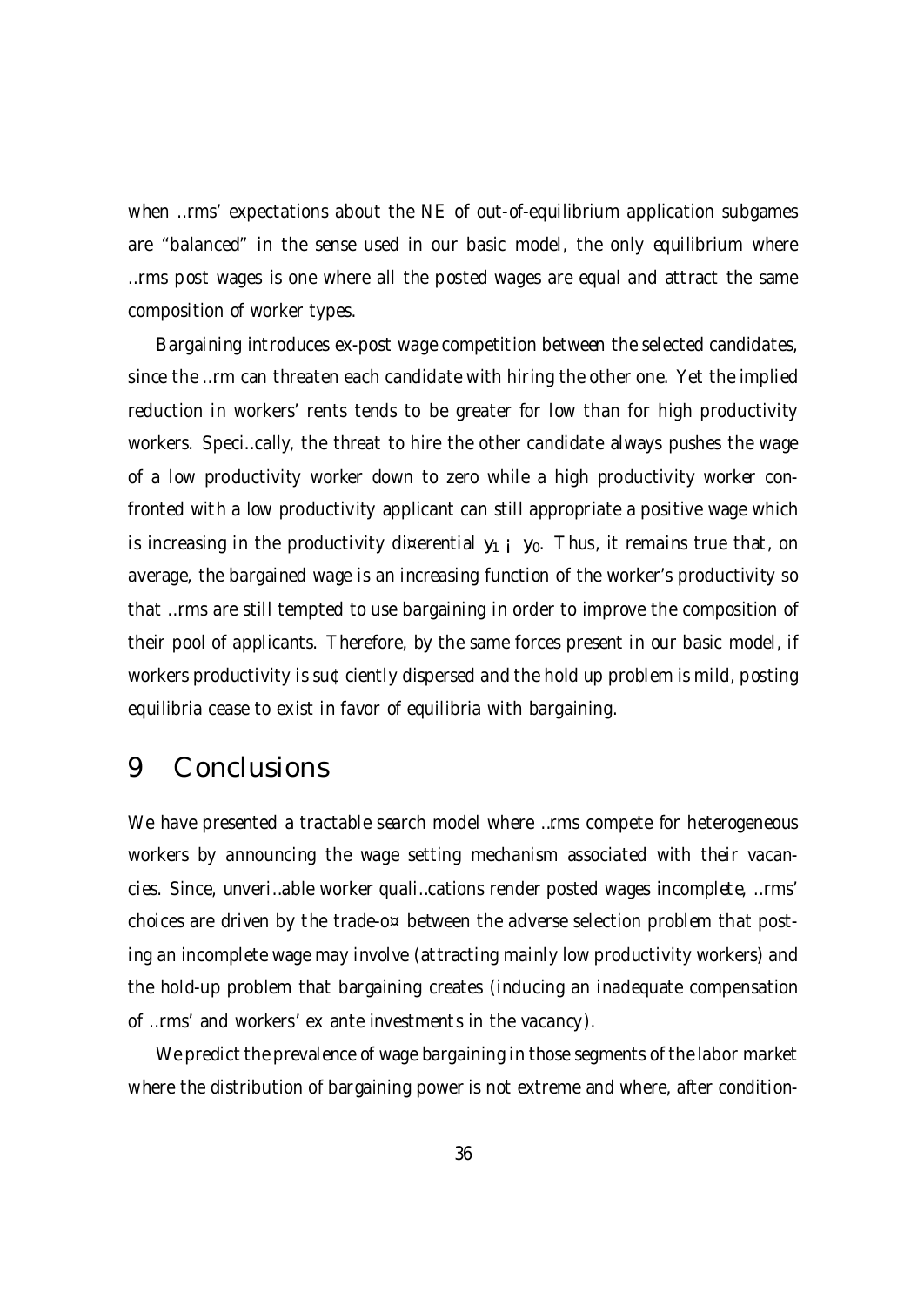when firms' expectations about the NE of out-of-equilibrium application subgames are "balanced" in the sense used in our basic model, the only equilibrium where firms post wages is one where all the posted wages are equal and attract the same composition of worker types.

Bargaining introduces ex-post wage competition between the selected candidates, since the firm can threaten each candidate with hiring the other one. Yet the implied reduction in workers' rents tends to be greater for low than for high productivity workers. Specifically, the threat to hire the other candidate always pushes the wage of a low productivity worker down to zero while a high productivity worker confronted with a low productivity applicant can still appropriate a positive wage which is increasing in the productivity differential $y_1 - y_0$. Thus, it remains true that, on average, the bargained wage is an increasing function of the worker's productivity so that firms are still tempted to use bargaining in order to improve the composition of their pool of applicants. Therefore, by the same forces present in our basic model, if workers productivity is sufficiently dispersed and the hold up problem is mild, posting equilibria cease to exist in favor of equilibria with bargaining.

# 9 Conclusions

We have presented a tractable search model where firms compete for heterogeneous workers by announcing the wage setting mechanism associated with their vacancies. Since, unverifiable worker qualifications render posted wages *incomplete*, firms' choices are driven by the trade-off between the adverse selection problem that posting an incomplete wage may involve (attracting mainly low productivity workers) and the hold-up problem that bargaining creates (inducing an inadequate compensation of firms' and workers' ex ante investments in the vacancy).

We predict the prevalence of wage bargaining in those segments of the labor market where the distribution of bargaining power is not extreme and where, after condition-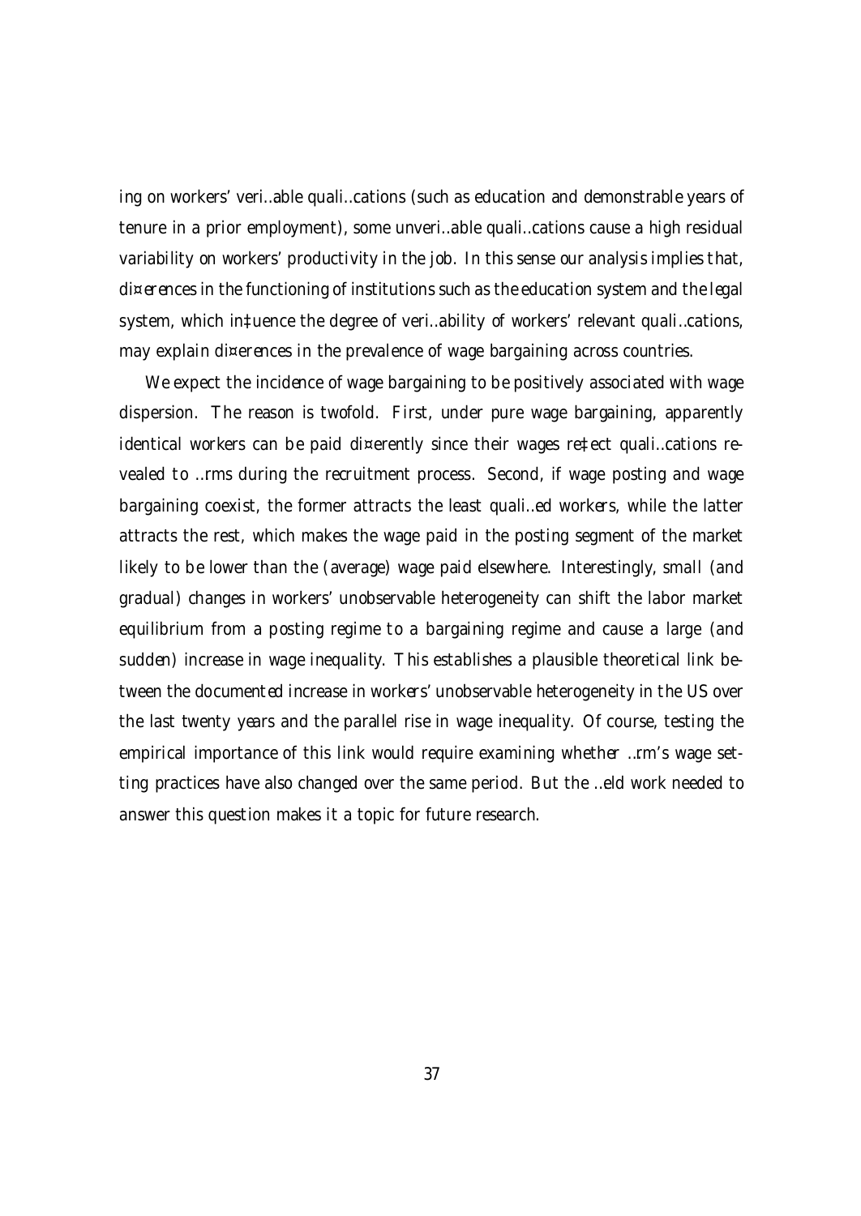ing on workers' verifiable qualifications (such as education and demonstrable years of tenure in a prior employment), some unverifiable qualifications cause a high residual variability on workers' productivity in the job. In this sense our analysis implies that, differences in the functioning of institutions such as the education system and the legal system, which influence the degree of verifiability of workers' relevant qualifications, may explain differences in the prevalence of wage bargaining across countries.

We expect the incidence of wage bargaining to be positively associated with wage dispersion. The reason is twofold. First, under pure wage bargaining, apparently identical workers can be paid differently since their wages reflect qualifications revealed to firms during the recruitment process. Second, if wage posting and wage bargaining coexist, the former attracts the least qualified workers, while the latter attracts the rest, which makes the wage paid in the posting segment of the market likely to be lower than the (average) wage paid elsewhere. Interestingly, small (and gradual) changes in workers' unobservable heterogeneity can shift the labor market equilibrium from a posting regime to a bargaining regime and cause a large (and sudden) increase in wage inequality. This establishes a plausible theoretical link between the documented increase in workers' unobservable heterogeneity in the US over the last twenty years and the parallel rise in wage inequality. Of course, testing the empirical importance of this link would require examining whether firm's wage setting practices have also changed over the same period. But the field work needed to answer this question makes it a topic for future research.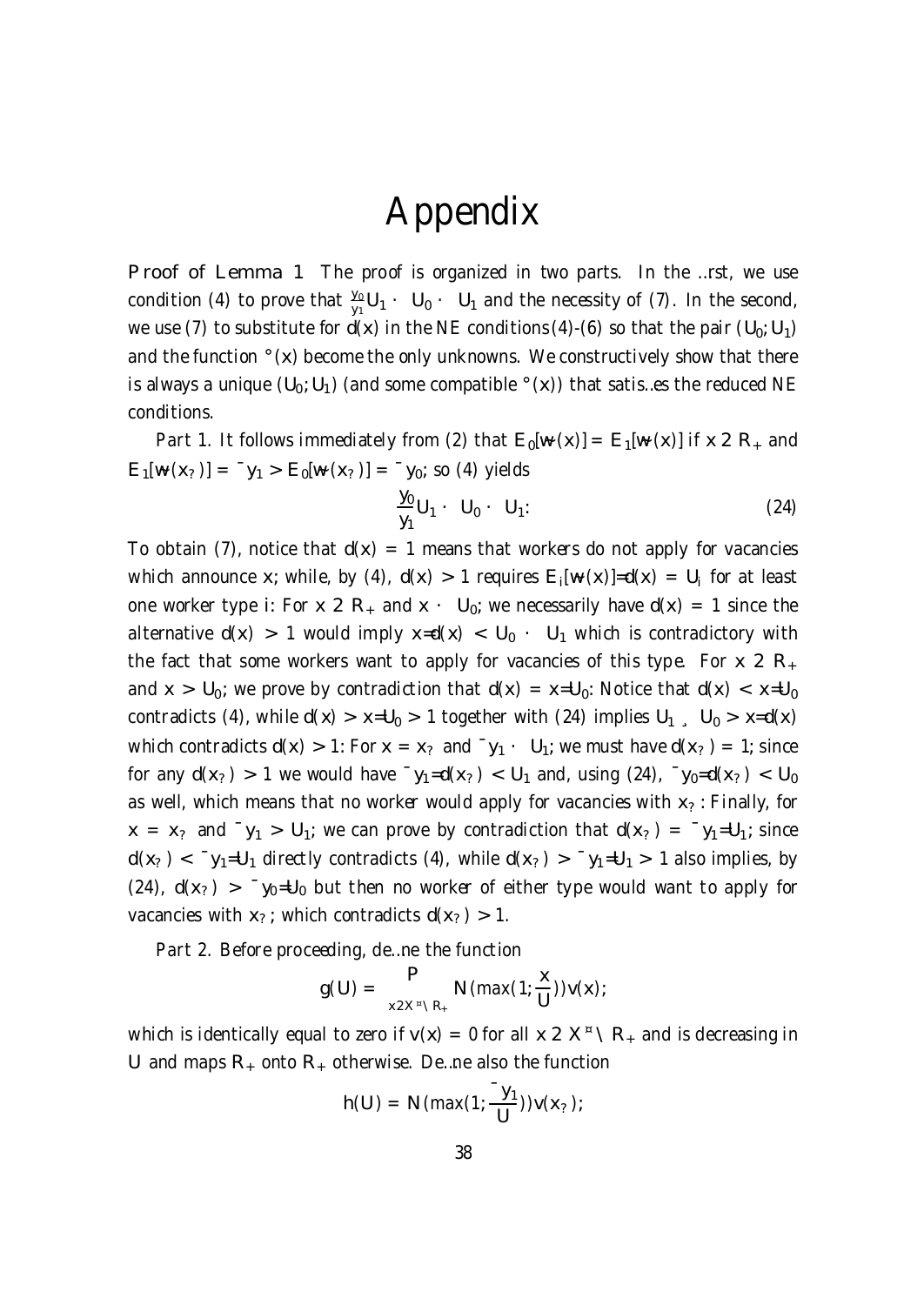# Appendix

**Proof of Lemma 1** The proof is organized in two parts. In the first, we use condition (4) to prove that $\frac{y_0}{y_1}U_1 \leq U_0 \leq U_1$ and the necessity of (7). In the second, we use (7) to substitute for $d(x)$ in the NE conditions (4)-(6) so that the pair $(U_0; U_1)$ and the function $\gamma(x)$ become the only unknowns. We constructively show that there is always a unique $(U_0; U_1)$ (and some compatible $\gamma(x)$) that satisfies the reduced NE conditions.

*Part 1.* It follows immediately from (2) that $E_0[w(x)] = E_1[w(x)]$ if $x \in R_+$ and $E_1[w(x_?)] = \beta y_1 > E_0[w(x_?)] = \beta y_0$; so (4) yields

$$\frac{y_0}{y_1}U_1 \leq U_0 \leq U_1. \tag{24}$$

To obtain (7), notice that $d(x) = 1$ means that workers do not apply for vacancies which announce $x$; while, by (4), $d(x) > 1$ requires $E_i[w(x)]/d(x) = U_i$ for at least one worker type $i$: For $x \in R_+$ and $x \leq U_0$; we necessarily have $d(x) = 1$ since the alternative $d(x) > 1$ would imply $x/d(x) < U_0 \leq U_1$ which is contradictory with the fact that some workers want to apply for vacancies of this type. For $x \in R_+$ and $x > U_0$; we prove by contradiction that $d(x) = x/U_0$: Notice that $d(x) < x/U_0$ contradicts (4), while $d(x) > x/U_0 > 1$ together with (24) implies $U_1 \geq U_0 > x/d(x)$ which contradicts $d(x) > 1$: For $x = x_?$ and $\beta y_1 \leq U_1$; we must have $d(x_?) = 1$; since for any $d(x_?) > 1$ we would have $\beta y_1/d(x_?) < U_1$ and, using (24), $\beta y_0/d(x_?) < U_0$ as well, which means that no worker would apply for vacancies with $x_?$: Finally, for $x = x_?$ and $\beta y_1 > U_1$; we can prove by contradiction that $d(x_?) = \beta y_1/U_1$; since $d(x_?) < \beta y_1/U_1$ directly contradicts (4), while $d(x_?) > \beta y_1/U_1 > 1$ also implies, by (24), $d(x_?) > \beta y_0/U_0$ but then no worker of either type would want to apply for vacancies with $x_?$; which contradicts $d(x_?) > 1$.

*Part 2.* Before proceeding, define the function

$$g(U) = \sum_{x \in X^* \cap R_+} N(\max(1; \frac{x}{U}))v(x);$$

which is identically equal to zero if $v(x) = 0$ for all $x \in X^* \cap R_+$ and is decreasing in $U$ and maps $R_+$ onto $R_+$ otherwise. Define also the function

$$h(U) = N(\max(1; \frac{\beta y_1}{U}))v(x_?);$$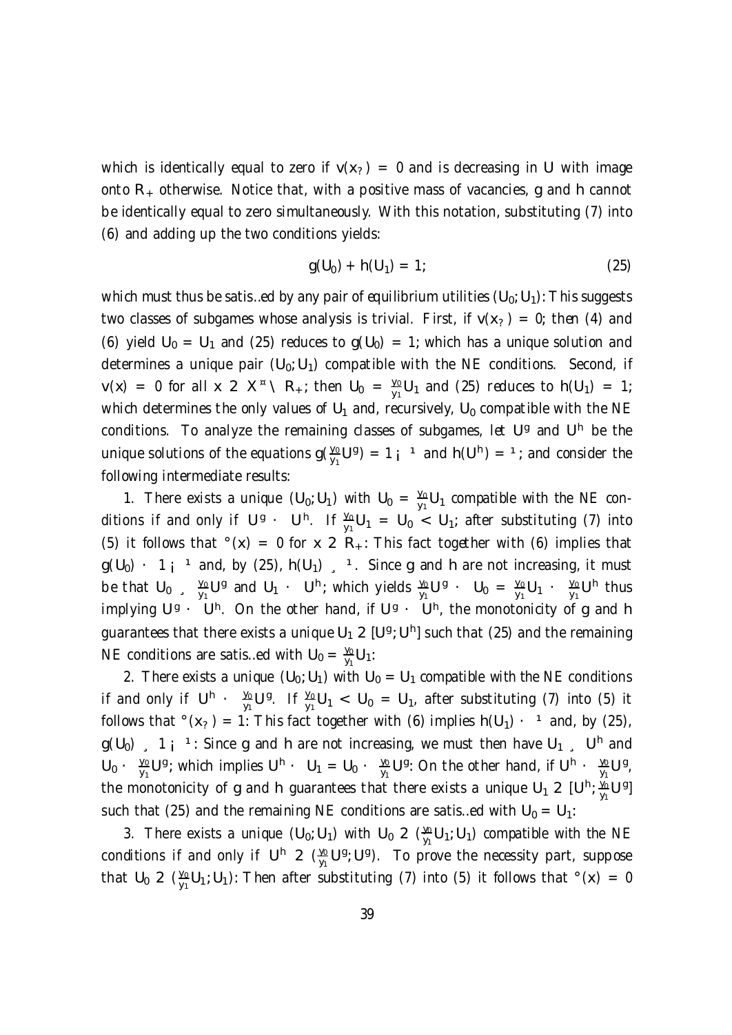which is identically equal to zero if $v(x_\star) = 0$ and is decreasing in $U$ with image onto $R_+$ otherwise. Notice that, with a positive mass of vacancies, $g$ and $h$ cannot be identically equal to zero simultaneously. With this notation, substituting (7) into (6) and adding up the two conditions yields:

$$g(U_0) + h(U_1) = 1; \tag{25}$$

which must thus be satisfied by any pair of equilibrium utilities $(U_0; U_1)$: This suggests two classes of subgames whose analysis is trivial. First, if $v(x_\star) = 0$; then (4) and (6) yield $U_0 = U_1$ and (25) reduces to $g(U_0) = 1$; which has a unique solution and determines a unique pair $(U_0; U_1)$ compatible with the NE conditions. Second, if $v(x) = 0$ for all $x \in X^* \cap R_+$; then $U_0 = \frac{y_0}{y_1}U_1$ and (25) reduces to $h(U_1) = 1$; which determines the only values of $U_1$ and, recursively, $U_0$ compatible with the NE conditions. To analyze the remaining classes of subgames, let $U^g$ and $U^h$ be the unique solutions of the equations $g(\frac{y_0}{y_1}U^g) = 1 - \mu$ and $h(U^h) = \mu$; and consider the following intermediate results:

1. There exists a unique $(U_0; U_1)$ with $U_0 = \frac{y_0}{y_1}U_1$ compatible with the NE conditions if and only if $U^g \leq U^h$. If $\frac{y_0}{y_1}U_1 = U_0 < U_1$; after substituting (7) into (5) it follows that $\gamma(x) = 0$ for $x \in R_+$: This fact together with (6) implies that $g(U_0) \leq 1 - \mu$ and, by (25), $h(U_1) \geq \mu$. Since $g$ and $h$ are not increasing, it must be that $U_0 \geq \frac{y_0}{y_1}U^g$ and $U_1 \leq U^h$; which yields $\frac{y_0}{y_1}U^g \leq U_0 = \frac{y_0}{y_1}U_1 \leq \frac{y_0}{y_1}U^h$ thus implying $U^g \leq U^h$. On the other hand, if $U^g \leq U^h$, the monotonicity of $g$ and $h$ guarantees that there exists a unique $U_1 \in [U^g; U^h]$ such that (25) and the remaining NE conditions are satisfied with $U_0 = \frac{y_0}{y_1}U_1$:

2. There exists a unique $(U_0; U_1)$ with $U_0 = U_1$ compatible with the NE conditions if and only if $U^h \leq \frac{y_0}{y_1}U^g$. If $\frac{y_0}{y_1}U_1 < U_0 = U_1$, after substituting (7) into (5) it follows that $\gamma(x_\star) = 1$: This fact together with (6) implies $h(U_1) \leq \mu$ and, by (25), $g(U_0) \geq 1 - \mu$: Since $g$ and $h$ are not increasing, we must then have $U_1 \geq U^h$ and $U_0 \leq \frac{y_0}{y_1}U^g$; which implies $U^h \leq U_1 = U_0 \leq \frac{y_0}{y_1}U^g$: On the other hand, if $U^h \leq \frac{y_0}{y_1}U^g$, the monotonicity of $g$ and $h$ guarantees that there exists a unique $U_1 \in [U^h; \frac{y_0}{y_1}U^g]$ such that (25) and the remaining NE conditions are satisfied with $U_0 = U_1$:

3. There exists a unique $(U_0; U_1)$ with $U_0 \in (\frac{y_0}{y_1}U_1; U_1)$ compatible with the NE conditions if and only if $U^h \in (\frac{y_0}{y_1}U^g; U^g)$. To prove the necessity part, suppose that $U_0 \in (\frac{y_0}{y_1}U_1; U_1)$: Then after substituting (7) into (5) it follows that $\gamma(x) = 0$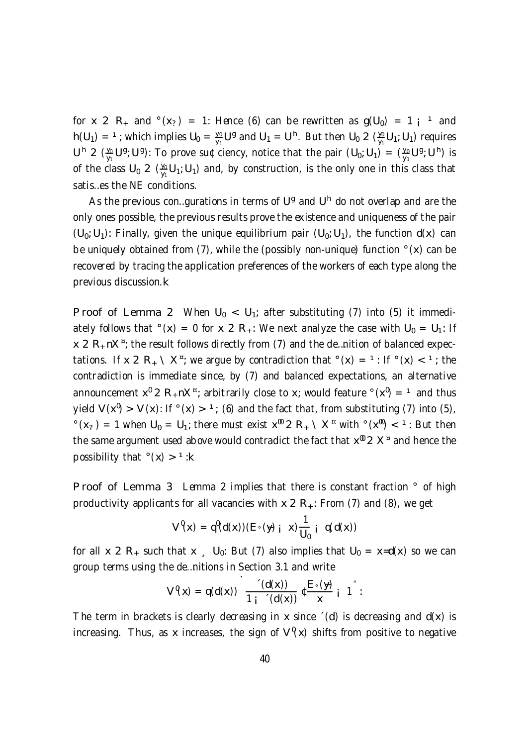for $x \in R_+$ and $\gamma(x_?) = 1$. Hence (6) can be rewritten as $g(U_0) = 1 - \mu$ and $h(U_1) = \mu$; which implies $U_0 = \frac{y_0}{y_1}U^g$ and $U_1 = U^h$. But then $U_0 \in (\frac{y_0}{y_1}U_1; U_1)$ requires $U^h \in (\frac{y_0}{y_1}U^g; U^g)$. To prove sufficiency, notice that the pair $(U_0; U_1) = (\frac{y_0}{y_1}U^g; U^h)$ is of the class $U_0 \in (\frac{y_0}{y_1}U_1; U_1)$ and, by construction, is the only one in this class that satisfies the NE conditions.

As the previous configurations in terms of $U^g$ and $U^h$ do not overlap and are the only ones possible, the previous results prove the existence and uniqueness of the pair $(U_0; U_1)$. Finally, given the unique equilibrium pair $(U_0; U_1)$, the function $d(x)$ can be uniquely obtained from (7), while the (possibly non-unique) function $\gamma(x)$ can be recovered by tracing the application preferences of the workers of each type along the previous discussion.∥

**Proof of Lemma 2** When $U_0 < U_1$, after substituting (7) into (5) it immediately follows that $\gamma(x) = 0$ for $x \in R_+$. We next analyze the case with $U_0 = U_1$. If $x \in R_+ \backslash X^*$, the result follows directly from (7) and the definition of balanced expectations. If $x \in R_+ \cap X^*$, we argue by contradiction that $\gamma(x) = \mu$. If $\gamma(x) < \mu$, the contradiction is immediate since, by (7) and balanced expectations, an alternative announcement $x' \in R_+ \backslash X^*$, arbitrarily close to $x$, would feature $\gamma(x') = \mu$ and thus yield $V(x') > V(x)$. If $\gamma(x) > \mu$, (6) and the fact that, from substituting (7) into (5), $\gamma(x_?) = 1$ when $U_0 = U_1$, there must exist $x'' \in R_+ \cap X^*$ with $\gamma(x'') < \mu$. But then the same argument used above would contradict the fact that $x'' \in X^*$ and hence the possibility that $\gamma(x) > \mu$.∥

**Proof of Lemma 3** Lemma 2 implies that there is constant fraction $\gamma$ of high productivity applicants for all vacancies with $x \in R_+$. From (7) and (8), we get

$$V'(x) = q'(d(x))(E_\gamma(y) - x)\frac{1}{U_0} - q(d(x))$$

for all $x \in R_+$ such that $x \geq U_0$. But (7) also implies that $U_0 = x/d(x)$ so we can group terms using the definitions in Section 3.1 and write

$$V'(x) = q(d(x))\left[\frac{\eta(d(x))}{1-\eta(d(x))} \cdot \frac{E_\gamma(y)}{x} - 1\right].$$

The term in brackets is clearly decreasing in $x$ since $\eta(d)$ is decreasing and $d(x)$ is increasing. Thus, as $x$ increases, the sign of $V'(x)$ shifts from positive to negative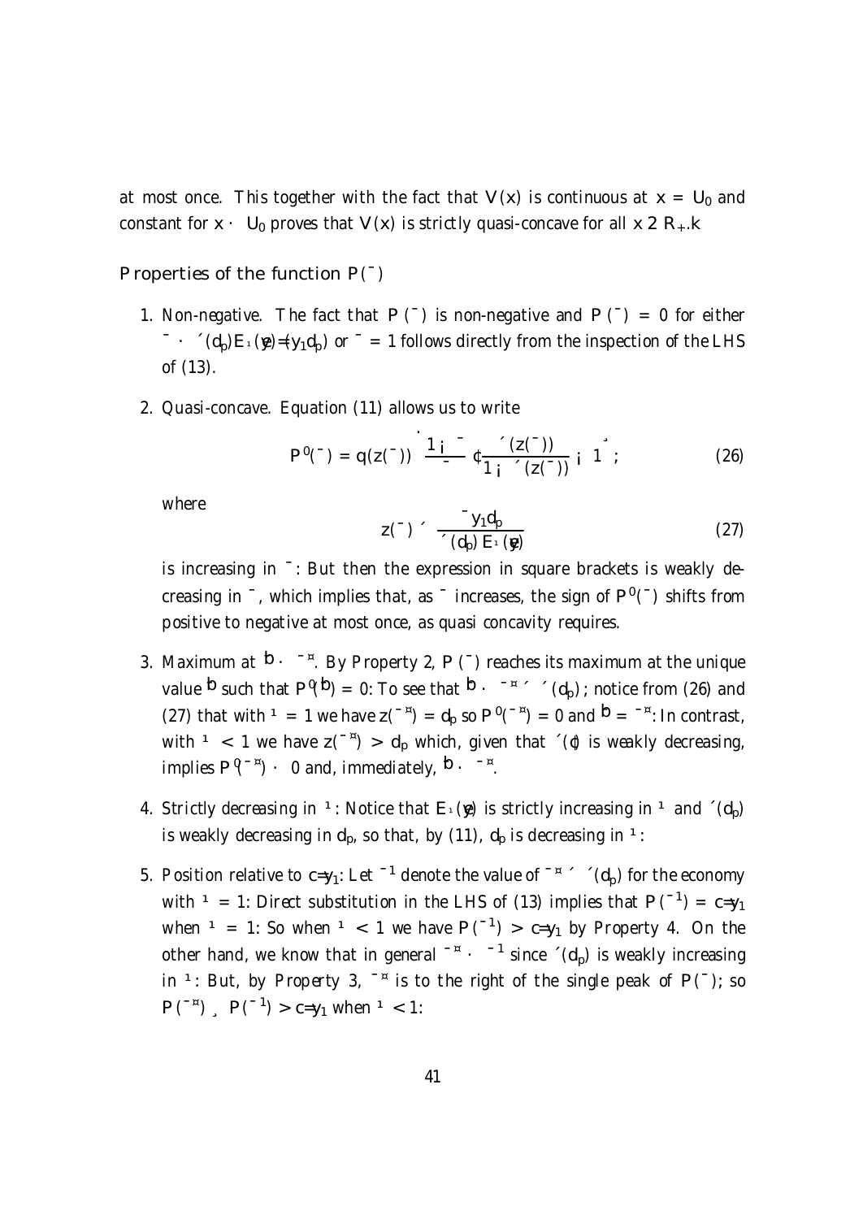at most once. This together with the fact that $V(x)$ is continuous at $x = U_0$ and constant for $x \leq U_0$ proves that $V(x)$ is strictly quasi-concave for all $x \in R_+$. ∎

**Properties of the function $P(\beta)$**

1. *Non-negative.* The fact that $P(\beta)$ is non-negative and $P(\beta) = 0$ for either $\beta \leq \eta(d_p)E_\mu(\tilde{y})/(y_1 d_p)$ or $\beta = 1$ follows directly from the inspection of the LHS of (13).

2. *Quasi-concave.* Equation (11) allows us to write

$$P'(\beta) = q(z(\beta)) \left[ \frac{1-\beta}{\beta} \cdot \frac{\eta(z(\beta))}{1-\eta(z(\beta))} - 1 \right], \tag{26}$$

where

$$z(\beta) \equiv \frac{\beta y_1 d_p}{\eta(d_p)\, E_\mu(\tilde{y})} \tag{27}$$

is increasing in $\beta$. But then the expression in square brackets is weakly decreasing in $\beta$, which implies that, as $\beta$ increases, the sign of $P'(\beta)$ shifts from positive to negative at most once, as quasi concavity requires.

3. *Maximum at $\hat{\beta} \leq \beta^*$.* By Property 2, $P(\beta)$ reaches its maximum at the unique value $\hat{\beta}$ such that $P'(\hat{\beta}) = 0$. To see that $\hat{\beta} \leq \beta^* \equiv \eta(d_p)$, notice from (26) and (27) that with $\mu = 1$ we have $z(\beta^*) = d_p$ so $P'(\beta^*) = 0$ and $\hat{\beta} = \beta^*$. In contrast, with $\mu < 1$ we have $z(\beta^*) > d_p$ which, given that $\eta(\cdot)$ is weakly decreasing, implies $P'(\beta^*) \leq 0$ and, immediately, $\hat{\beta} \leq \beta^*$.

4. *Strictly decreasing in $\mu$.* Notice that $E_\mu(\tilde{y})$ is strictly increasing in $\mu$ and $\eta(d_p)$ is weakly decreasing in $d_p$, so that, by (11), $d_p$ is decreasing in $\mu$.

5. *Position relative to $c/y_1$.* Let $\beta^1$ denote the value of $\beta^* \equiv \eta(d_p)$ for the economy with $\mu = 1$. Direct substitution in the LHS of (13) implies that $P(\beta^1) = c/y_1$ when $\mu = 1$. So when $\mu < 1$ we have $P(\beta^1) > c/y_1$ by Property 4. On the other hand, we know that in general $\beta^* \leq \beta^1$ since $\eta(d_p)$ is weakly increasing in $\mu$. But, by Property 3, $\beta^*$ is to the right of the single peak of $P(\beta)$; so $P(\beta^*) \geq P(\beta^1) > c/y_1$ when $\mu < 1$.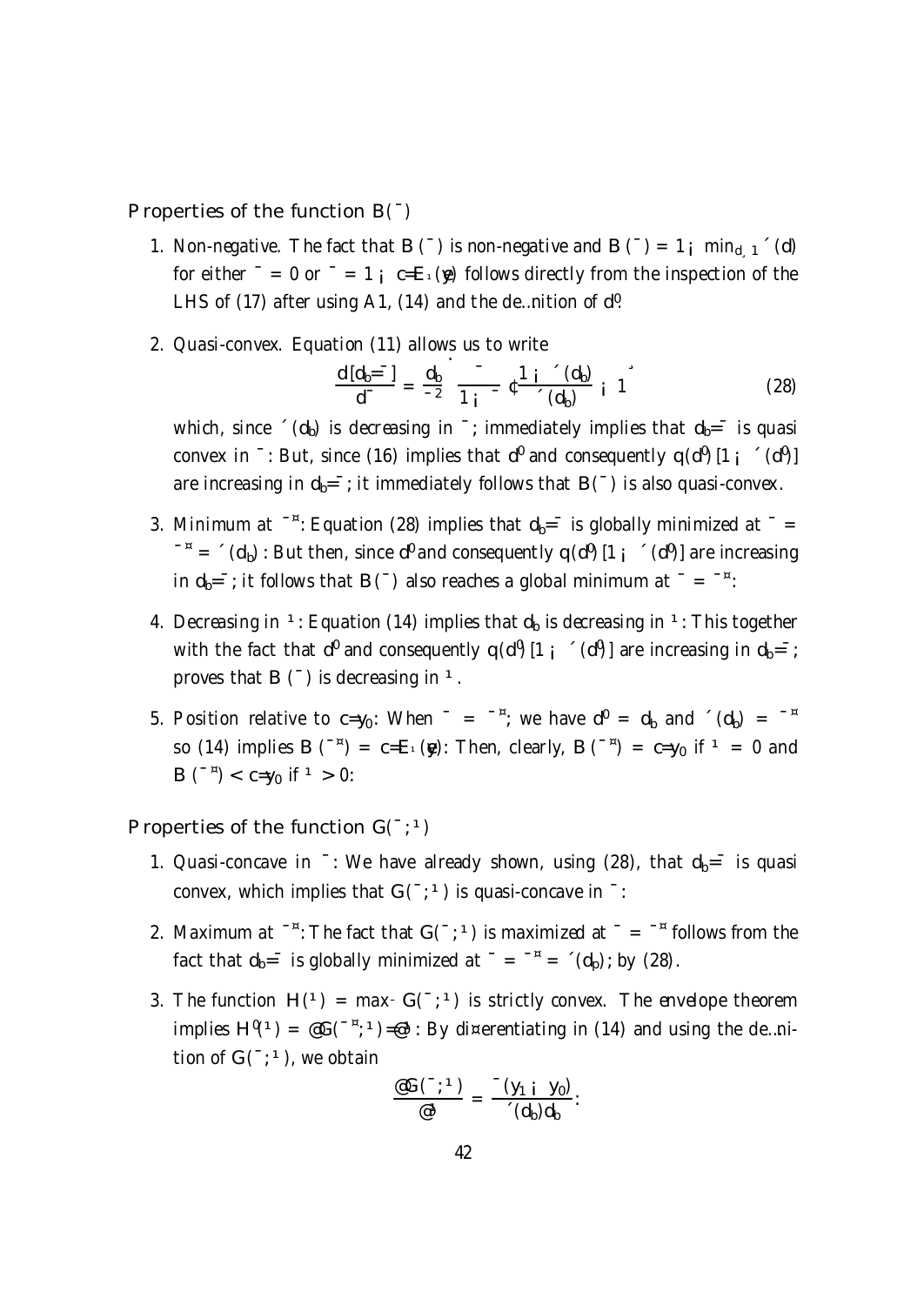**Properties of the function $B(\beta)$**

1. *Non-negative.* The fact that $B(\beta)$ is non-negative and $B(\beta) = 1 - \min_{d \geq 1} \delta(d)$ for either $\beta = 0$ or $\beta = 1 - c/E_\mu(y)$ follows directly from the inspection of the LHS of (17) after using A1, (14) and the definition of $d'$.

2. *Quasi-convex.* Equation (11) allows us to write

$$\frac{d[d_b/\beta]}{d\beta} = \frac{d_b}{\beta^2}\left[\frac{\beta}{1-\beta} \cdot \frac{1-\delta(d_b)}{\delta(d_b)} - 1\right] \tag{28}$$

which, since $\delta(d_b)$ is decreasing in $\beta$, immediately implies that $d_b/\beta$ is quasi convex in $\beta$. But, since (16) implies that $d'$ and consequently $q(d')[1 - \delta(d')]$ are increasing in $d_b/\beta$, it immediately follows that $B(\beta)$ is also quasi-convex.

3. *Minimum at $\beta^*$:* Equation (28) implies that $d_b/\beta$ is globally minimized at $\beta = \beta^* = \delta(d_b)$. But then, since $d'$ and consequently $q(d')[1 - \delta(d')]$ are increasing in $d_b/\beta$, it follows that $B(\beta)$ also reaches a global minimum at $\beta = \beta^*$.

4. *Decreasing in $\mu$:* Equation (14) implies that $d_b$ is decreasing in $\mu$. This together with the fact that $d'$ and consequently $q(d')[1 - \delta(d')]$ are increasing in $d_b/\beta$, proves that $B(\beta)$ is decreasing in $\mu$.

5. *Position relative to $c/y_0$:* When $\beta = \beta^*$, we have $d' = d_b$ and $\delta(d_b) = \beta^*$ so (14) implies $B(\beta^*) = c/E_\mu(y)$. Then, clearly, $B(\beta^*) = c/y_0$ if $\mu = 0$ and $B(\beta^*) < c/y_0$ if $\mu > 0$.

**Properties of the function $G(\beta; \mu)$**

1. *Quasi-concave in $\beta$:* We have already shown, using (28), that $d_b/\beta$ is quasi convex, which implies that $G(\beta; \mu)$ is quasi-concave in $\beta$.

2. *Maximum at $\beta^*$:* The fact that $G(\beta; \mu)$ is maximized at $\beta = \beta^*$ follows from the fact that $d_b/\beta$ is globally minimized at $\beta = \beta^* = \delta(d_p)$, by (28).

3. *The function $H(\mu) = \max_\beta G(\beta; \mu)$ is strictly convex.* The envelope theorem implies $H'(\mu) = \partial G(\beta^*; \mu)/\partial \mu$. By differentiating in (14) and using the definition of $G(\beta; \mu)$, we obtain

$$\frac{\partial G(\beta; \mu)}{\partial \mu} = \frac{\beta(y_1 - y_0)}{\delta(d_b) d_b}.$$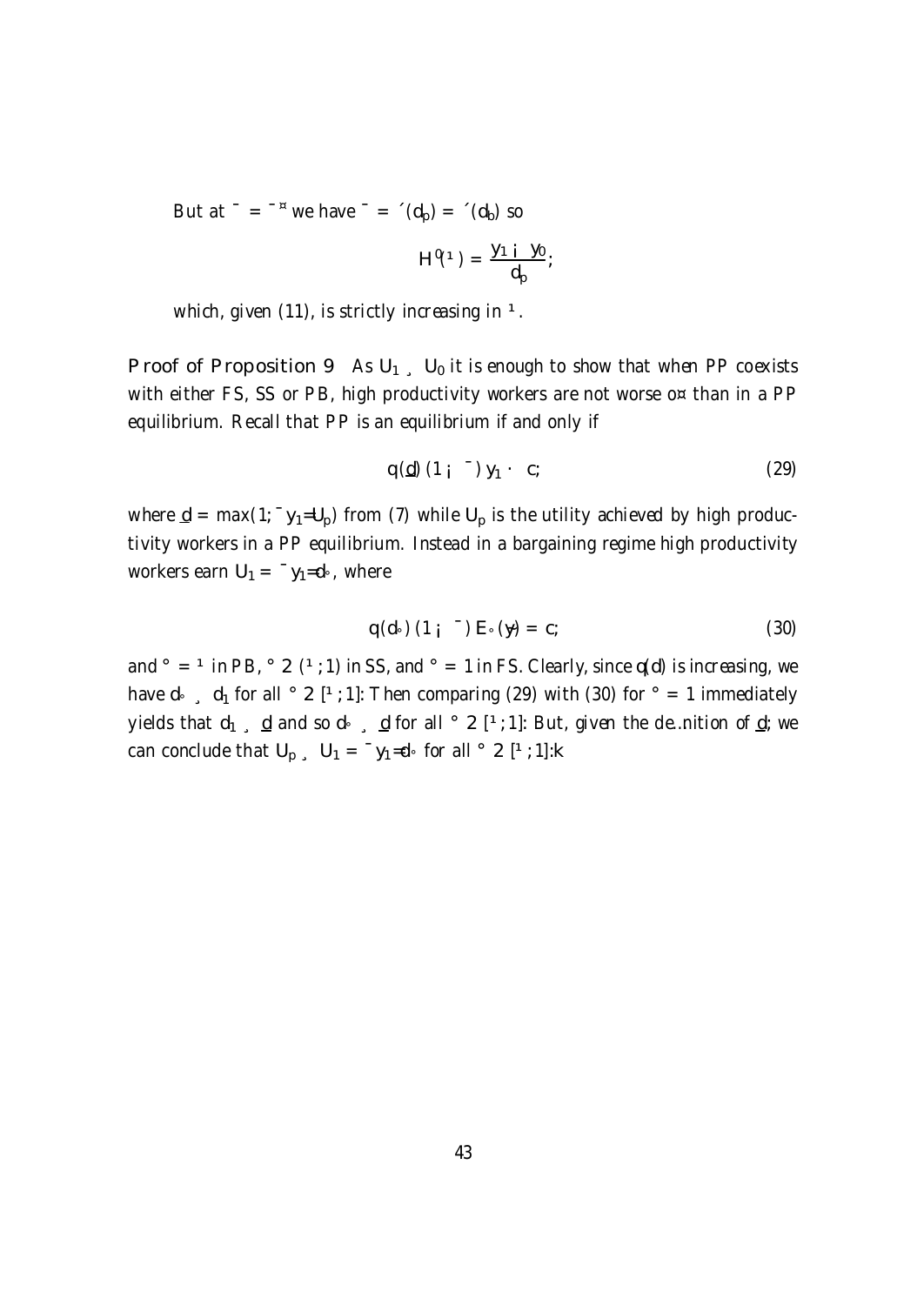But at $\beta = \beta^*$ we have $\beta = \psi(d_p) = \psi(d_b)$ so

$$H'(\mu) = \frac{y_1 - y_0}{d_p};$$

which, given (11), is strictly increasing in $\mu$.

**Proof of Proposition 9** As $U_1 \geq U_0$ it is enough to show that when PP coexists with either FS, SS or PB, high productivity workers are not worse off than in a PP equilibrium. Recall that PP is an equilibrium if and only if

$$q(\underline{d})(1-\beta)y_1 \leq c; \tag{29}$$

where $\underline{d} = \max(1; \beta y_1 / U_p)$ from (7) while $U_p$ is the utility achieved by high productivity workers in a PP equilibrium. Instead in a bargaining regime high productivity workers earn $U_1 = \beta y_1 / d_\gamma$, where

$$q(d_\gamma)(1-\beta)E_\gamma(y) = c; \tag{30}$$

and $\gamma = \mu$ in PB, $\gamma \in (\mu; 1)$ in SS, and $\gamma = 1$ in FS. Clearly, since $q(d)$ is increasing, we have $d_\gamma \geq d_1$ for all $\gamma \in [\mu; 1]$. Then comparing (29) with (30) for $\gamma = 1$ immediately yields that $d_1 \geq \underline{d}$ and so $d_\gamma \geq \underline{d}$ for all $\gamma \in [\mu; 1]$. But, given the definition of $\underline{d}$; we can conclude that $U_p \geq U_1 = \beta y_1 / d_\gamma$ for all $\gamma \in [\mu; 1]$.‖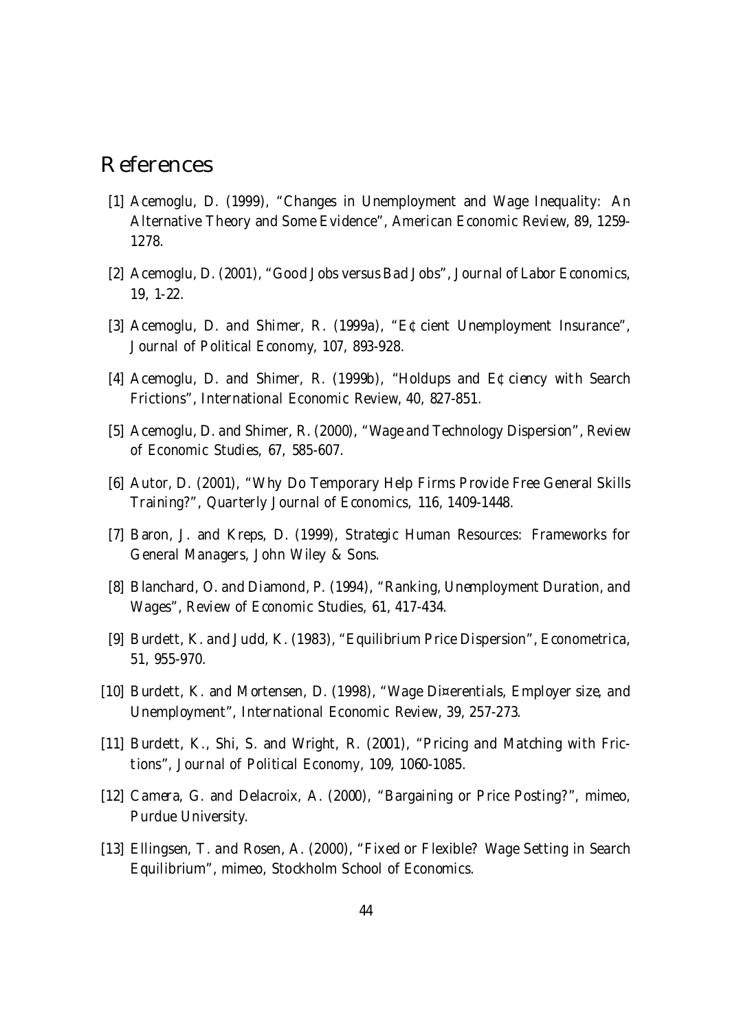# References

[1] Acemoglu, D. (1999), "Changes in Unemployment and Wage Inequality: An Alternative Theory and Some Evidence", *American Economic Review*, 89, 1259-1278.

[2] Acemoglu, D. (2001), "Good Jobs versus Bad Jobs", *Journal of Labor Economics*, 19, 1-22.

[3] Acemoglu, D. and Shimer, R. (1999a), "E¢cient Unemployment Insurance", *Journal of Political Economy*, 107, 893-928.

[4] Acemoglu, D. and Shimer, R. (1999b), "Holdups and E¢ciency with Search Frictions", *International Economic Review*, 40, 827-851.

[5] Acemoglu, D. and Shimer, R. (2000), "Wage and Technology Dispersion", *Review of Economic Studies*, 67, 585-607.

[6] Autor, D. (2001), "Why Do Temporary Help Firms Provide Free General Skills Training?", *Quarterly Journal of Economics*, 116, 1409-1448.

[7] Baron, J. and Kreps, D. (1999), *Strategic Human Resources: Frameworks for General Managers*, John Wiley & Sons.

[8] Blanchard, O. and Diamond, P. (1994), "Ranking, Unemployment Duration, and Wages", *Review of Economic Studies*, 61, 417-434.

[9] Burdett, K. and Judd, K. (1983), "Equilibrium Price Dispersion", *Econometrica*, 51, 955-970.

[10] Burdett, K. and Mortensen, D. (1998), "Wage Di¤erentials, Employer size, and Unemployment", *International Economic Review*, 39, 257-273.

[11] Burdett, K., Shi, S. and Wright, R. (2001), "Pricing and Matching with Frictions", *Journal of Political Economy*, 109, 1060-1085.

[12] Camera, G. and Delacroix, A. (2000), "Bargaining or Price Posting?", mimeo, Purdue University.

[13] Ellingsen, T. and Rosen, A. (2000), "Fixed or Flexible? Wage Setting in Search Equilibrium", mimeo, Stockholm School of Economics.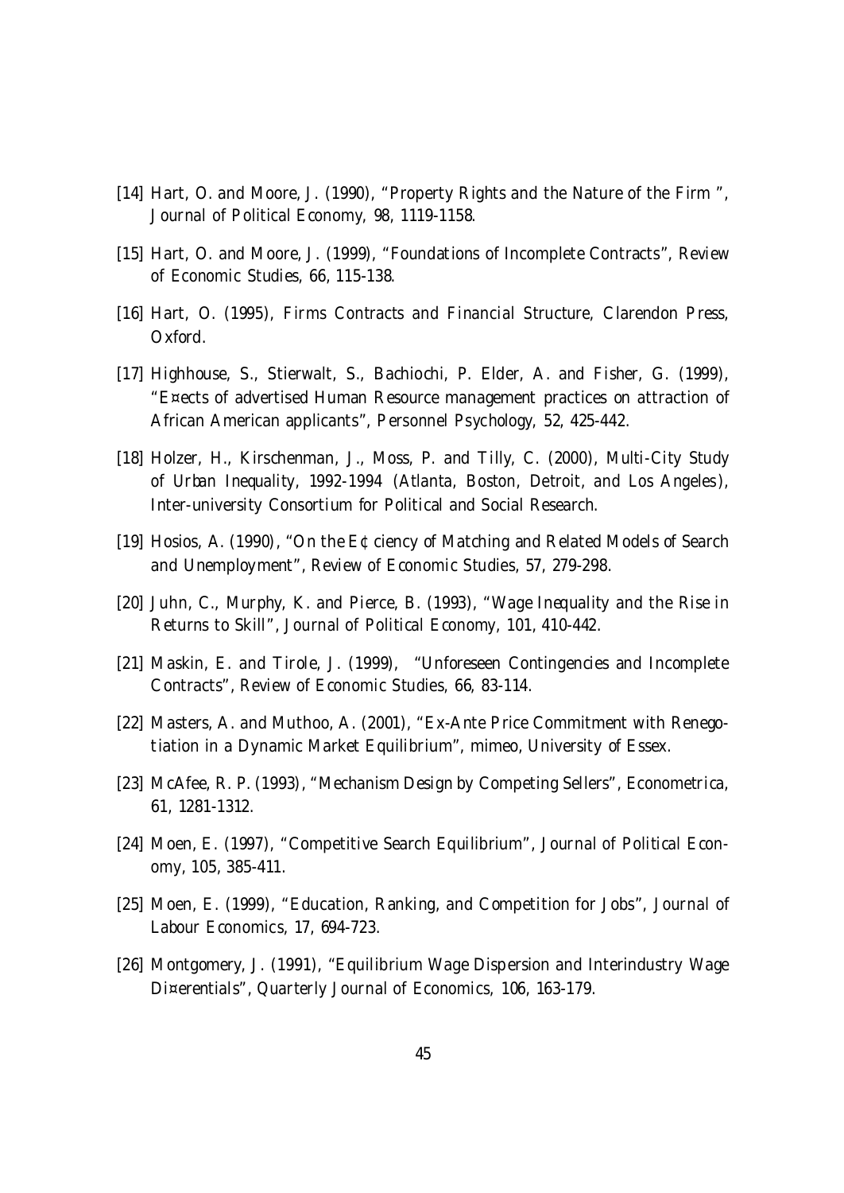[14] Hart, O. and Moore, J. (1990), "Property Rights and the Nature of the Firm ", *Journal of Political Economy*, 98, 1119-1158.

[15] Hart, O. and Moore, J. (1999), "Foundations of Incomplete Contracts", *Review of Economic Studies*, 66, 115-138.

[16] Hart, O. (1995), *Firms Contracts and Financial Structure*, Clarendon Press, Oxford.

[17] Highhouse, S., Stierwalt, S., Bachiochi, P. Elder, A. and Fisher, G. (1999), "E¤ects of advertised Human Resource management practices on attraction of African American applicants", *Personnel Psychology*, 52, 425-442.

[18] Holzer, H., Kirschenman, J., Moss, P. and Tilly, C. (2000), *Multi-City Study of Urban Inequality, 1992-1994 (Atlanta, Boston, Detroit, and Los Angeles)*, Inter-university Consortium for Political and Social Research.

[19] Hosios, A. (1990), "On the E¢ ciency of Matching and Related Models of Search and Unemployment", *Review of Economic Studies*, 57, 279-298.

[20] Juhn, C., Murphy, K. and Pierce, B. (1993), "Wage Inequality and the Rise in Returns to Skill", *Journal of Political Economy*, 101, 410-442.

[21] Maskin, E. and Tirole, J. (1999), "Unforeseen Contingencies and Incomplete Contracts", *Review of Economic Studies*, 66, 83-114.

[22] Masters, A. and Muthoo, A. (2001), "Ex-Ante Price Commitment with Renegotiation in a Dynamic Market Equilibrium", mimeo, University of Essex.

[23] McAfee, R. P. (1993), "Mechanism Design by Competing Sellers", *Econometrica*, 61, 1281-1312.

[24] Moen, E. (1997), "Competitive Search Equilibrium", *Journal of Political Economy*, 105, 385-411.

[25] Moen, E. (1999), "Education, Ranking, and Competition for Jobs", *Journal of Labour Economics*, 17, 694-723.

[26] Montgomery, J. (1991), "Equilibrium Wage Dispersion and Interindustry Wage Di¤erentials", *Quarterly Journal of Economics*, 106, 163-179.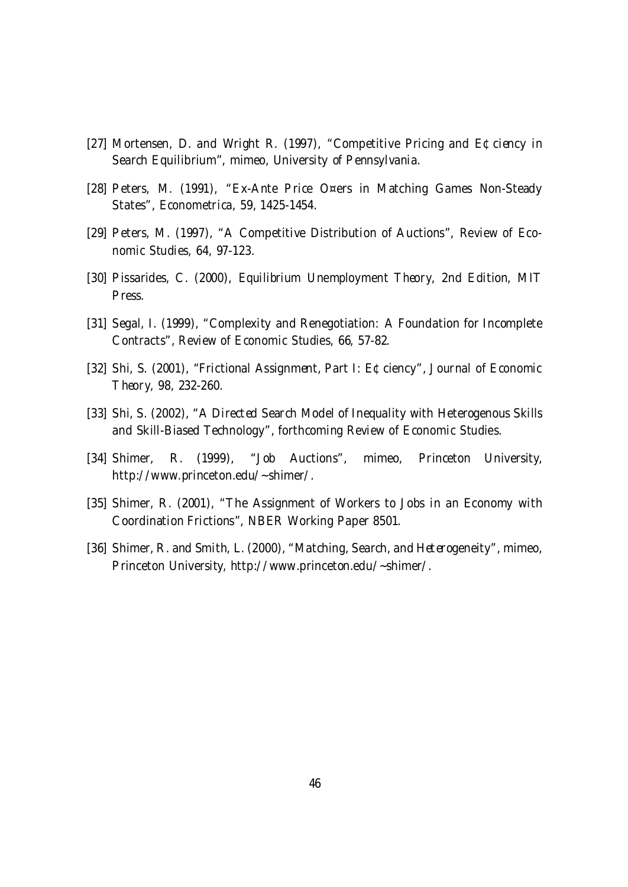[27] Mortensen, D. and Wright R. (1997), "Competitive Pricing and E¢ciency in Search Equilibrium", mimeo, University of Pennsylvania.

[28] Peters, M. (1991), "Ex-Ante Price O¤ers in Matching Games Non-Steady States", Econometrica, 59, 1425-1454.

[29] Peters, M. (1997), "A Competitive Distribution of Auctions", Review of Economic Studies, 64, 97-123.

[30] Pissarides, C. (2000), Equilibrium Unemployment Theory, 2nd Edition, MIT Press.

[31] Segal, I. (1999), "Complexity and Renegotiation: A Foundation for Incomplete Contracts", Review of Economic Studies, 66, 57-82.

[32] Shi, S. (2001), "Frictional Assignment, Part I: E¢ciency", Journal of Economic Theory, 98, 232-260.

[33] Shi, S. (2002), "A Directed Search Model of Inequality with Heterogenous Skills and Skill-Biased Technology", forthcoming Review of Economic Studies.

[34] Shimer, R. (1999), "Job Auctions", mimeo, Princeton University, http://www.princeton.edu/~shimer/.

[35] Shimer, R. (2001), "The Assignment of Workers to Jobs in an Economy with Coordination Frictions", NBER Working Paper 8501.

[36] Shimer, R. and Smith, L. (2000), "Matching, Search, and Heterogeneity", mimeo, Princeton University, http://www.princeton.edu/~shimer/.